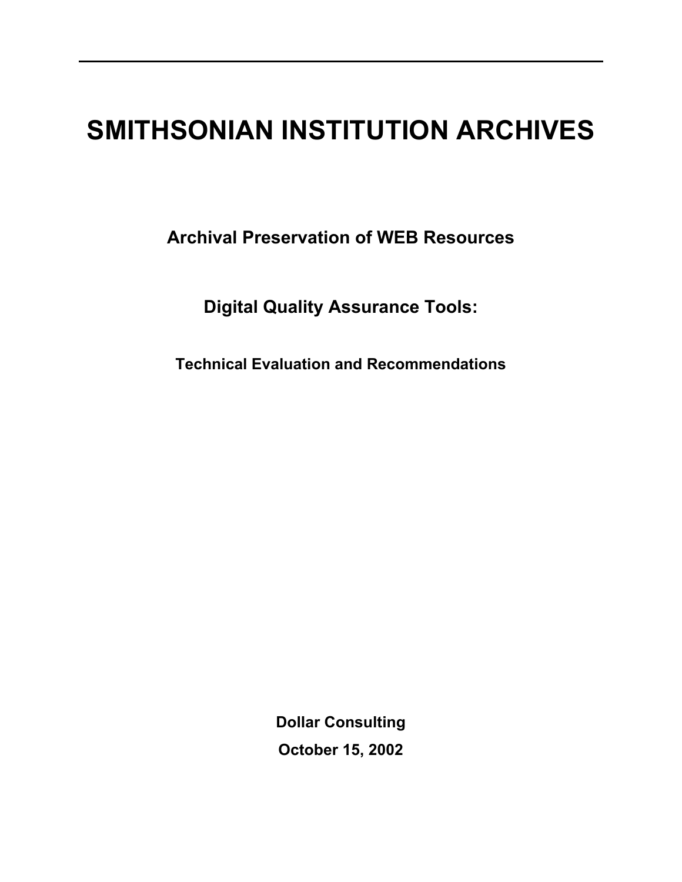# SMITHSONIAN INSTITUTION ARCHIVES

## Archival Preservation of WEB Resources

## Digital Quality Assurance Tools:

### Technical Evaluation and Recommendations

**Dollar Consulting**

**October 15, 2002**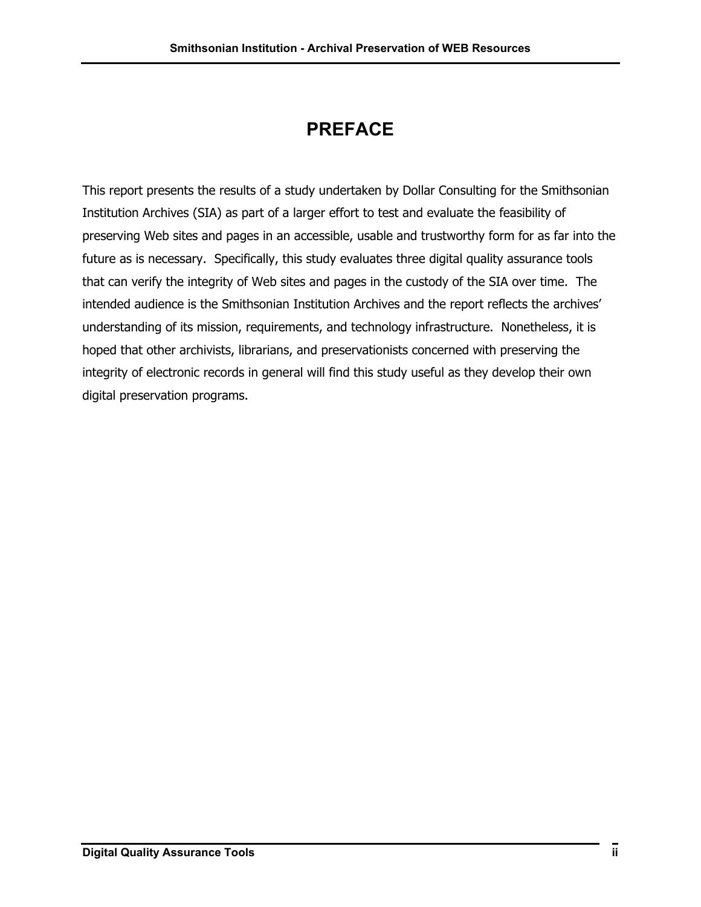# PREFACE

This report presents the results of a study undertaken by Dollar Consulting for the Smithsonian Institution Archives (SIA) as part of a larger effort to test and evaluate the feasibility of preserving Web sites and pages in an accessible, usable and trustworthy form for as far into the future as is necessary. Specifically, this study evaluates three digital quality assurance tools that can verify the integrity of Web sites and pages in the custody of the SIA over time. The intended audience is the Smithsonian Institution Archives and the report reflects the archives' understanding of its mission, requirements, and technology infrastructure. Nonetheless, it is hoped that other archivists, librarians, and preservationists concerned with preserving the integrity of electronic records in general will find this study useful as they develop their own digital preservation programs.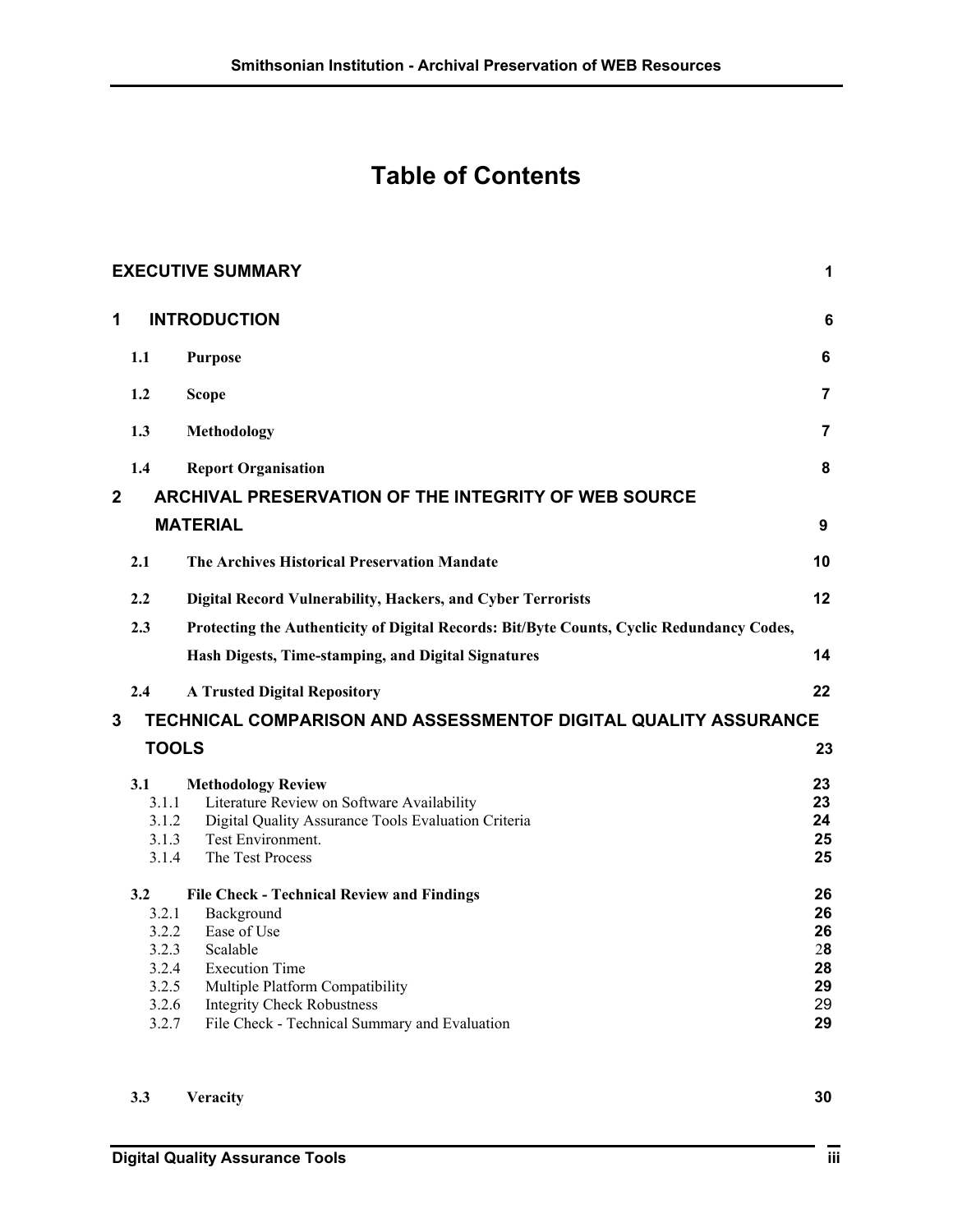# Table of Contents

| | | |
|---|---|---|
| **EXECUTIVE SUMMARY** | | **1** |
| **1** | **INTRODUCTION** | **6** |
| 1.1 | Purpose | 6 |
| 1.2 | Scope | 7 |
| 1.3 | Methodology | 7 |
| 1.4 | Report Organisation | 8 |
| **2** | **ARCHIVAL PRESERVATION OF THE INTEGRITY OF WEB SOURCE MATERIAL** | **9** |
| 2.1 | The Archives Historical Preservation Mandate | 10 |
| 2.2 | Digital Record Vulnerability, Hackers, and Cyber Terrorists | 12 |
| 2.3 | Protecting the Authenticity of Digital Records: Bit/Byte Counts, Cyclic Redundancy Codes, Hash Digests, Time-stamping, and Digital Signatures | 14 |
| 2.4 | A Trusted Digital Repository | 22 |
| **3** | **TECHNICAL COMPARISON AND ASSESSMENTOF DIGITAL QUALITY ASSURANCE TOOLS** | **23** |
| 3.1 | Methodology Review | 23 |
| 3.1.1 | Literature Review on Software Availability | 23 |
| 3.1.2 | Digital Quality Assurance Tools Evaluation Criteria | 24 |
| 3.1.3 | Test Environment. | 25 |
| 3.1.4 | The Test Process | 25 |
| 3.2 | File Check - Technical Review and Findings | 26 |
| 3.2.1 | Background | 26 |
| 3.2.2 | Ease of Use | 26 |
| 3.2.3 | Scalable | 28 |
| 3.2.4 | Execution Time | 28 |
| 3.2.5 | Multiple Platform Compatibility | 29 |
| 3.2.6 | Integrity Check Robustness | 29 |
| 3.2.7 | File Check - Technical Summary and Evaluation | 29 |
| 3.3 | Veracity | 30 |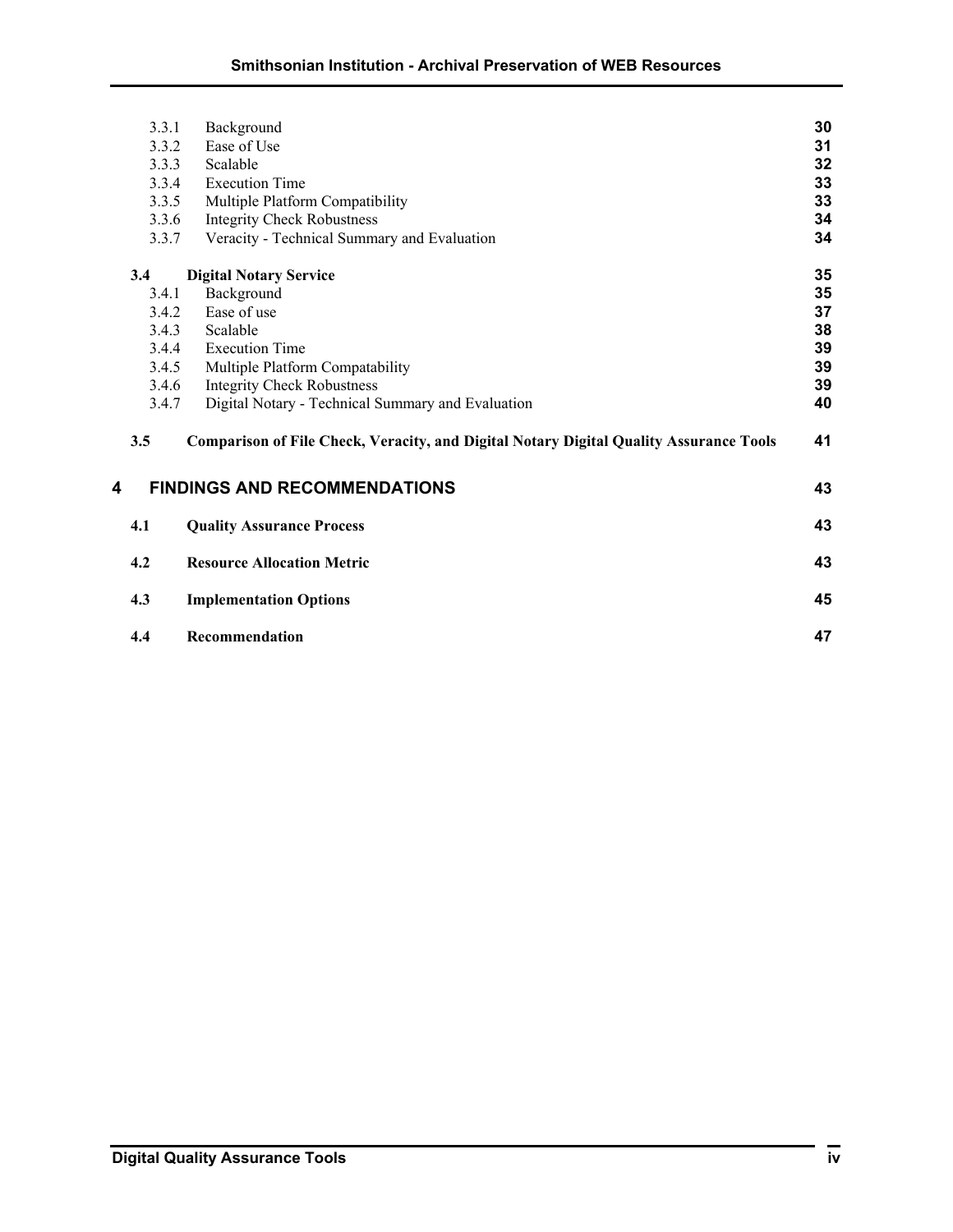| | | |
|---|---|---|
| 3.3.1 | Background | 30 |
| 3.3.2 | Ease of Use | 31 |
| 3.3.3 | Scalable | 32 |
| 3.3.4 | Execution Time | 33 |
| 3.3.5 | Multiple Platform Compatibility | 33 |
| 3.3.6 | Integrity Check Robustness | 34 |
| 3.3.7 | Veracity - Technical Summary and Evaluation | 34 |
| **3.4** | **Digital Notary Service** | **35** |
| 3.4.1 | Background | 35 |
| 3.4.2 | Ease of use | 37 |
| 3.4.3 | Scalable | 38 |
| 3.4.4 | Execution Time | 39 |
| 3.4.5 | Multiple Platform Compatability | 39 |
| 3.4.6 | Integrity Check Robustness | 39 |
| 3.4.7 | Digital Notary - Technical Summary and Evaluation | 40 |
| **3.5** | **Comparison of File Check, Veracity, and Digital Notary Digital Quality Assurance Tools** | **41** |
| **4** | **FINDINGS AND RECOMMENDATIONS** | **43** |
| **4.1** | **Quality Assurance Process** | **43** |
| **4.2** | **Resource Allocation Metric** | **43** |
| **4.3** | **Implementation Options** | **45** |
| **4.4** | **Recommendation** | **47** |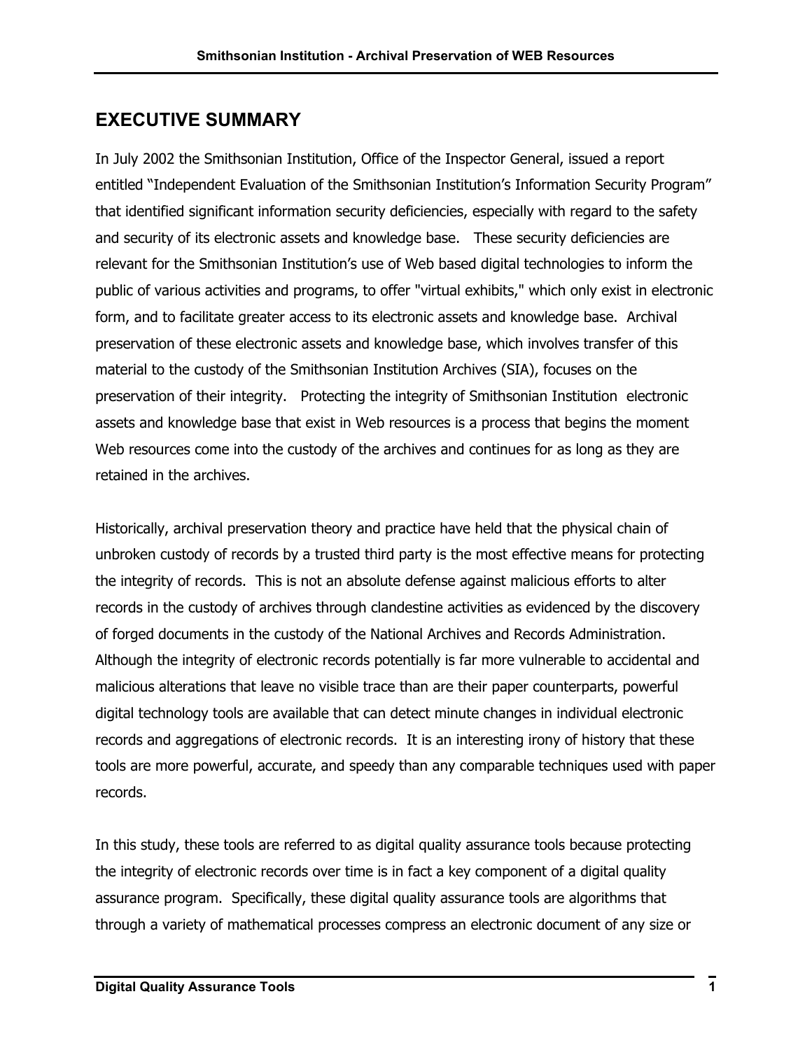# EXECUTIVE SUMMARY

In July 2002 the Smithsonian Institution, Office of the Inspector General, issued a report entitled "Independent Evaluation of the Smithsonian Institution's Information Security Program" that identified significant information security deficiencies, especially with regard to the safety and security of its electronic assets and knowledge base. These security deficiencies are relevant for the Smithsonian Institution's use of Web based digital technologies to inform the public of various activities and programs, to offer "virtual exhibits," which only exist in electronic form, and to facilitate greater access to its electronic assets and knowledge base. Archival preservation of these electronic assets and knowledge base, which involves transfer of this material to the custody of the Smithsonian Institution Archives (SIA), focuses on the preservation of their integrity. Protecting the integrity of Smithsonian Institution electronic assets and knowledge base that exist in Web resources is a process that begins the moment Web resources come into the custody of the archives and continues for as long as they are retained in the archives.

Historically, archival preservation theory and practice have held that the physical chain of unbroken custody of records by a trusted third party is the most effective means for protecting the integrity of records. This is not an absolute defense against malicious efforts to alter records in the custody of archives through clandestine activities as evidenced by the discovery of forged documents in the custody of the National Archives and Records Administration. Although the integrity of electronic records potentially is far more vulnerable to accidental and malicious alterations that leave no visible trace than are their paper counterparts, powerful digital technology tools are available that can detect minute changes in individual electronic records and aggregations of electronic records. It is an interesting irony of history that these tools are more powerful, accurate, and speedy than any comparable techniques used with paper records.

In this study, these tools are referred to as digital quality assurance tools because protecting the integrity of electronic records over time is in fact a key component of a digital quality assurance program. Specifically, these digital quality assurance tools are algorithms that through a variety of mathematical processes compress an electronic document of any size or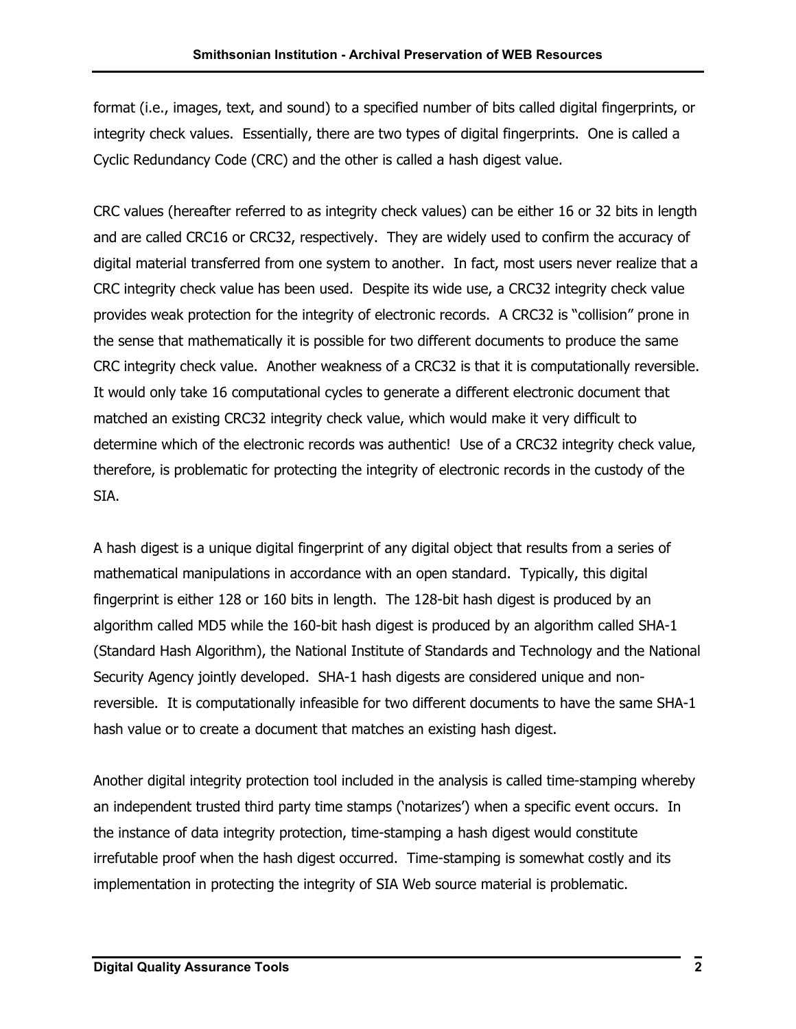format (i.e., images, text, and sound) to a specified number of bits called digital fingerprints, or integrity check values. Essentially, there are two types of digital fingerprints. One is called a Cyclic Redundancy Code (CRC) and the other is called a hash digest value.

CRC values (hereafter referred to as integrity check values) can be either 16 or 32 bits in length and are called CRC16 or CRC32, respectively. They are widely used to confirm the accuracy of digital material transferred from one system to another. In fact, most users never realize that a CRC integrity check value has been used. Despite its wide use, a CRC32 integrity check value provides weak protection for the integrity of electronic records. A CRC32 is "collision" prone in the sense that mathematically it is possible for two different documents to produce the same CRC integrity check value. Another weakness of a CRC32 is that it is computationally reversible. It would only take 16 computational cycles to generate a different electronic document that matched an existing CRC32 integrity check value, which would make it very difficult to determine which of the electronic records was authentic! Use of a CRC32 integrity check value, therefore, is problematic for protecting the integrity of electronic records in the custody of the SIA.

A hash digest is a unique digital fingerprint of any digital object that results from a series of mathematical manipulations in accordance with an open standard. Typically, this digital fingerprint is either 128 or 160 bits in length. The 128-bit hash digest is produced by an algorithm called MD5 while the 160-bit hash digest is produced by an algorithm called SHA-1 (Standard Hash Algorithm), the National Institute of Standards and Technology and the National Security Agency jointly developed. SHA-1 hash digests are considered unique and non-reversible. It is computationally infeasible for two different documents to have the same SHA-1 hash value or to create a document that matches an existing hash digest.

Another digital integrity protection tool included in the analysis is called time-stamping whereby an independent trusted third party time stamps ('notarizes') when a specific event occurs. In the instance of data integrity protection, time-stamping a hash digest would constitute irrefutable proof when the hash digest occurred. Time-stamping is somewhat costly and its implementation in protecting the integrity of SIA Web source material is problematic.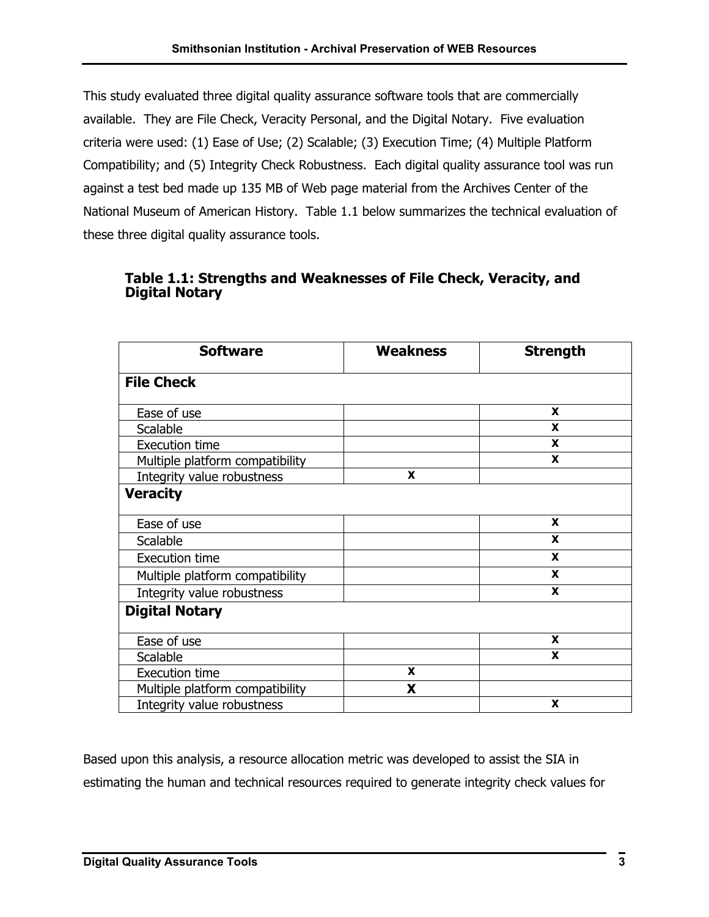This study evaluated three digital quality assurance software tools that are commercially available. They are File Check, Veracity Personal, and the Digital Notary. Five evaluation criteria were used: (1) Ease of Use; (2) Scalable; (3) Execution Time; (4) Multiple Platform Compatibility; and (5) Integrity Check Robustness. Each digital quality assurance tool was run against a test bed made up 135 MB of Web page material from the Archives Center of the National Museum of American History. Table 1.1 below summarizes the technical evaluation of these three digital quality assurance tools.

**Table 1.1: Strengths and Weaknesses of File Check, Veracity, and Digital Notary**

| Software | Weakness | Strength |
|---|---|---|
| **File Check** | | |
| Ease of use | | X |
| Scalable | | X |
| Execution time | | X |
| Multiple platform compatibility | | X |
| Integrity value robustness | X | |
| **Veracity** | | |
| Ease of use | | X |
| Scalable | | X |
| Execution time | | X |
| Multiple platform compatibility | | X |
| Integrity value robustness | | X |
| **Digital Notary** | | |
| Ease of use | | X |
| Scalable | | X |
| Execution time | X | |
| Multiple platform compatibility | X | |
| Integrity value robustness | | X |

Based upon this analysis, a resource allocation metric was developed to assist the SIA in estimating the human and technical resources required to generate integrity check values for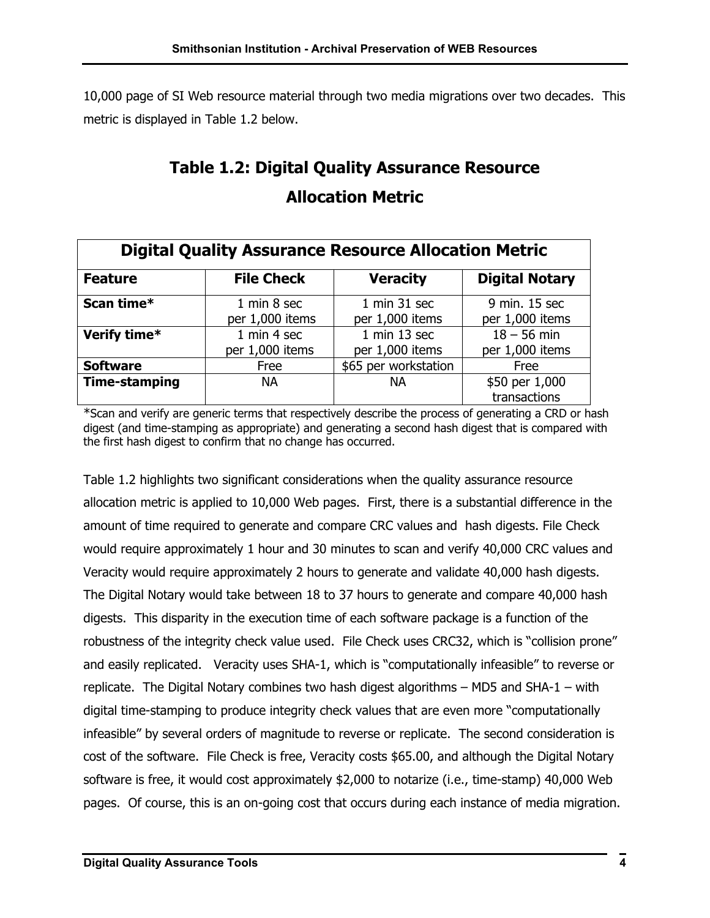10,000 page of SI Web resource material through two media migrations over two decades. This metric is displayed in Table 1.2 below.

## Table 1.2: Digital Quality Assurance Resource Allocation Metric

| Digital Quality Assurance Resource Allocation Metric | | | |
|---|---|---|---|
| **Feature** | **File Check** | **Veracity** | **Digital Notary** |
| **Scan time*** | 1 min 8 sec per 1,000 items | 1 min 31 sec per 1,000 items | 9 min. 15 sec per 1,000 items |
| **Verify time*** | 1 min 4 sec per 1,000 items | 1 min 13 sec per 1,000 items | 18 – 56 min per 1,000 items |
| **Software** | Free | $65 per workstation | Free |
| **Time-stamping** | NA | NA | $50 per 1,000 transactions |

*Scan and verify are generic terms that respectively describe the process of generating a CRD or hash digest (and time-stamping as appropriate) and generating a second hash digest that is compared with the first hash digest to confirm that no change has occurred.

Table 1.2 highlights two significant considerations when the quality assurance resource allocation metric is applied to 10,000 Web pages. First, there is a substantial difference in the amount of time required to generate and compare CRC values and hash digests. File Check would require approximately 1 hour and 30 minutes to scan and verify 40,000 CRC values and Veracity would require approximately 2 hours to generate and validate 40,000 hash digests. The Digital Notary would take between 18 to 37 hours to generate and compare 40,000 hash digests. This disparity in the execution time of each software package is a function of the robustness of the integrity check value used. File Check uses CRC32, which is "collision prone" and easily replicated. Veracity uses SHA-1, which is "computationally infeasible" to reverse or replicate. The Digital Notary combines two hash digest algorithms – MD5 and SHA-1 – with digital time-stamping to produce integrity check values that are even more "computationally infeasible" by several orders of magnitude to reverse or replicate. The second consideration is cost of the software. File Check is free, Veracity costs $65.00, and although the Digital Notary software is free, it would cost approximately $2,000 to notarize (i.e., time-stamp) 40,000 Web pages. Of course, this is an on-going cost that occurs during each instance of media migration.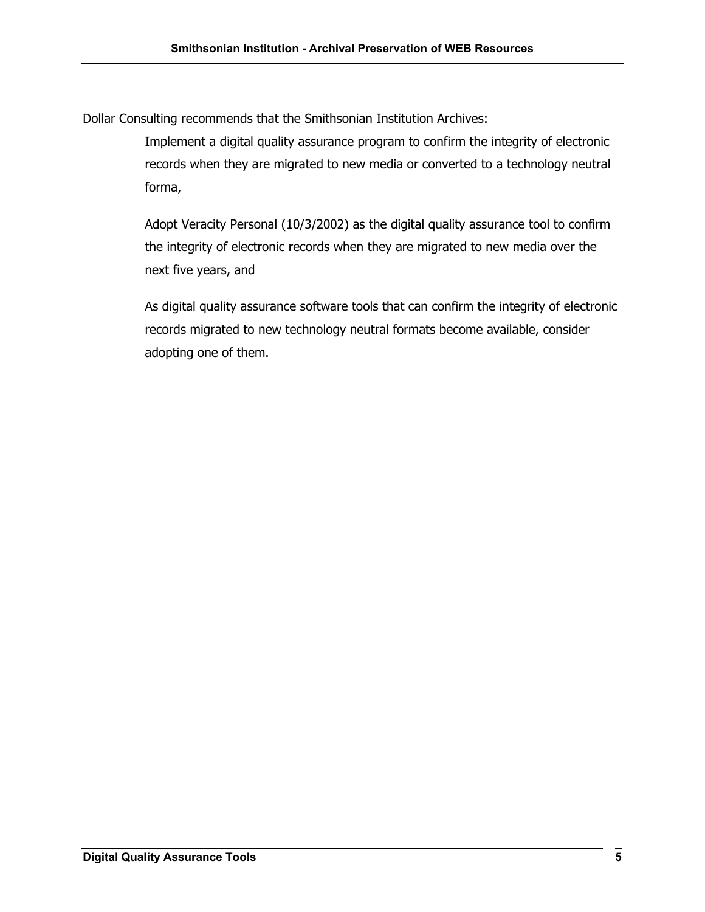Dollar Consulting recommends that the Smithsonian Institution Archives:

Implement a digital quality assurance program to confirm the integrity of electronic records when they are migrated to new media or converted to a technology neutral forma,

Adopt Veracity Personal (10/3/2002) as the digital quality assurance tool to confirm the integrity of electronic records when they are migrated to new media over the next five years, and

As digital quality assurance software tools that can confirm the integrity of electronic records migrated to new technology neutral formats become available, consider adopting one of them.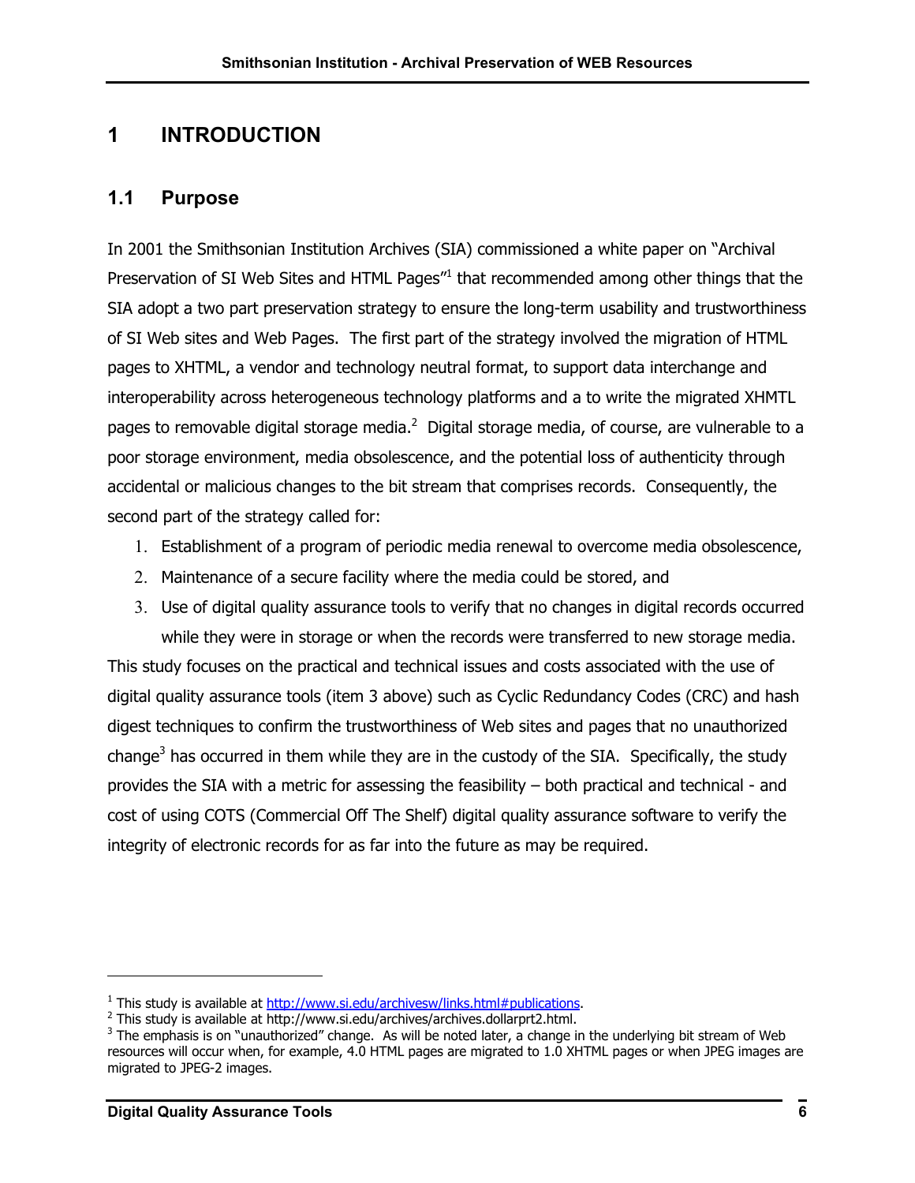# 1 INTRODUCTION

## 1.1 Purpose

In 2001 the Smithsonian Institution Archives (SIA) commissioned a white paper on "Archival Preservation of SI Web Sites and HTML Pages"[1] that recommended among other things that the SIA adopt a two part preservation strategy to ensure the long-term usability and trustworthiness of SI Web sites and Web Pages. The first part of the strategy involved the migration of HTML pages to XHTML, a vendor and technology neutral format, to support data interchange and interoperability across heterogeneous technology platforms and a to write the migrated XHMTL pages to removable digital storage media.[2] Digital storage media, of course, are vulnerable to a poor storage environment, media obsolescence, and the potential loss of authenticity through accidental or malicious changes to the bit stream that comprises records. Consequently, the second part of the strategy called for:

1. Establishment of a program of periodic media renewal to overcome media obsolescence,
2. Maintenance of a secure facility where the media could be stored, and
3. Use of digital quality assurance tools to verify that no changes in digital records occurred while they were in storage or when the records were transferred to new storage media.

This study focuses on the practical and technical issues and costs associated with the use of digital quality assurance tools (item 3 above) such as Cyclic Redundancy Codes (CRC) and hash digest techniques to confirm the trustworthiness of Web sites and pages that no unauthorized change[3] has occurred in them while they are in the custody of the SIA. Specifically, the study provides the SIA with a metric for assessing the feasibility – both practical and technical - and cost of using COTS (Commercial Off The Shelf) digital quality assurance software to verify the integrity of electronic records for as far into the future as may be required.

---

[1] This study is available at http://www.si.edu/archivesw/links.html#publications.

[2] This study is available at http://www.si.edu/archives/archives.dollarprt2.html.

[3] The emphasis is on "unauthorized" change. As will be noted later, a change in the underlying bit stream of Web resources will occur when, for example, 4.0 HTML pages are migrated to 1.0 XHTML pages or when JPEG images are migrated to JPEG-2 images.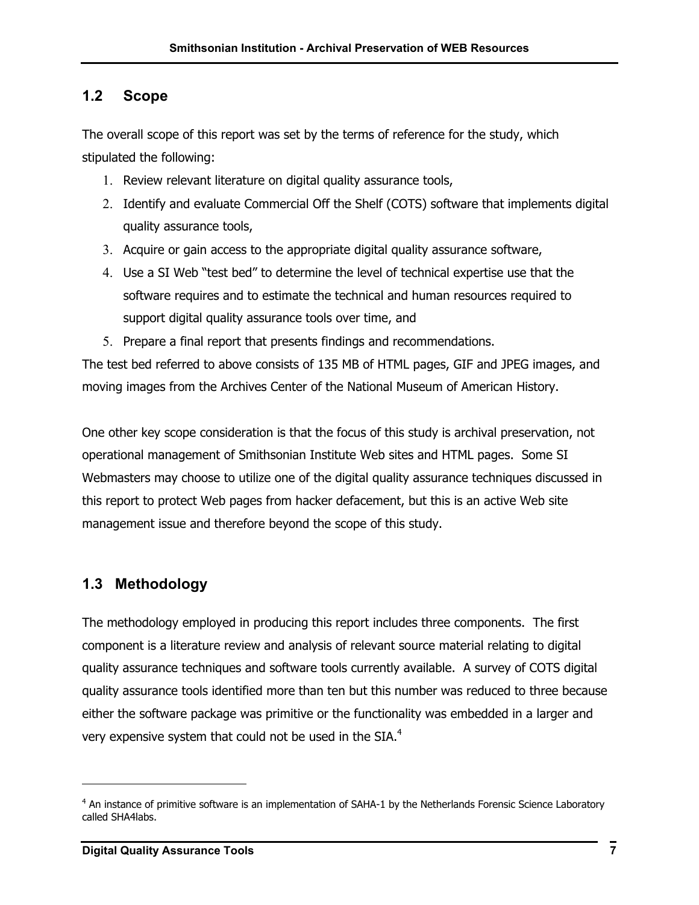## 1.2 Scope

The overall scope of this report was set by the terms of reference for the study, which stipulated the following:

1. Review relevant literature on digital quality assurance tools,
2. Identify and evaluate Commercial Off the Shelf (COTS) software that implements digital quality assurance tools,
3. Acquire or gain access to the appropriate digital quality assurance software,
4. Use a SI Web "test bed" to determine the level of technical expertise use that the software requires and to estimate the technical and human resources required to support digital quality assurance tools over time, and
5. Prepare a final report that presents findings and recommendations.

The test bed referred to above consists of 135 MB of HTML pages, GIF and JPEG images, and moving images from the Archives Center of the National Museum of American History.

One other key scope consideration is that the focus of this study is archival preservation, not operational management of Smithsonian Institute Web sites and HTML pages. Some SI Webmasters may choose to utilize one of the digital quality assurance techniques discussed in this report to protect Web pages from hacker defacement, but this is an active Web site management issue and therefore beyond the scope of this study.

## 1.3 Methodology

The methodology employed in producing this report includes three components. The first component is a literature review and analysis of relevant source material relating to digital quality assurance techniques and software tools currently available. A survey of COTS digital quality assurance tools identified more than ten but this number was reduced to three because either the software package was primitive or the functionality was embedded in a larger and very expensive system that could not be used in the SIA.[4]

---

[4] An instance of primitive software is an implementation of SAHA-1 by the Netherlands Forensic Science Laboratory called SHA4labs.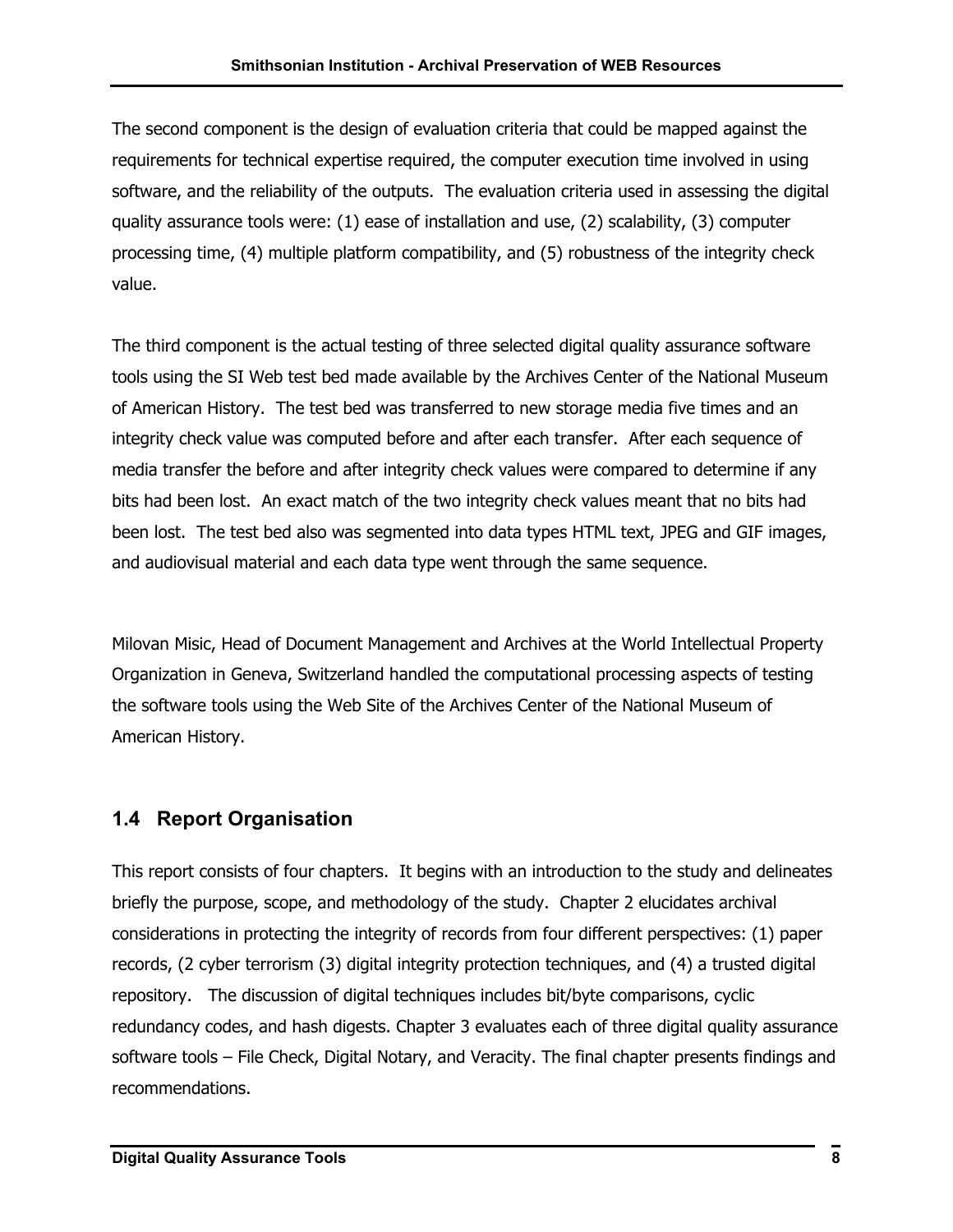The second component is the design of evaluation criteria that could be mapped against the requirements for technical expertise required, the computer execution time involved in using software, and the reliability of the outputs. The evaluation criteria used in assessing the digital quality assurance tools were: (1) ease of installation and use, (2) scalability, (3) computer processing time, (4) multiple platform compatibility, and (5) robustness of the integrity check value.

The third component is the actual testing of three selected digital quality assurance software tools using the SI Web test bed made available by the Archives Center of the National Museum of American History. The test bed was transferred to new storage media five times and an integrity check value was computed before and after each transfer. After each sequence of media transfer the before and after integrity check values were compared to determine if any bits had been lost. An exact match of the two integrity check values meant that no bits had been lost. The test bed also was segmented into data types HTML text, JPEG and GIF images, and audiovisual material and each data type went through the same sequence.

Milovan Misic, Head of Document Management and Archives at the World Intellectual Property Organization in Geneva, Switzerland handled the computational processing aspects of testing the software tools using the Web Site of the Archives Center of the National Museum of American History.

## 1.4 Report Organisation

This report consists of four chapters. It begins with an introduction to the study and delineates briefly the purpose, scope, and methodology of the study. Chapter 2 elucidates archival considerations in protecting the integrity of records from four different perspectives: (1) paper records, (2 cyber terrorism (3) digital integrity protection techniques, and (4) a trusted digital repository. The discussion of digital techniques includes bit/byte comparisons, cyclic redundancy codes, and hash digests. Chapter 3 evaluates each of three digital quality assurance software tools – File Check, Digital Notary, and Veracity. The final chapter presents findings and recommendations.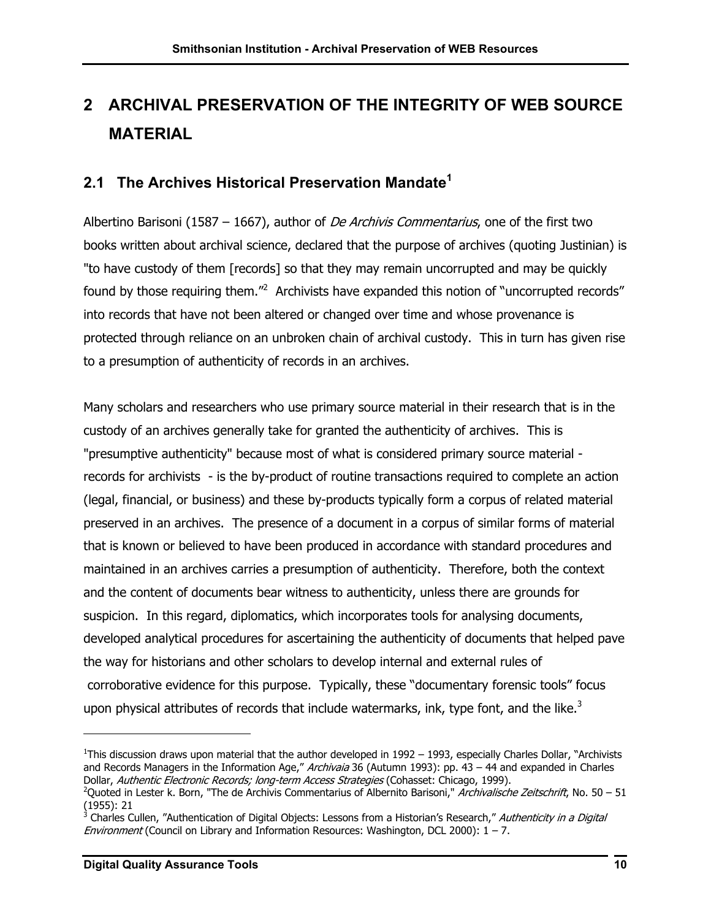# 2 ARCHIVAL PRESERVATION OF THE INTEGRITY OF WEB SOURCE MATERIAL

## 2.1 The Archives Historical Preservation Mandate[1]

Albertino Barisoni (1587 – 1667), author of *De Archivis Commentarius*, one of the first two books written about archival science, declared that the purpose of archives (quoting Justinian) is "to have custody of them [records] so that they may remain uncorrupted and may be quickly found by those requiring them."[2] Archivists have expanded this notion of "uncorrupted records" into records that have not been altered or changed over time and whose provenance is protected through reliance on an unbroken chain of archival custody. This in turn has given rise to a presumption of authenticity of records in an archives.

Many scholars and researchers who use primary source material in their research that is in the custody of an archives generally take for granted the authenticity of archives. This is "presumptive authenticity" because most of what is considered primary source material - records for archivists - is the by-product of routine transactions required to complete an action (legal, financial, or business) and these by-products typically form a corpus of related material preserved in an archives. The presence of a document in a corpus of similar forms of material that is known or believed to have been produced in accordance with standard procedures and maintained in an archives carries a presumption of authenticity. Therefore, both the context and the content of documents bear witness to authenticity, unless there are grounds for suspicion. In this regard, diplomatics, which incorporates tools for analysing documents, developed analytical procedures for ascertaining the authenticity of documents that helped pave the way for historians and other scholars to develop internal and external rules of corroborative evidence for this purpose. Typically, these "documentary forensic tools" focus upon physical attributes of records that include watermarks, ink, type font, and the like.[3]

---

[1] This discussion draws upon material that the author developed in 1992 – 1993, especially Charles Dollar, "Archivists and Records Managers in the Information Age," *Archivaia* 36 (Autumn 1993): pp. 43 – 44 and expanded in Charles Dollar, *Authentic Electronic Records; long-term Access Strategies* (Cohasset: Chicago, 1999).

[2] Quoted in Lester k. Born, "The de Archivis Commentarius of Albernito Barisoni," *Archivalische Zeitschrift*, No. 50 – 51 (1955): 21

[3] Charles Cullen, "Authentication of Digital Objects: Lessons from a Historian's Research," *Authenticity in a Digital Environment* (Council on Library and Information Resources: Washington, DCL 2000): 1 – 7.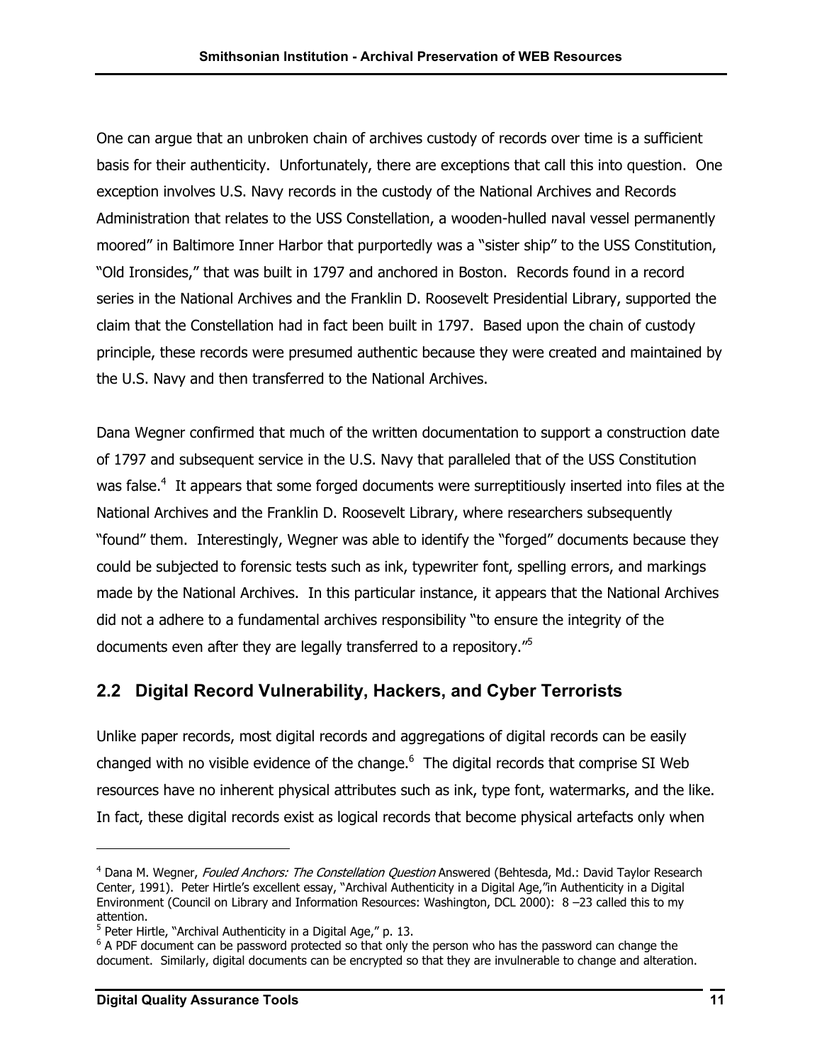One can argue that an unbroken chain of archives custody of records over time is a sufficient basis for their authenticity. Unfortunately, there are exceptions that call this into question. One exception involves U.S. Navy records in the custody of the National Archives and Records Administration that relates to the USS Constellation, a wooden-hulled naval vessel permanently moored" in Baltimore Inner Harbor that purportedly was a "sister ship" to the USS Constitution, "Old Ironsides," that was built in 1797 and anchored in Boston. Records found in a record series in the National Archives and the Franklin D. Roosevelt Presidential Library, supported the claim that the Constellation had in fact been built in 1797. Based upon the chain of custody principle, these records were presumed authentic because they were created and maintained by the U.S. Navy and then transferred to the National Archives.

Dana Wegner confirmed that much of the written documentation to support a construction date of 1797 and subsequent service in the U.S. Navy that paralleled that of the USS Constitution was false.[4] It appears that some forged documents were surreptitiously inserted into files at the National Archives and the Franklin D. Roosevelt Library, where researchers subsequently "found" them. Interestingly, Wegner was able to identify the "forged" documents because they could be subjected to forensic tests such as ink, typewriter font, spelling errors, and markings made by the National Archives. In this particular instance, it appears that the National Archives did not a adhere to a fundamental archives responsibility "to ensure the integrity of the documents even after they are legally transferred to a repository."[5]

## 2.2 Digital Record Vulnerability, Hackers, and Cyber Terrorists

Unlike paper records, most digital records and aggregations of digital records can be easily changed with no visible evidence of the change.[6] The digital records that comprise SI Web resources have no inherent physical attributes such as ink, type font, watermarks, and the like. In fact, these digital records exist as logical records that become physical artefacts only when

---

[4] Dana M. Wegner, *Fouled Anchors: The Constellation Question* Answered (Behtesda, Md.: David Taylor Research Center, 1991). Peter Hirtle's excellent essay, "Archival Authenticity in a Digital Age,"in Authenticity in a Digital Environment (Council on Library and Information Resources: Washington, DCL 2000): 8 –23 called this to my attention.

[5] Peter Hirtle, "Archival Authenticity in a Digital Age," p. 13.

[6] A PDF document can be password protected so that only the person who has the password can change the document. Similarly, digital documents can be encrypted so that they are invulnerable to change and alteration.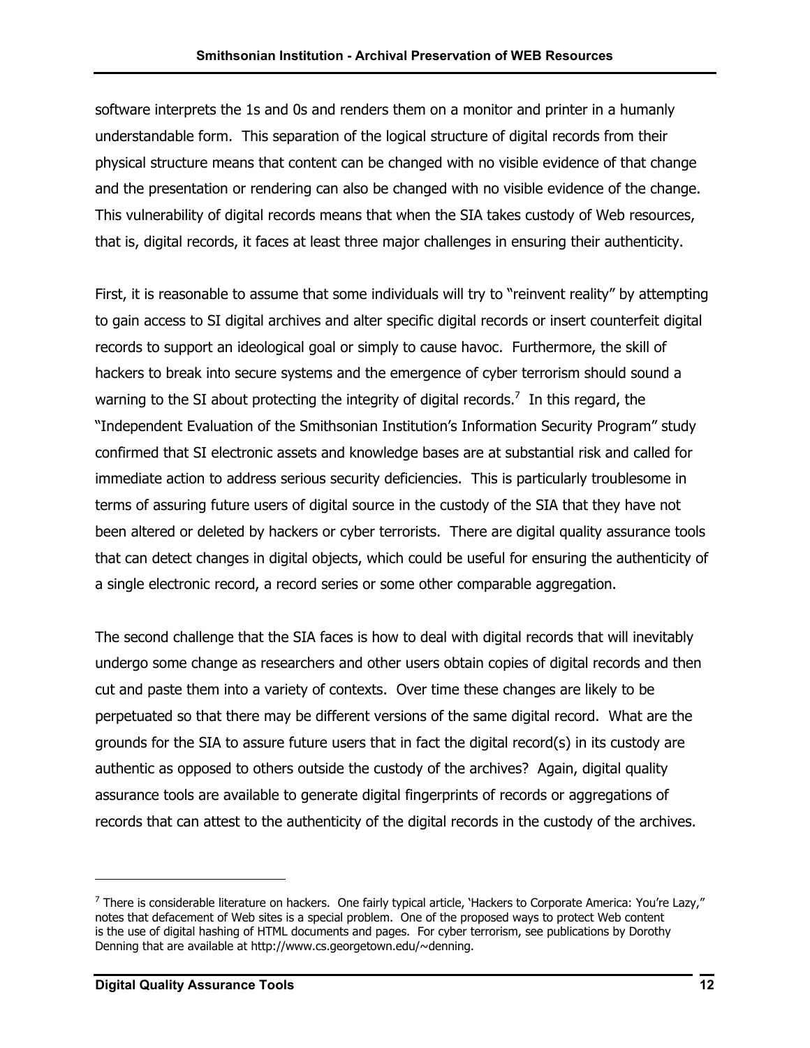software interprets the 1s and 0s and renders them on a monitor and printer in a humanly understandable form. This separation of the logical structure of digital records from their physical structure means that content can be changed with no visible evidence of that change and the presentation or rendering can also be changed with no visible evidence of the change. This vulnerability of digital records means that when the SIA takes custody of Web resources, that is, digital records, it faces at least three major challenges in ensuring their authenticity.

First, it is reasonable to assume that some individuals will try to "reinvent reality" by attempting to gain access to SI digital archives and alter specific digital records or insert counterfeit digital records to support an ideological goal or simply to cause havoc. Furthermore, the skill of hackers to break into secure systems and the emergence of cyber terrorism should sound a warning to the SI about protecting the integrity of digital records.[7] In this regard, the "Independent Evaluation of the Smithsonian Institution's Information Security Program" study confirmed that SI electronic assets and knowledge bases are at substantial risk and called for immediate action to address serious security deficiencies. This is particularly troublesome in terms of assuring future users of digital source in the custody of the SIA that they have not been altered or deleted by hackers or cyber terrorists. There are digital quality assurance tools that can detect changes in digital objects, which could be useful for ensuring the authenticity of a single electronic record, a record series or some other comparable aggregation.

The second challenge that the SIA faces is how to deal with digital records that will inevitably undergo some change as researchers and other users obtain copies of digital records and then cut and paste them into a variety of contexts. Over time these changes are likely to be perpetuated so that there may be different versions of the same digital record. What are the grounds for the SIA to assure future users that in fact the digital record(s) in its custody are authentic as opposed to others outside the custody of the archives? Again, digital quality assurance tools are available to generate digital fingerprints of records or aggregations of records that can attest to the authenticity of the digital records in the custody of the archives.

---

[7] There is considerable literature on hackers. One fairly typical article, 'Hackers to Corporate America: You're Lazy," notes that defacement of Web sites is a special problem. One of the proposed ways to protect Web content is the use of digital hashing of HTML documents and pages. For cyber terrorism, see publications by Dorothy Denning that are available at http://www.cs.georgetown.edu/~denning.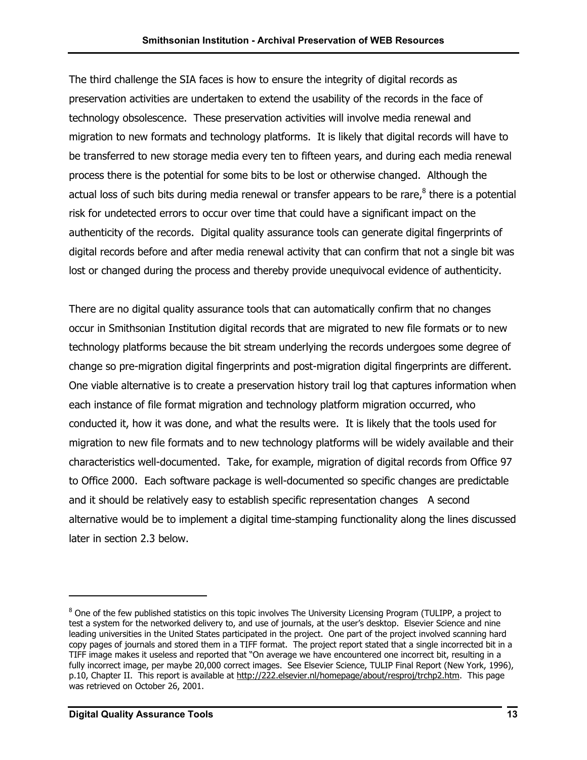The third challenge the SIA faces is how to ensure the integrity of digital records as preservation activities are undertaken to extend the usability of the records in the face of technology obsolescence. These preservation activities will involve media renewal and migration to new formats and technology platforms. It is likely that digital records will have to be transferred to new storage media every ten to fifteen years, and during each media renewal process there is the potential for some bits to be lost or otherwise changed. Although the actual loss of such bits during media renewal or transfer appears to be rare,[8] there is a potential risk for undetected errors to occur over time that could have a significant impact on the authenticity of the records. Digital quality assurance tools can generate digital fingerprints of digital records before and after media renewal activity that can confirm that not a single bit was lost or changed during the process and thereby provide unequivocal evidence of authenticity.

There are no digital quality assurance tools that can automatically confirm that no changes occur in Smithsonian Institution digital records that are migrated to new file formats or to new technology platforms because the bit stream underlying the records undergoes some degree of change so pre-migration digital fingerprints and post-migration digital fingerprints are different. One viable alternative is to create a preservation history trail log that captures information when each instance of file format migration and technology platform migration occurred, who conducted it, how it was done, and what the results were. It is likely that the tools used for migration to new file formats and to new technology platforms will be widely available and their characteristics well-documented. Take, for example, migration of digital records from Office 97 to Office 2000. Each software package is well-documented so specific changes are predictable and it should be relatively easy to establish specific representation changes A second alternative would be to implement a digital time-stamping functionality along the lines discussed later in section 2.3 below.

---

[8] One of the few published statistics on this topic involves The University Licensing Program (TULIPP, a project to test a system for the networked delivery to, and use of journals, at the user's desktop. Elsevier Science and nine leading universities in the United States participated in the project. One part of the project involved scanning hard copy pages of journals and stored them in a TIFF format. The project report stated that a single incorrected bit in a TIFF image makes it useless and reported that "On average we have encountered one incorrect bit, resulting in a fully incorrect image, per maybe 20,000 correct images. See Elsevier Science, TULIP Final Report (New York, 1996), p.10, Chapter II. This report is available at http://222.elsevier.nl/homepage/about/resproj/trchp2.htm. This page was retrieved on October 26, 2001.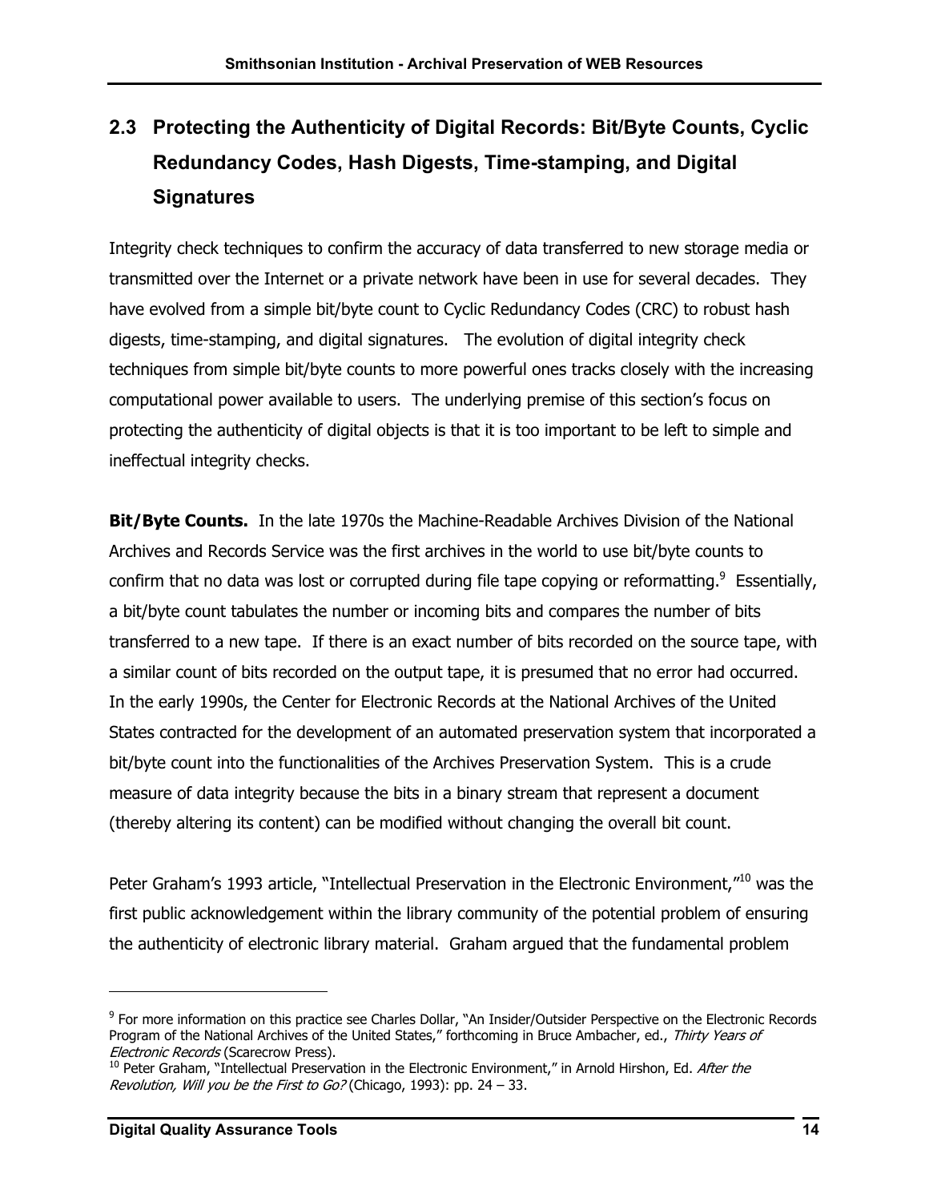## 2.3 Protecting the Authenticity of Digital Records: Bit/Byte Counts, Cyclic Redundancy Codes, Hash Digests, Time-stamping, and Digital Signatures

Integrity check techniques to confirm the accuracy of data transferred to new storage media or transmitted over the Internet or a private network have been in use for several decades. They have evolved from a simple bit/byte count to Cyclic Redundancy Codes (CRC) to robust hash digests, time-stamping, and digital signatures. The evolution of digital integrity check techniques from simple bit/byte counts to more powerful ones tracks closely with the increasing computational power available to users. The underlying premise of this section's focus on protecting the authenticity of digital objects is that it is too important to be left to simple and ineffectual integrity checks.

**Bit/Byte Counts.** In the late 1970s the Machine-Readable Archives Division of the National Archives and Records Service was the first archives in the world to use bit/byte counts to confirm that no data was lost or corrupted during file tape copying or reformatting.[9] Essentially, a bit/byte count tabulates the number or incoming bits and compares the number of bits transferred to a new tape. If there is an exact number of bits recorded on the source tape, with a similar count of bits recorded on the output tape, it is presumed that no error had occurred. In the early 1990s, the Center for Electronic Records at the National Archives of the United States contracted for the development of an automated preservation system that incorporated a bit/byte count into the functionalities of the Archives Preservation System. This is a crude measure of data integrity because the bits in a binary stream that represent a document (thereby altering its content) can be modified without changing the overall bit count.

Peter Graham's 1993 article, "Intellectual Preservation in the Electronic Environment,"[10] was the first public acknowledgement within the library community of the potential problem of ensuring the authenticity of electronic library material. Graham argued that the fundamental problem

---

[9] For more information on this practice see Charles Dollar, "An Insider/Outsider Perspective on the Electronic Records Program of the National Archives of the United States," forthcoming in Bruce Ambacher, ed., *Thirty Years of Electronic Records* (Scarecrow Press).

[10] Peter Graham, "Intellectual Preservation in the Electronic Environment," in Arnold Hirshon, Ed. *After the Revolution, Will you be the First to Go?* (Chicago, 1993): pp. 24 – 33.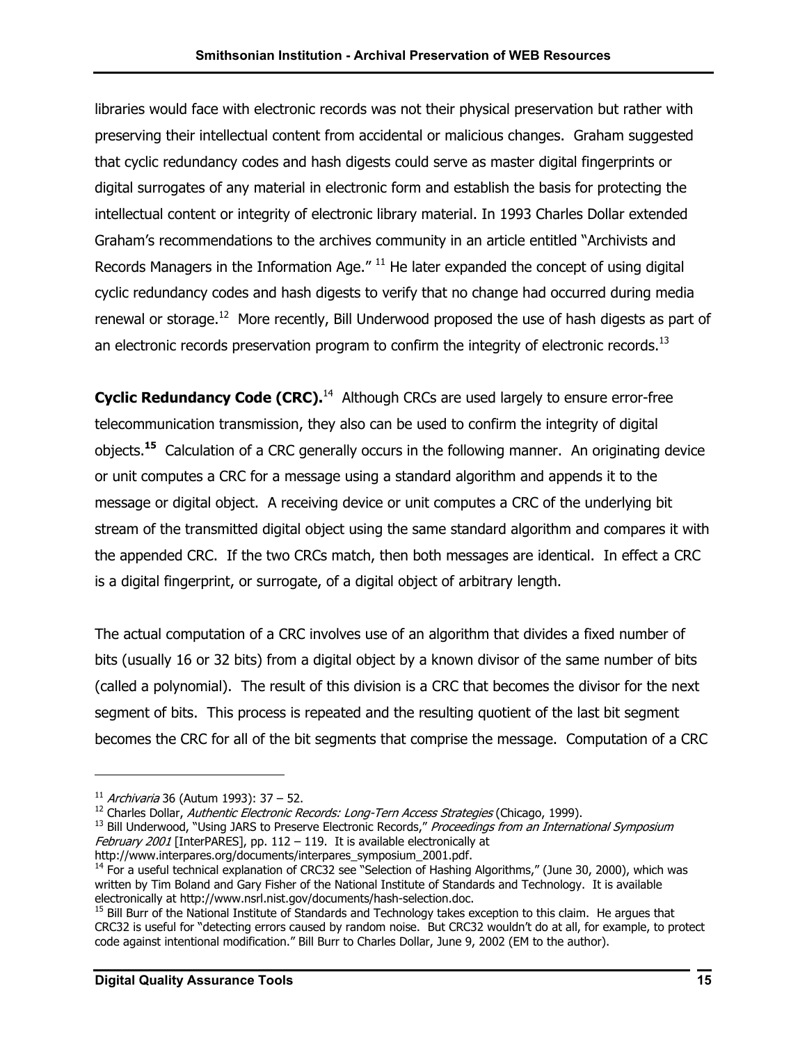libraries would face with electronic records was not their physical preservation but rather with preserving their intellectual content from accidental or malicious changes. Graham suggested that cyclic redundancy codes and hash digests could serve as master digital fingerprints or digital surrogates of any material in electronic form and establish the basis for protecting the intellectual content or integrity of electronic library material. In 1993 Charles Dollar extended Graham's recommendations to the archives community in an article entitled "Archivists and Records Managers in the Information Age." [11] He later expanded the concept of using digital cyclic redundancy codes and hash digests to verify that no change had occurred during media renewal or storage.[12] More recently, Bill Underwood proposed the use of hash digests as part of an electronic records preservation program to confirm the integrity of electronic records.[13]

**Cyclic Redundancy Code (CRC).**[14] Although CRCs are used largely to ensure error-free telecommunication transmission, they also can be used to confirm the integrity of digital objects.**[15]** Calculation of a CRC generally occurs in the following manner. An originating device or unit computes a CRC for a message using a standard algorithm and appends it to the message or digital object. A receiving device or unit computes a CRC of the underlying bit stream of the transmitted digital object using the same standard algorithm and compares it with the appended CRC. If the two CRCs match, then both messages are identical. In effect a CRC is a digital fingerprint, or surrogate, of a digital object of arbitrary length.

The actual computation of a CRC involves use of an algorithm that divides a fixed number of bits (usually 16 or 32 bits) from a digital object by a known divisor of the same number of bits (called a polynomial). The result of this division is a CRC that becomes the divisor for the next segment of bits. This process is repeated and the resulting quotient of the last bit segment becomes the CRC for all of the bit segments that comprise the message. Computation of a CRC

---

[11] *Archivaria* 36 (Autum 1993): 37 – 52.

[12] Charles Dollar, *Authentic Electronic Records: Long-Tern Access Strategies* (Chicago, 1999).

[13] Bill Underwood, "Using JARS to Preserve Electronic Records," *Proceedings from an International Symposium February 2001* [InterPARES], pp. 112 – 119. It is available electronically at http://www.interpares.org/documents/interpares_symposium_2001.pdf.

[14] For a useful technical explanation of CRC32 see "Selection of Hashing Algorithms," (June 30, 2000), which was written by Tim Boland and Gary Fisher of the National Institute of Standards and Technology. It is available electronically at http://www.nsrl.nist.gov/documents/hash-selection.doc.

[15] Bill Burr of the National Institute of Standards and Technology takes exception to this claim. He argues that CRC32 is useful for "detecting errors caused by random noise. But CRC32 wouldn't do at all, for example, to protect code against intentional modification." Bill Burr to Charles Dollar, June 9, 2002 (EM to the author).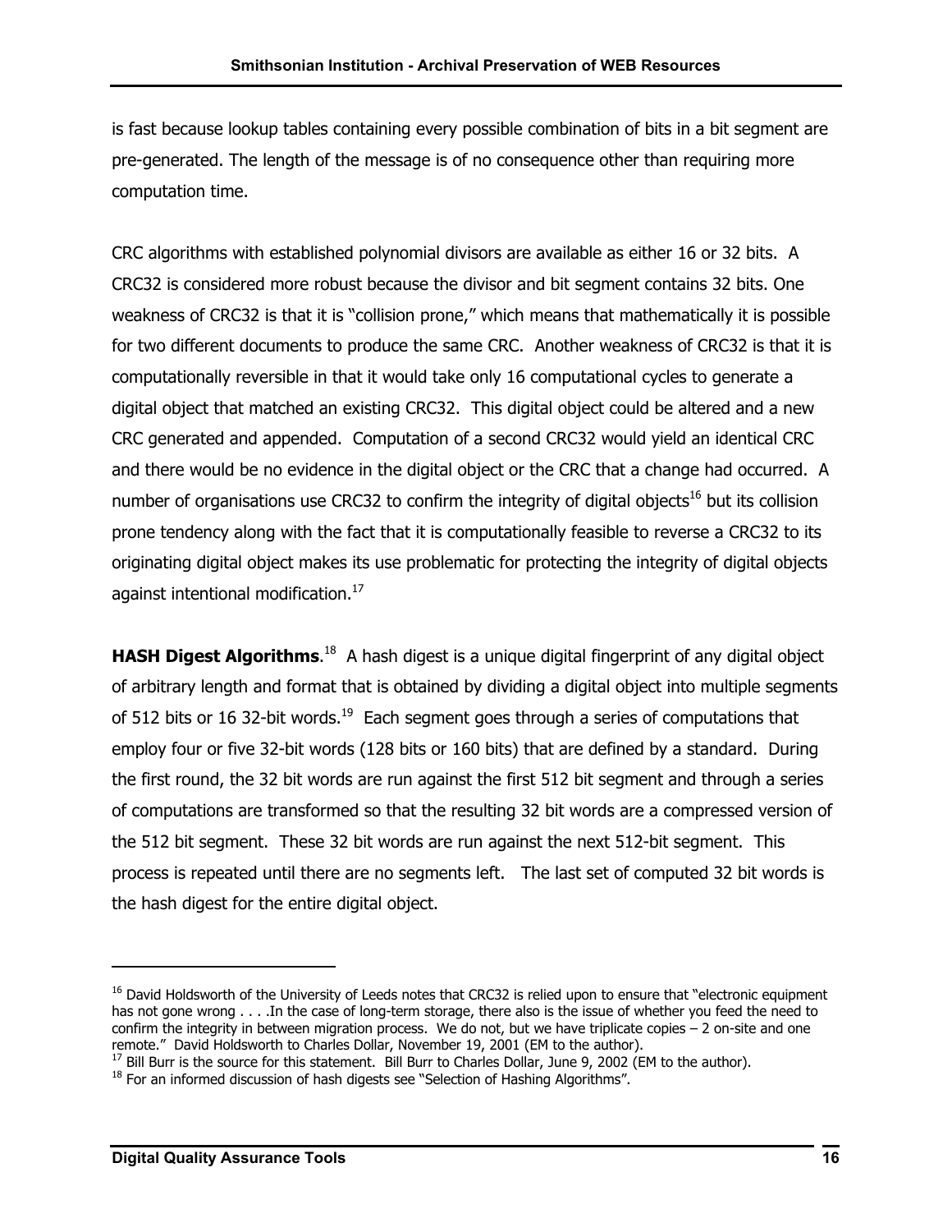is fast because lookup tables containing every possible combination of bits in a bit segment are pre-generated. The length of the message is of no consequence other than requiring more computation time.

CRC algorithms with established polynomial divisors are available as either 16 or 32 bits. A CRC32 is considered more robust because the divisor and bit segment contains 32 bits. One weakness of CRC32 is that it is "collision prone," which means that mathematically it is possible for two different documents to produce the same CRC. Another weakness of CRC32 is that it is computationally reversible in that it would take only 16 computational cycles to generate a digital object that matched an existing CRC32. This digital object could be altered and a new CRC generated and appended. Computation of a second CRC32 would yield an identical CRC and there would be no evidence in the digital object or the CRC that a change had occurred. A number of organisations use CRC32 to confirm the integrity of digital objects[16] but its collision prone tendency along with the fact that it is computationally feasible to reverse a CRC32 to its originating digital object makes its use problematic for protecting the integrity of digital objects against intentional modification.[17]

**HASH Digest Algorithms**.[18] A hash digest is a unique digital fingerprint of any digital object of arbitrary length and format that is obtained by dividing a digital object into multiple segments of 512 bits or 16 32-bit words.[19] Each segment goes through a series of computations that employ four or five 32-bit words (128 bits or 160 bits) that are defined by a standard. During the first round, the 32 bit words are run against the first 512 bit segment and through a series of computations are transformed so that the resulting 32 bit words are a compressed version of the 512 bit segment. These 32 bit words are run against the next 512-bit segment. This process is repeated until there are no segments left. The last set of computed 32 bit words is the hash digest for the entire digital object.

---

[16] David Holdsworth of the University of Leeds notes that CRC32 is relied upon to ensure that "electronic equipment has not gone wrong . . . .In the case of long-term storage, there also is the issue of whether you feed the need to confirm the integrity in between migration process. We do not, but we have triplicate copies – 2 on-site and one remote." David Holdsworth to Charles Dollar, November 19, 2001 (EM to the author).

[17] Bill Burr is the source for this statement. Bill Burr to Charles Dollar, June 9, 2002 (EM to the author).

[18] For an informed discussion of hash digests see "Selection of Hashing Algorithms".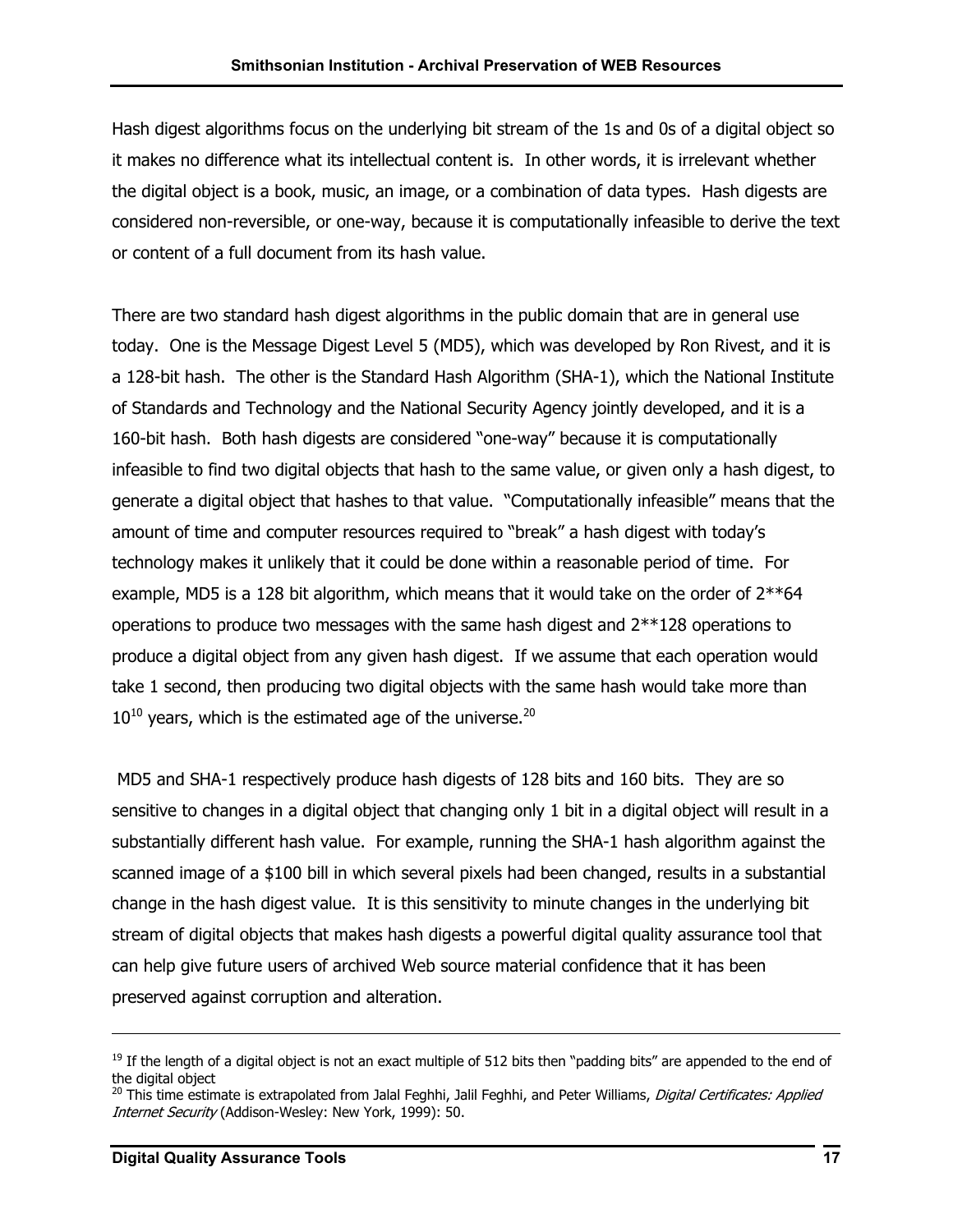Hash digest algorithms focus on the underlying bit stream of the 1s and 0s of a digital object so it makes no difference what its intellectual content is. In other words, it is irrelevant whether the digital object is a book, music, an image, or a combination of data types. Hash digests are considered non-reversible, or one-way, because it is computationally infeasible to derive the text or content of a full document from its hash value.

There are two standard hash digest algorithms in the public domain that are in general use today. One is the Message Digest Level 5 (MD5), which was developed by Ron Rivest, and it is a 128-bit hash. The other is the Standard Hash Algorithm (SHA-1), which the National Institute of Standards and Technology and the National Security Agency jointly developed, and it is a 160-bit hash. Both hash digests are considered "one-way" because it is computationally infeasible to find two digital objects that hash to the same value, or given only a hash digest, to generate a digital object that hashes to that value. "Computationally infeasible" means that the amount of time and computer resources required to "break" a hash digest with today's technology makes it unlikely that it could be done within a reasonable period of time. For example, MD5 is a 128 bit algorithm, which means that it would take on the order of 2**64 operations to produce two messages with the same hash digest and 2**128 operations to produce a digital object from any given hash digest. If we assume that each operation would take 1 second, then producing two digital objects with the same hash would take more than $10^{10}$ years, which is the estimated age of the universe.[20]

MD5 and SHA-1 respectively produce hash digests of 128 bits and 160 bits. They are so sensitive to changes in a digital object that changing only 1 bit in a digital object will result in a substantially different hash value. For example, running the SHA-1 hash algorithm against the scanned image of a $100 bill in which several pixels had been changed, results in a substantial change in the hash digest value. It is this sensitivity to minute changes in the underlying bit stream of digital objects that makes hash digests a powerful digital quality assurance tool that can help give future users of archived Web source material confidence that it has been preserved against corruption and alteration.

---

[19] If the length of a digital object is not an exact multiple of 512 bits then "padding bits" are appended to the end of the digital object

[20] This time estimate is extrapolated from Jalal Feghhi, Jalil Feghhi, and Peter Williams, *Digital Certificates: Applied Internet Security* (Addison-Wesley: New York, 1999): 50.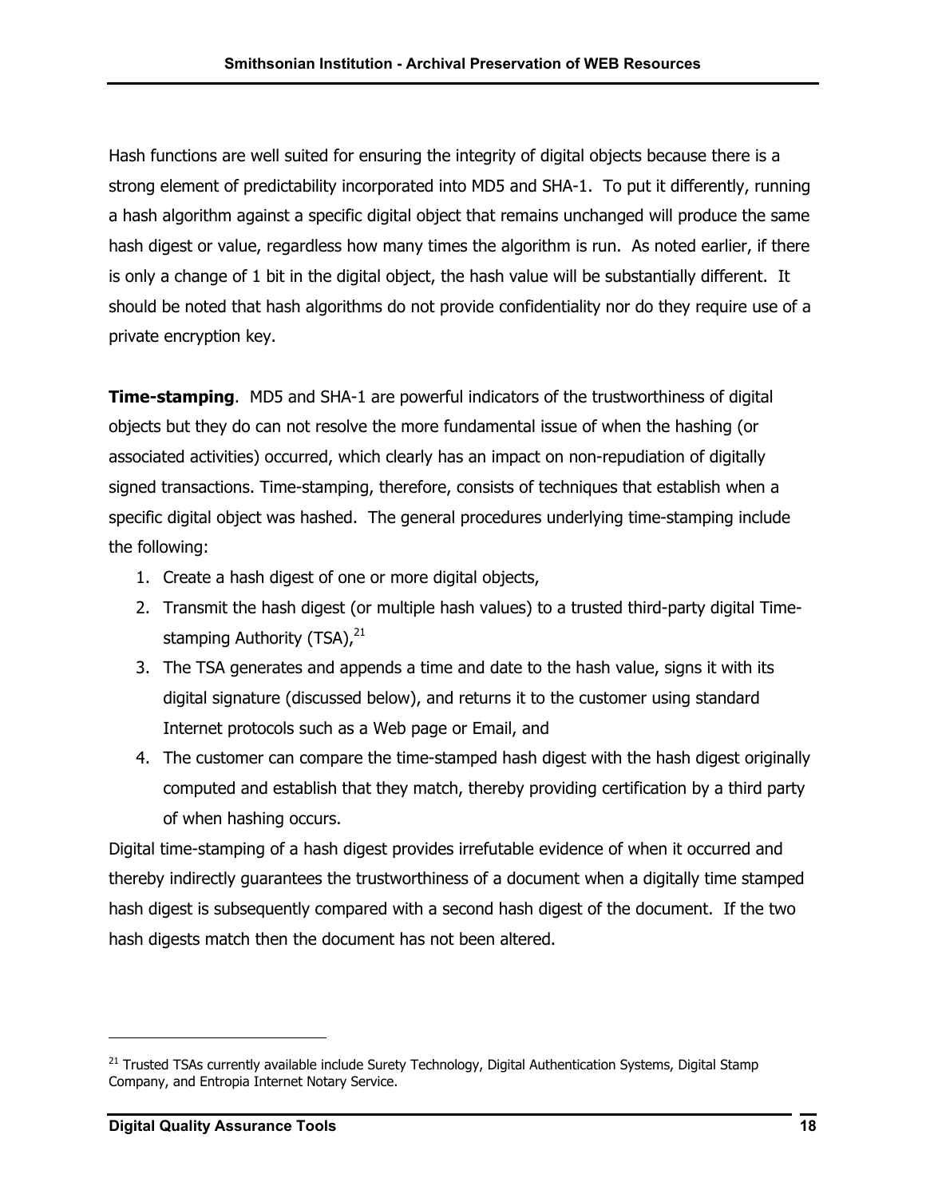Hash functions are well suited for ensuring the integrity of digital objects because there is a strong element of predictability incorporated into MD5 and SHA-1. To put it differently, running a hash algorithm against a specific digital object that remains unchanged will produce the same hash digest or value, regardless how many times the algorithm is run. As noted earlier, if there is only a change of 1 bit in the digital object, the hash value will be substantially different. It should be noted that hash algorithms do not provide confidentiality nor do they require use of a private encryption key.

**Time-stamping**. MD5 and SHA-1 are powerful indicators of the trustworthiness of digital objects but they do can not resolve the more fundamental issue of when the hashing (or associated activities) occurred, which clearly has an impact on non-repudiation of digitally signed transactions. Time-stamping, therefore, consists of techniques that establish when a specific digital object was hashed. The general procedures underlying time-stamping include the following:

1. Create a hash digest of one or more digital objects,
2. Transmit the hash digest (or multiple hash values) to a trusted third-party digital Time-stamping Authority (TSA),[21]
3. The TSA generates and appends a time and date to the hash value, signs it with its digital signature (discussed below), and returns it to the customer using standard Internet protocols such as a Web page or Email, and
4. The customer can compare the time-stamped hash digest with the hash digest originally computed and establish that they match, thereby providing certification by a third party of when hashing occurs.

Digital time-stamping of a hash digest provides irrefutable evidence of when it occurred and thereby indirectly guarantees the trustworthiness of a document when a digitally time stamped hash digest is subsequently compared with a second hash digest of the document. If the two hash digests match then the document has not been altered.

[21] Trusted TSAs currently available include Surety Technology, Digital Authentication Systems, Digital Stamp Company, and Entropia Internet Notary Service.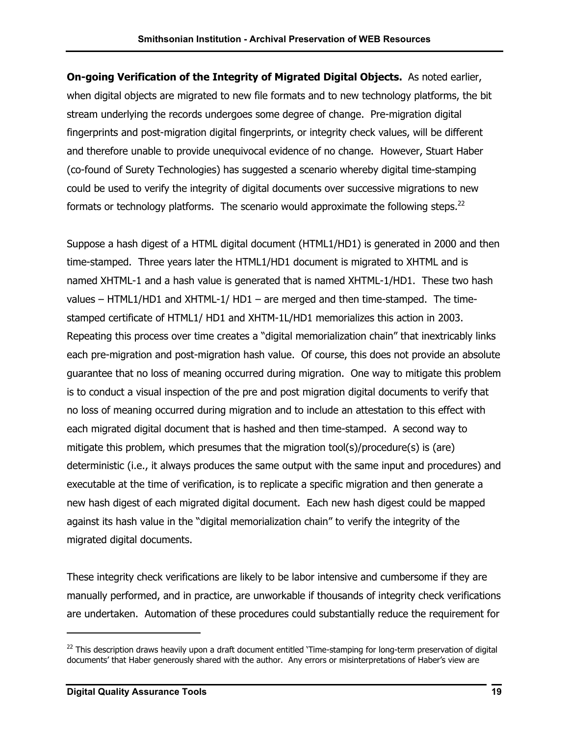**On-going Verification of the Integrity of Migrated Digital Objects.** As noted earlier, when digital objects are migrated to new file formats and to new technology platforms, the bit stream underlying the records undergoes some degree of change. Pre-migration digital fingerprints and post-migration digital fingerprints, or integrity check values, will be different and therefore unable to provide unequivocal evidence of no change. However, Stuart Haber (co-found of Surety Technologies) has suggested a scenario whereby digital time-stamping could be used to verify the integrity of digital documents over successive migrations to new formats or technology platforms. The scenario would approximate the following steps.[22]

Suppose a hash digest of a HTML digital document (HTML1/HD1) is generated in 2000 and then time-stamped. Three years later the HTML1/HD1 document is migrated to XHTML and is named XHTML-1 and a hash value is generated that is named XHTML-1/HD1. These two hash values – HTML1/HD1 and XHTML-1/ HD1 – are merged and then time-stamped. The time-stamped certificate of HTML1/ HD1 and XHTM-1L/HD1 memorializes this action in 2003. Repeating this process over time creates a "digital memorialization chain" that inextricably links each pre-migration and post-migration hash value. Of course, this does not provide an absolute guarantee that no loss of meaning occurred during migration. One way to mitigate this problem is to conduct a visual inspection of the pre and post migration digital documents to verify that no loss of meaning occurred during migration and to include an attestation to this effect with each migrated digital document that is hashed and then time-stamped. A second way to mitigate this problem, which presumes that the migration tool(s)/procedure(s) is (are) deterministic (i.e., it always produces the same output with the same input and procedures) and executable at the time of verification, is to replicate a specific migration and then generate a new hash digest of each migrated digital document. Each new hash digest could be mapped against its hash value in the "digital memorialization chain" to verify the integrity of the migrated digital documents.

These integrity check verifications are likely to be labor intensive and cumbersome if they are manually performed, and in practice, are unworkable if thousands of integrity check verifications are undertaken. Automation of these procedures could substantially reduce the requirement for

---

[22] This description draws heavily upon a draft document entitled 'Time-stamping for long-term preservation of digital documents' that Haber generously shared with the author. Any errors or misinterpretations of Haber's view are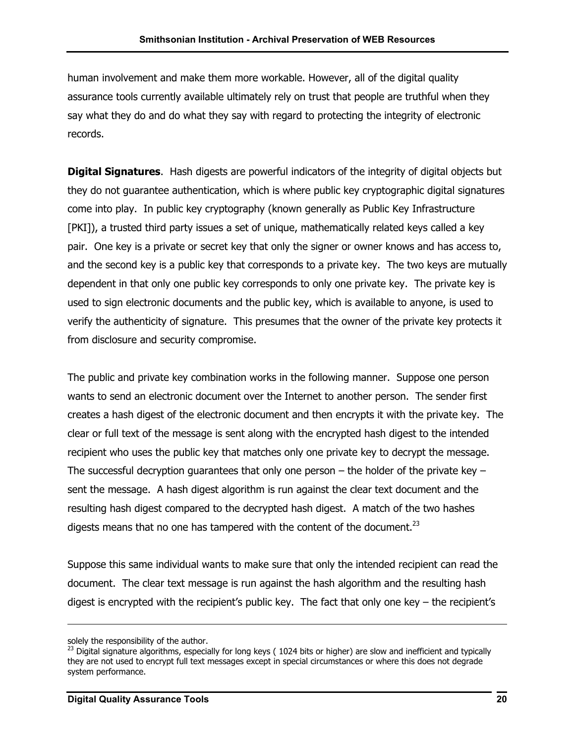human involvement and make them more workable. However, all of the digital quality assurance tools currently available ultimately rely on trust that people are truthful when they say what they do and do what they say with regard to protecting the integrity of electronic records.

**Digital Signatures**. Hash digests are powerful indicators of the integrity of digital objects but they do not guarantee authentication, which is where public key cryptographic digital signatures come into play. In public key cryptography (known generally as Public Key Infrastructure [PKI]), a trusted third party issues a set of unique, mathematically related keys called a key pair. One key is a private or secret key that only the signer or owner knows and has access to, and the second key is a public key that corresponds to a private key. The two keys are mutually dependent in that only one public key corresponds to only one private key. The private key is used to sign electronic documents and the public key, which is available to anyone, is used to verify the authenticity of signature. This presumes that the owner of the private key protects it from disclosure and security compromise.

The public and private key combination works in the following manner. Suppose one person wants to send an electronic document over the Internet to another person. The sender first creates a hash digest of the electronic document and then encrypts it with the private key. The clear or full text of the message is sent along with the encrypted hash digest to the intended recipient who uses the public key that matches only one private key to decrypt the message. The successful decryption guarantees that only one person – the holder of the private key – sent the message. A hash digest algorithm is run against the clear text document and the resulting hash digest compared to the decrypted hash digest. A match of the two hashes digests means that no one has tampered with the content of the document.[23]

Suppose this same individual wants to make sure that only the intended recipient can read the document. The clear text message is run against the hash algorithm and the resulting hash digest is encrypted with the recipient's public key. The fact that only one key – the recipient's

---

solely the responsibility of the author.

[23] Digital signature algorithms, especially for long keys ( 1024 bits or higher) are slow and inefficient and typically they are not used to encrypt full text messages except in special circumstances or where this does not degrade system performance.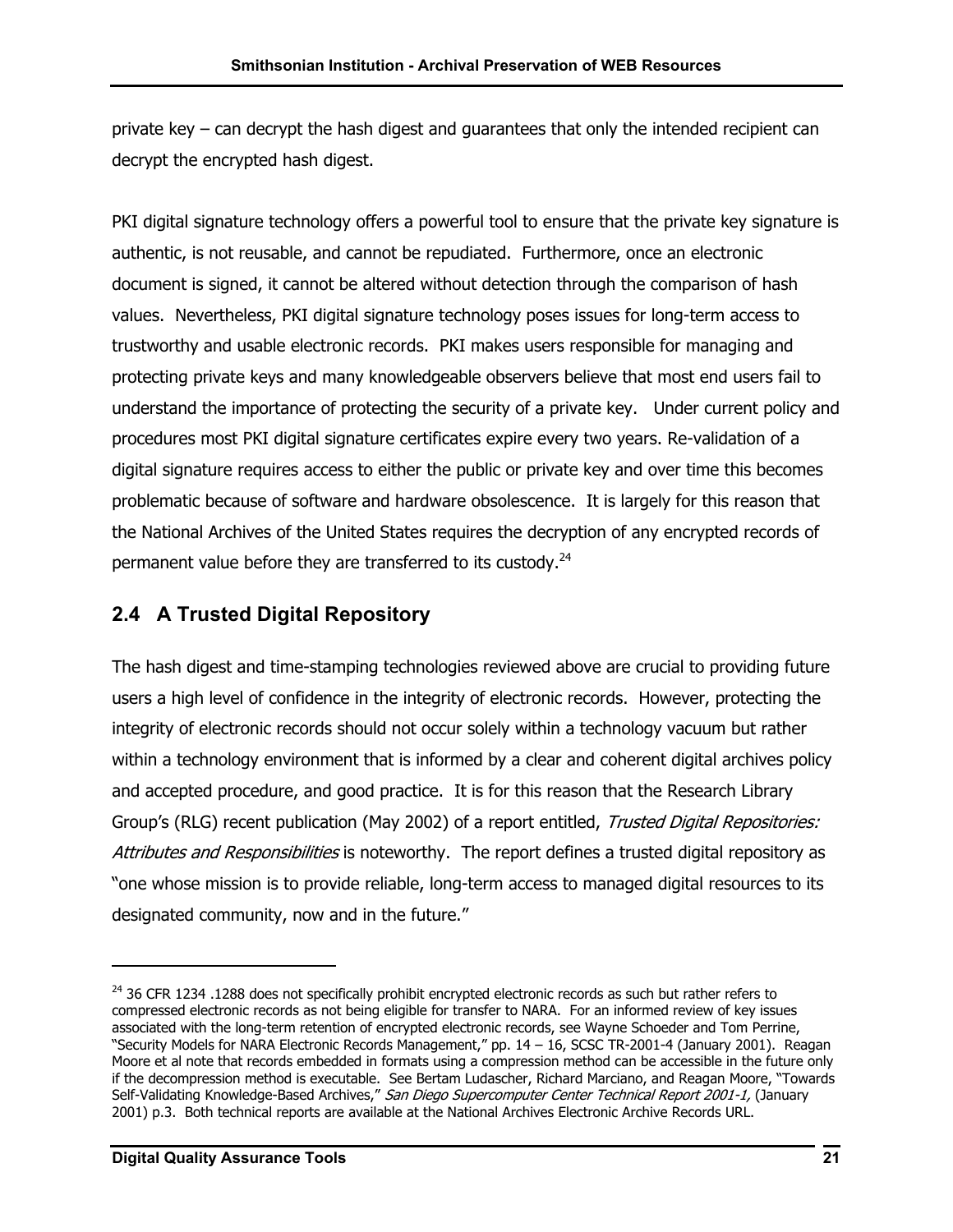private key – can decrypt the hash digest and guarantees that only the intended recipient can decrypt the encrypted hash digest.

PKI digital signature technology offers a powerful tool to ensure that the private key signature is authentic, is not reusable, and cannot be repudiated. Furthermore, once an electronic document is signed, it cannot be altered without detection through the comparison of hash values. Nevertheless, PKI digital signature technology poses issues for long-term access to trustworthy and usable electronic records. PKI makes users responsible for managing and protecting private keys and many knowledgeable observers believe that most end users fail to understand the importance of protecting the security of a private key. Under current policy and procedures most PKI digital signature certificates expire every two years. Re-validation of a digital signature requires access to either the public or private key and over time this becomes problematic because of software and hardware obsolescence. It is largely for this reason that the National Archives of the United States requires the decryption of any encrypted records of permanent value before they are transferred to its custody.[24]

## 2.4 A Trusted Digital Repository

The hash digest and time-stamping technologies reviewed above are crucial to providing future users a high level of confidence in the integrity of electronic records. However, protecting the integrity of electronic records should not occur solely within a technology vacuum but rather within a technology environment that is informed by a clear and coherent digital archives policy and accepted procedure, and good practice. It is for this reason that the Research Library Group's (RLG) recent publication (May 2002) of a report entitled, *Trusted Digital Repositories: Attributes and Responsibilities* is noteworthy. The report defines a trusted digital repository as "one whose mission is to provide reliable, long-term access to managed digital resources to its designated community, now and in the future."

---

[24] 36 CFR 1234 .1288 does not specifically prohibit encrypted electronic records as such but rather refers to compressed electronic records as not being eligible for transfer to NARA. For an informed review of key issues associated with the long-term retention of encrypted electronic records, see Wayne Schoeder and Tom Perrine, "Security Models for NARA Electronic Records Management," pp. 14 – 16, SCSC TR-2001-4 (January 2001). Reagan Moore et al note that records embedded in formats using a compression method can be accessible in the future only if the decompression method is executable. See Bertam Ludascher, Richard Marciano, and Reagan Moore, "Towards Self-Validating Knowledge-Based Archives," *San Diego Supercomputer Center Technical Report 2001-1,* (January 2001) p.3. Both technical reports are available at the National Archives Electronic Archive Records URL.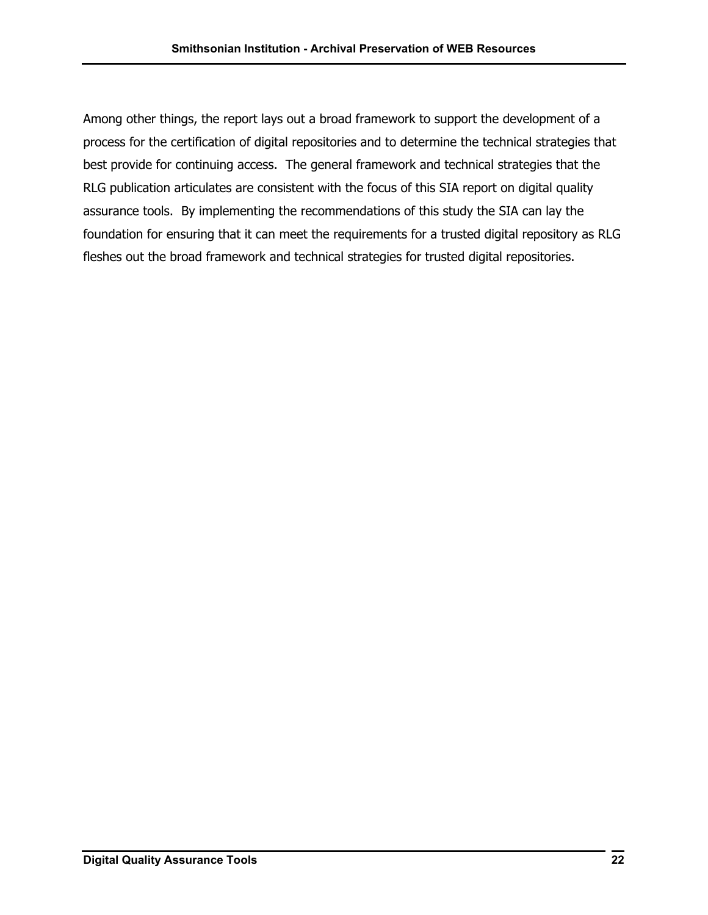Among other things, the report lays out a broad framework to support the development of a process for the certification of digital repositories and to determine the technical strategies that best provide for continuing access. The general framework and technical strategies that the RLG publication articulates are consistent with the focus of this SIA report on digital quality assurance tools. By implementing the recommendations of this study the SIA can lay the foundation for ensuring that it can meet the requirements for a trusted digital repository as RLG fleshes out the broad framework and technical strategies for trusted digital repositories.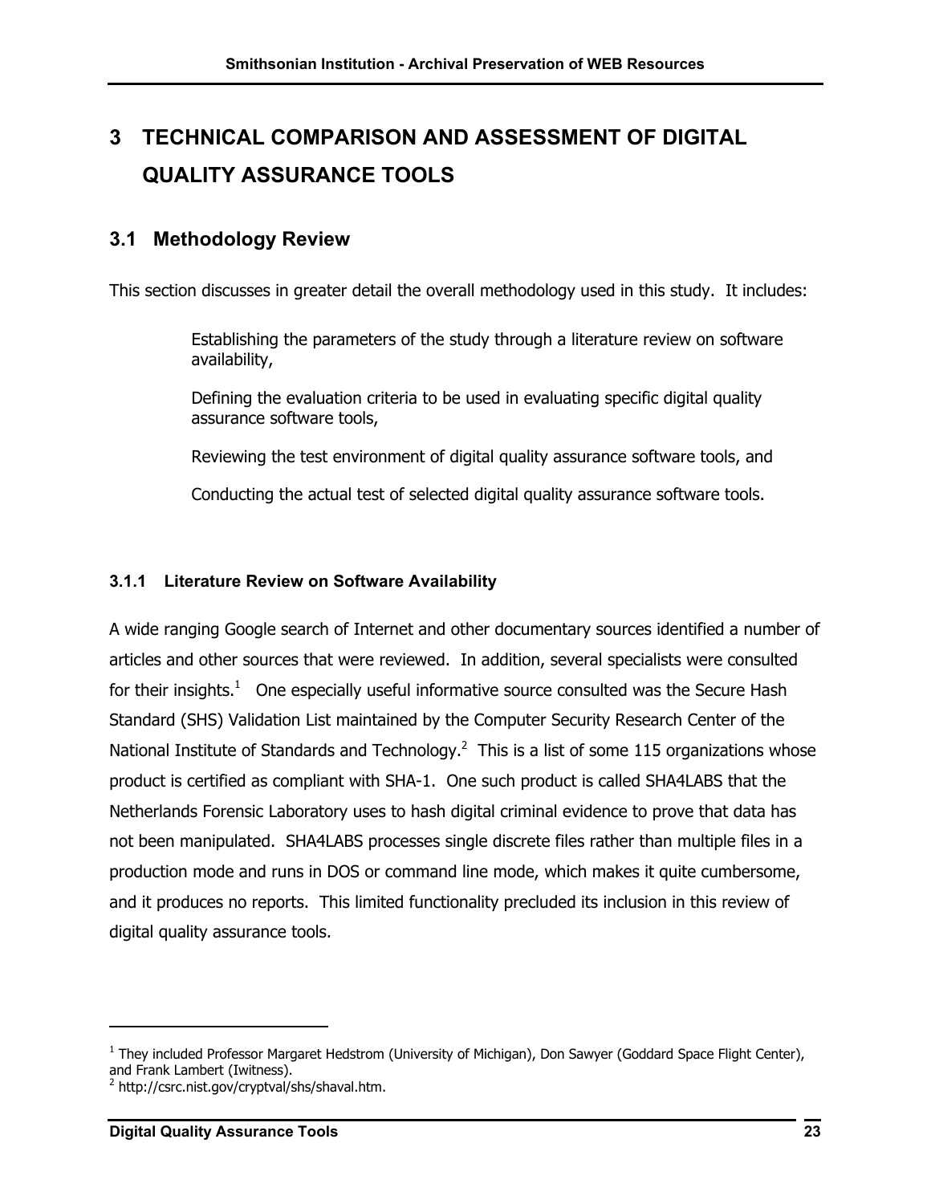# 3 TECHNICAL COMPARISON AND ASSESSMENT OF DIGITAL QUALITY ASSURANCE TOOLS

## 3.1 Methodology Review

This section discusses in greater detail the overall methodology used in this study. It includes:

> Establishing the parameters of the study through a literature review on software availability,
>
> Defining the evaluation criteria to be used in evaluating specific digital quality assurance software tools,
>
> Reviewing the test environment of digital quality assurance software tools, and
>
> Conducting the actual test of selected digital quality assurance software tools.

### 3.1.1 Literature Review on Software Availability

A wide ranging Google search of Internet and other documentary sources identified a number of articles and other sources that were reviewed. In addition, several specialists were consulted for their insights.[1] One especially useful informative source consulted was the Secure Hash Standard (SHS) Validation List maintained by the Computer Security Research Center of the National Institute of Standards and Technology.[2] This is a list of some 115 organizations whose product is certified as compliant with SHA-1. One such product is called SHA4LABS that the Netherlands Forensic Laboratory uses to hash digital criminal evidence to prove that data has not been manipulated. SHA4LABS processes single discrete files rather than multiple files in a production mode and runs in DOS or command line mode, which makes it quite cumbersome, and it produces no reports. This limited functionality precluded its inclusion in this review of digital quality assurance tools.

---

[1] They included Professor Margaret Hedstrom (University of Michigan), Don Sawyer (Goddard Space Flight Center), and Frank Lambert (Iwitness).

[2] http://csrc.nist.gov/cryptval/shs/shaval.htm.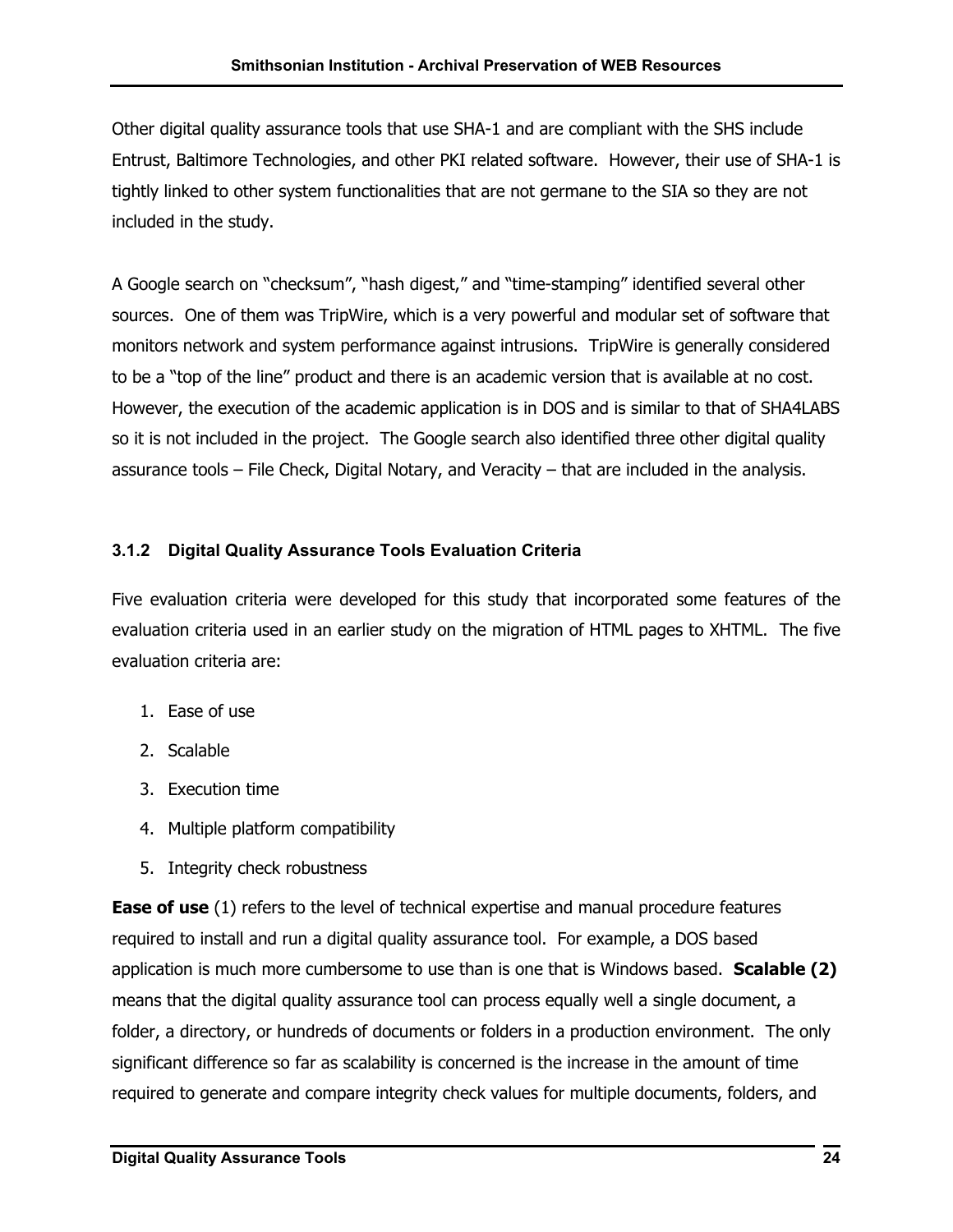Other digital quality assurance tools that use SHA-1 and are compliant with the SHS include Entrust, Baltimore Technologies, and other PKI related software. However, their use of SHA-1 is tightly linked to other system functionalities that are not germane to the SIA so they are not included in the study.

A Google search on "checksum", "hash digest," and "time-stamping" identified several other sources. One of them was TripWire, which is a very powerful and modular set of software that monitors network and system performance against intrusions. TripWire is generally considered to be a "top of the line" product and there is an academic version that is available at no cost. However, the execution of the academic application is in DOS and is similar to that of SHA4LABS so it is not included in the project. The Google search also identified three other digital quality assurance tools – File Check, Digital Notary, and Veracity – that are included in the analysis.

### 3.1.2 Digital Quality Assurance Tools Evaluation Criteria

Five evaluation criteria were developed for this study that incorporated some features of the evaluation criteria used in an earlier study on the migration of HTML pages to XHTML. The five evaluation criteria are:

1. Ease of use
2. Scalable
3. Execution time
4. Multiple platform compatibility
5. Integrity check robustness

**Ease of use** (1) refers to the level of technical expertise and manual procedure features required to install and run a digital quality assurance tool. For example, a DOS based application is much more cumbersome to use than is one that is Windows based. **Scalable (2)** means that the digital quality assurance tool can process equally well a single document, a folder, a directory, or hundreds of documents or folders in a production environment. The only significant difference so far as scalability is concerned is the increase in the amount of time required to generate and compare integrity check values for multiple documents, folders, and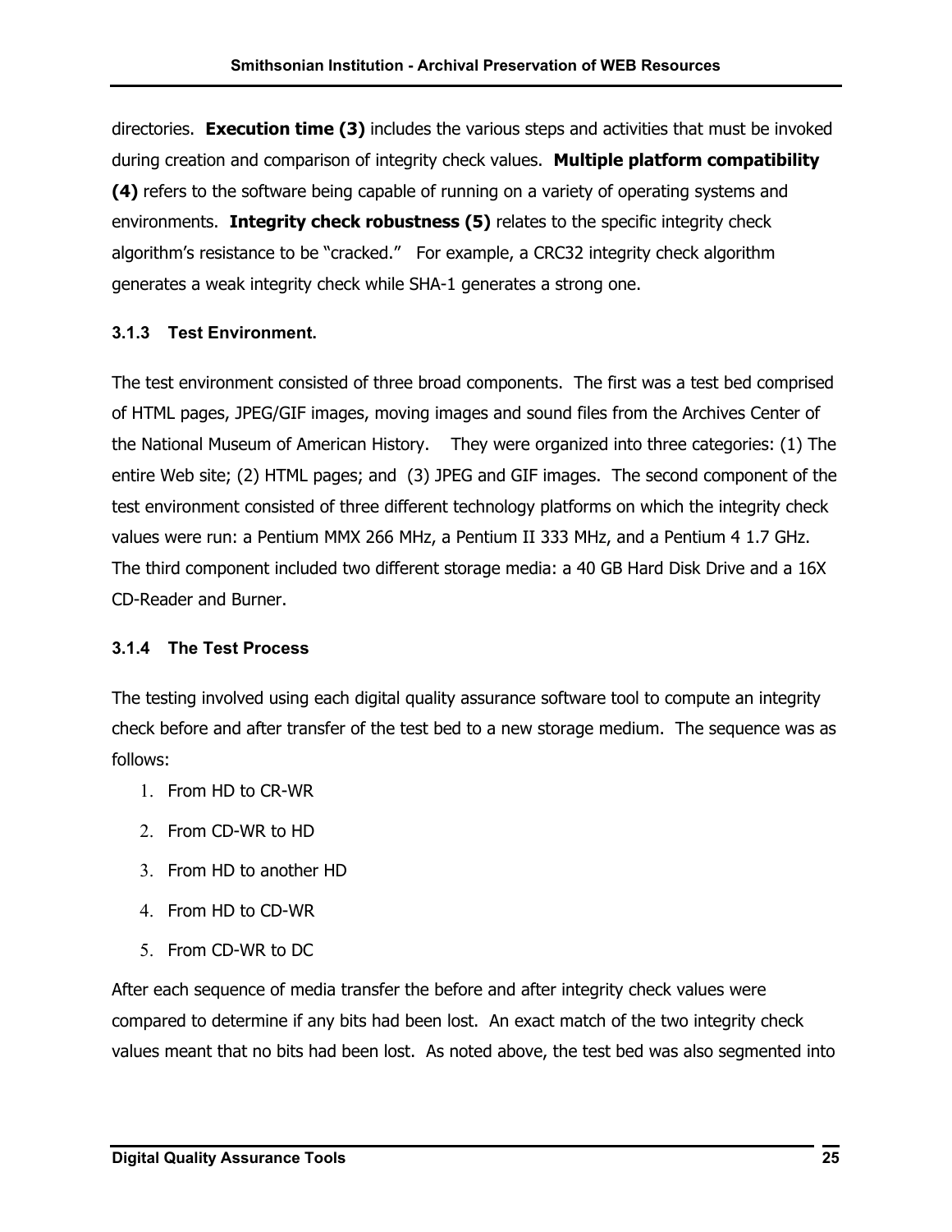directories. **Execution time (3)** includes the various steps and activities that must be invoked during creation and comparison of integrity check values. **Multiple platform compatibility (4)** refers to the software being capable of running on a variety of operating systems and environments. **Integrity check robustness (5)** relates to the specific integrity check algorithm's resistance to be "cracked." For example, a CRC32 integrity check algorithm generates a weak integrity check while SHA-1 generates a strong one.

### 3.1.3 Test Environment.

The test environment consisted of three broad components. The first was a test bed comprised of HTML pages, JPEG/GIF images, moving images and sound files from the Archives Center of the National Museum of American History. They were organized into three categories: (1) The entire Web site; (2) HTML pages; and (3) JPEG and GIF images. The second component of the test environment consisted of three different technology platforms on which the integrity check values were run: a Pentium MMX 266 MHz, a Pentium II 333 MHz, and a Pentium 4 1.7 GHz. The third component included two different storage media: a 40 GB Hard Disk Drive and a 16X CD-Reader and Burner.

### 3.1.4 The Test Process

The testing involved using each digital quality assurance software tool to compute an integrity check before and after transfer of the test bed to a new storage medium. The sequence was as follows:

1. From HD to CR-WR
2. From CD-WR to HD
3. From HD to another HD
4. From HD to CD-WR
5. From CD-WR to DC

After each sequence of media transfer the before and after integrity check values were compared to determine if any bits had been lost. An exact match of the two integrity check values meant that no bits had been lost. As noted above, the test bed was also segmented into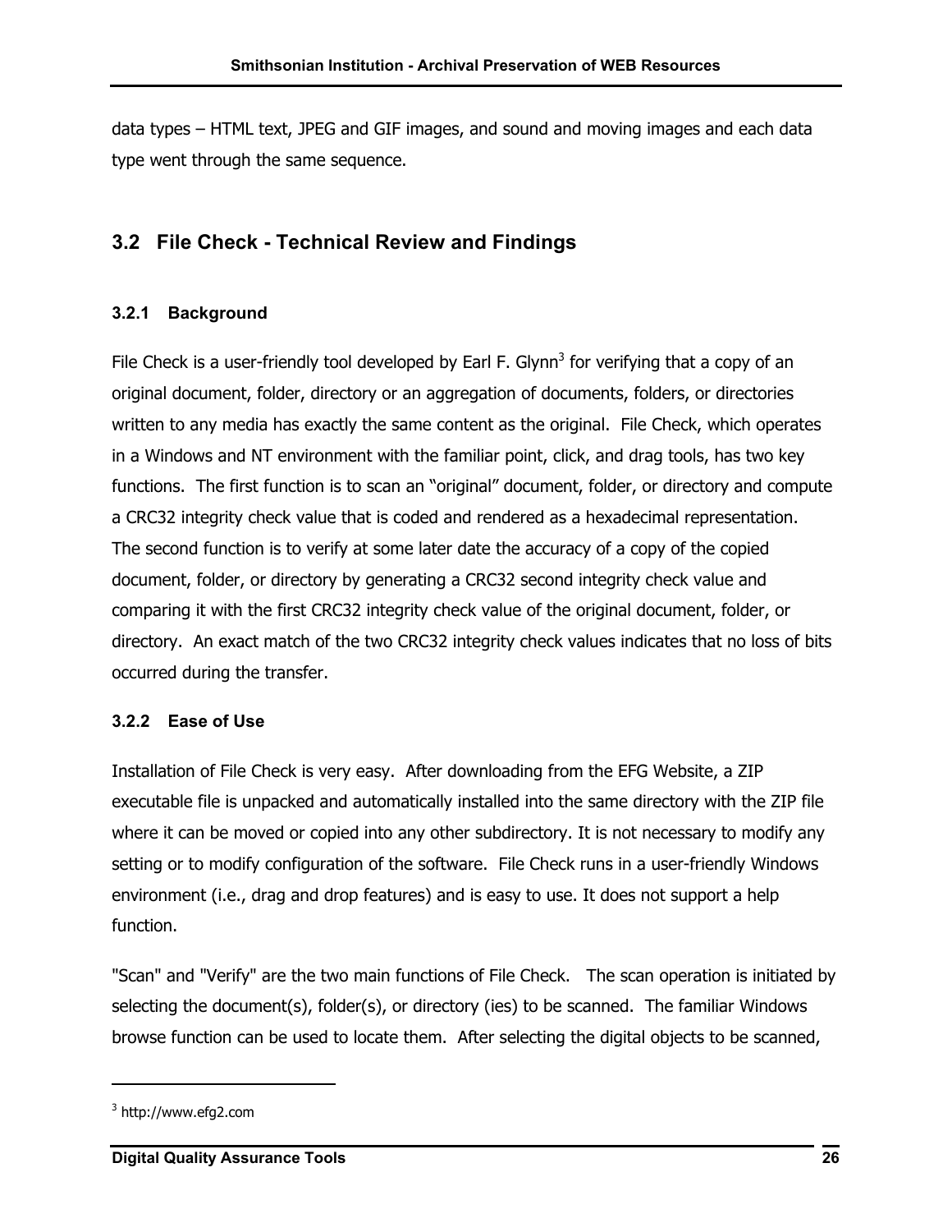data types – HTML text, JPEG and GIF images, and sound and moving images and each data type went through the same sequence.

## 3.2 File Check - Technical Review and Findings

### 3.2.1 Background

File Check is a user-friendly tool developed by Earl F. Glynn[3] for verifying that a copy of an original document, folder, directory or an aggregation of documents, folders, or directories written to any media has exactly the same content as the original. File Check, which operates in a Windows and NT environment with the familiar point, click, and drag tools, has two key functions. The first function is to scan an "original" document, folder, or directory and compute a CRC32 integrity check value that is coded and rendered as a hexadecimal representation. The second function is to verify at some later date the accuracy of a copy of the copied document, folder, or directory by generating a CRC32 second integrity check value and comparing it with the first CRC32 integrity check value of the original document, folder, or directory. An exact match of the two CRC32 integrity check values indicates that no loss of bits occurred during the transfer.

### 3.2.2 Ease of Use

Installation of File Check is very easy. After downloading from the EFG Website, a ZIP executable file is unpacked and automatically installed into the same directory with the ZIP file where it can be moved or copied into any other subdirectory. It is not necessary to modify any setting or to modify configuration of the software. File Check runs in a user-friendly Windows environment (i.e., drag and drop features) and is easy to use. It does not support a help function.

"Scan" and "Verify" are the two main functions of File Check. The scan operation is initiated by selecting the document(s), folder(s), or directory (ies) to be scanned. The familiar Windows browse function can be used to locate them. After selecting the digital objects to be scanned,

[3] http://www.efg2.com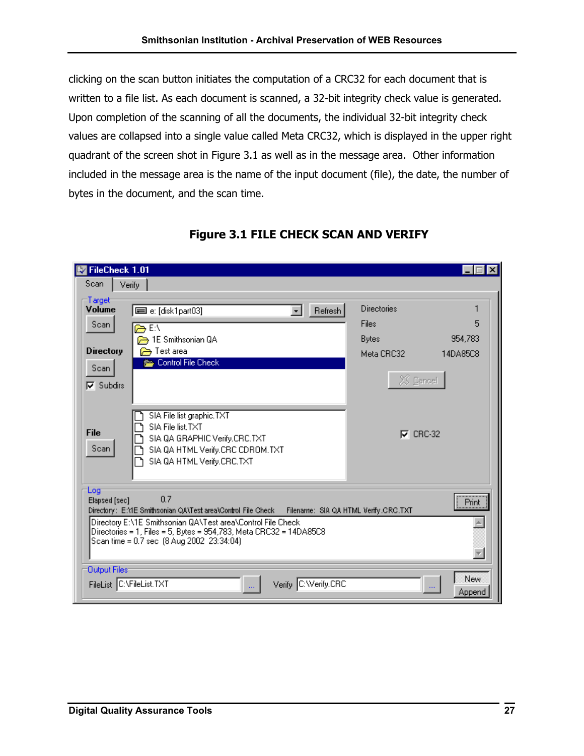clicking on the scan button initiates the computation of a CRC32 for each document that is written to a file list. As each document is scanned, a 32-bit integrity check value is generated. Upon completion of the scanning of all the documents, the individual 32-bit integrity check values are collapsed into a single value called Meta CRC32, which is displayed in the upper right quadrant of the screen shot in Figure 3.1 as well as in the message area. Other information included in the message area is the name of the input document (file), the date, the number of bytes in the document, and the scan time.

**Figure 3.1 FILE CHECK SCAN AND VERIFY**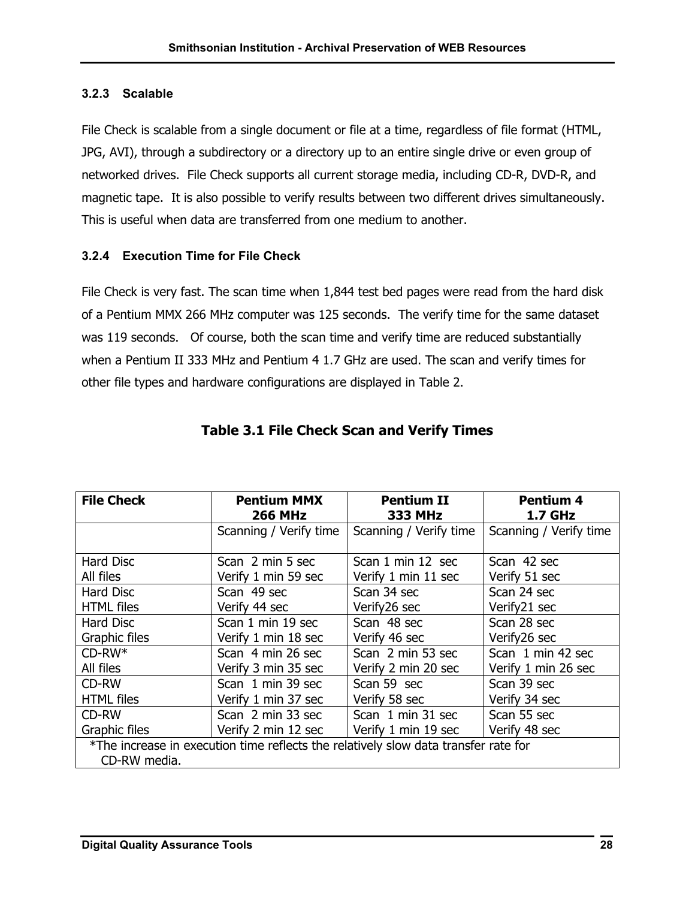### 3.2.3 Scalable

File Check is scalable from a single document or file at a time, regardless of file format (HTML, JPG, AVI), through a subdirectory or a directory up to an entire single drive or even group of networked drives. File Check supports all current storage media, including CD-R, DVD-R, and magnetic tape. It is also possible to verify results between two different drives simultaneously. This is useful when data are transferred from one medium to another.

### 3.2.4 Execution Time for File Check

File Check is very fast. The scan time when 1,844 test bed pages were read from the hard disk of a Pentium MMX 266 MHz computer was 125 seconds. The verify time for the same dataset was 119 seconds. Of course, both the scan time and verify time are reduced substantially when a Pentium II 333 MHz and Pentium 4 1.7 GHz are used. The scan and verify times for other file types and hardware configurations are displayed in Table 2.

**Table 3.1 File Check Scan and Verify Times**

| File Check | Pentium MMX 266 MHz | Pentium II 333 MHz | Pentium 4 1.7 GHz |
|---|---|---|---|
| | Scanning / Verify time | Scanning / Verify time | Scanning / Verify time |
| Hard Disc All files | Scan 2 min 5 sec Verify 1 min 59 sec | Scan 1 min 12 sec Verify 1 min 11 sec | Scan 42 sec Verify 51 sec |
| Hard Disc HTML files | Scan 49 sec Verify 44 sec | Scan 34 sec Verify26 sec | Scan 24 sec Verify21 sec |
| Hard Disc Graphic files | Scan 1 min 19 sec Verify 1 min 18 sec | Scan 48 sec Verify 46 sec | Scan 28 sec Verify26 sec |
| CD-RW* All files | Scan 4 min 26 sec Verify 3 min 35 sec | Scan 2 min 53 sec Verify 2 min 20 sec | Scan 1 min 42 sec Verify 1 min 26 sec |
| CD-RW HTML files | Scan 1 min 39 sec Verify 1 min 37 sec | Scan 59 sec Verify 58 sec | Scan 39 sec Verify 34 sec |
| CD-RW Graphic files | Scan 2 min 33 sec Verify 2 min 12 sec | Scan 1 min 31 sec Verify 1 min 19 sec | Scan 55 sec Verify 48 sec |

*The increase in execution time reflects the relatively slow data transfer rate for CD-RW media.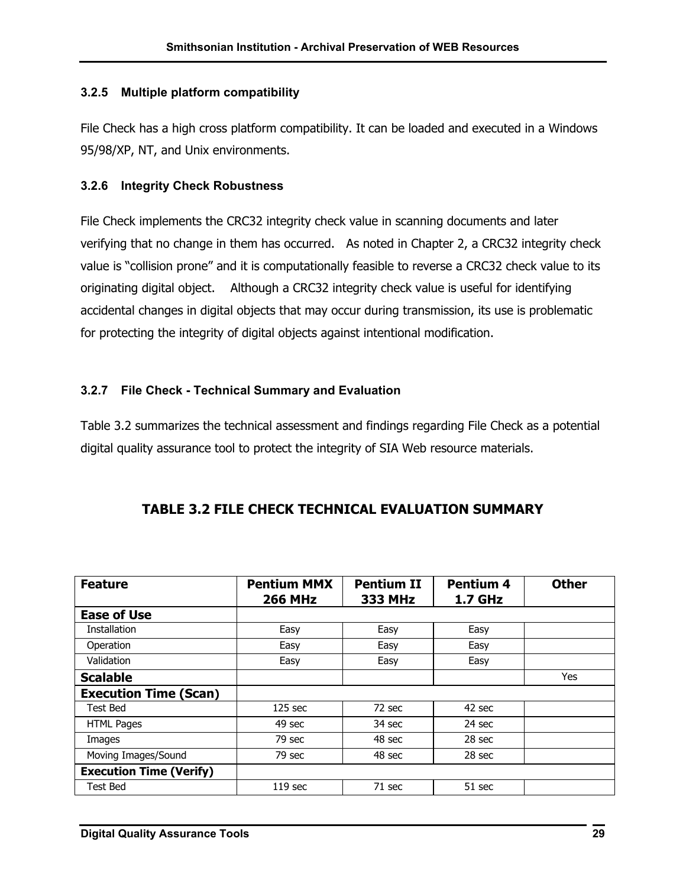### 3.2.5 Multiple platform compatibility

File Check has a high cross platform compatibility. It can be loaded and executed in a Windows 95/98/XP, NT, and Unix environments.

### 3.2.6 Integrity Check Robustness

File Check implements the CRC32 integrity check value in scanning documents and later verifying that no change in them has occurred. As noted in Chapter 2, a CRC32 integrity check value is "collision prone" and it is computationally feasible to reverse a CRC32 check value to its originating digital object. Although a CRC32 integrity check value is useful for identifying accidental changes in digital objects that may occur during transmission, its use is problematic for protecting the integrity of digital objects against intentional modification.

### 3.2.7 File Check - Technical Summary and Evaluation

Table 3.2 summarizes the technical assessment and findings regarding File Check as a potential digital quality assurance tool to protect the integrity of SIA Web resource materials.

**TABLE 3.2 FILE CHECK TECHNICAL EVALUATION SUMMARY**

| Feature | Pentium MMX 266 MHz | Pentium II 333 MHz | Pentium 4 1.7 GHz | Other |
|---|---|---|---|---|
| **Ease of Use** | | | | |
| Installation | Easy | Easy | Easy | |
| Operation | Easy | Easy | Easy | |
| Validation | Easy | Easy | Easy | |
| **Scalable** | | | | Yes |
| **Execution Time (Scan)** | | | | |
| Test Bed | 125 sec | 72 sec | 42 sec | |
| HTML Pages | 49 sec | 34 sec | 24 sec | |
| Images | 79 sec | 48 sec | 28 sec | |
| Moving Images/Sound | 79 sec | 48 sec | 28 sec | |
| **Execution Time (Verify)** | | | | |
| Test Bed | 119 sec | 71 sec | 51 sec | |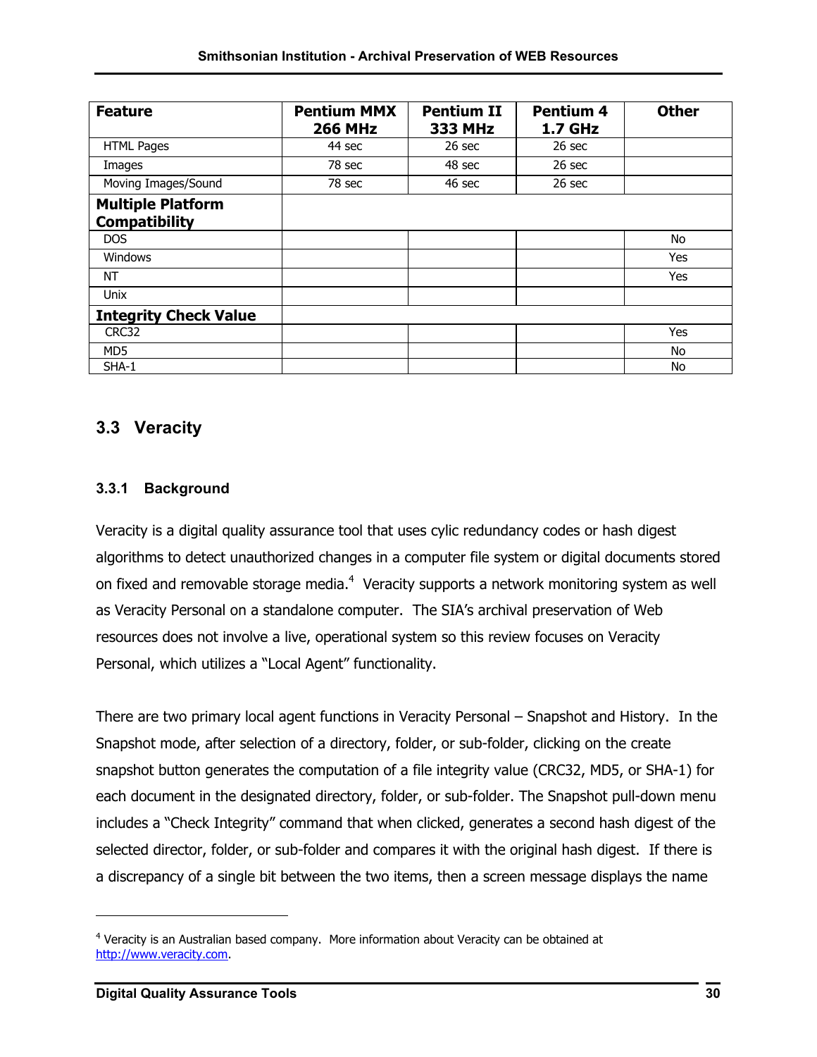| Feature | Pentium MMX 266 MHz | Pentium II 333 MHz | Pentium 4 1.7 GHz | Other |
|---|---|---|---|---|
| HTML Pages | 44 sec | 26 sec | 26 sec | |
| Images | 78 sec | 48 sec | 26 sec | |
| Moving Images/Sound | 78 sec | 46 sec | 26 sec | |
| **Multiple Platform Compatibility** | | | | |
| DOS | | | | No |
| Windows | | | | Yes |
| NT | | | | Yes |
| Unix | | | | |
| **Integrity Check Value** | | | | |
| CRC32 | | | | Yes |
| MD5 | | | | No |
| SHA-1 | | | | No |

## 3.3 Veracity

### 3.3.1 Background

Veracity is a digital quality assurance tool that uses cylic redundancy codes or hash digest algorithms to detect unauthorized changes in a computer file system or digital documents stored on fixed and removable storage media.[4] Veracity supports a network monitoring system as well as Veracity Personal on a standalone computer. The SIA's archival preservation of Web resources does not involve a live, operational system so this review focuses on Veracity Personal, which utilizes a "Local Agent" functionality.

There are two primary local agent functions in Veracity Personal – Snapshot and History. In the Snapshot mode, after selection of a directory, folder, or sub-folder, clicking on the create snapshot button generates the computation of a file integrity value (CRC32, MD5, or SHA-1) for each document in the designated directory, folder, or sub-folder. The Snapshot pull-down menu includes a "Check Integrity" command that when clicked, generates a second hash digest of the selected director, folder, or sub-folder and compares it with the original hash digest. If there is a discrepancy of a single bit between the two items, then a screen message displays the name

---

[4] Veracity is an Australian based company. More information about Veracity can be obtained at http://www.veracity.com.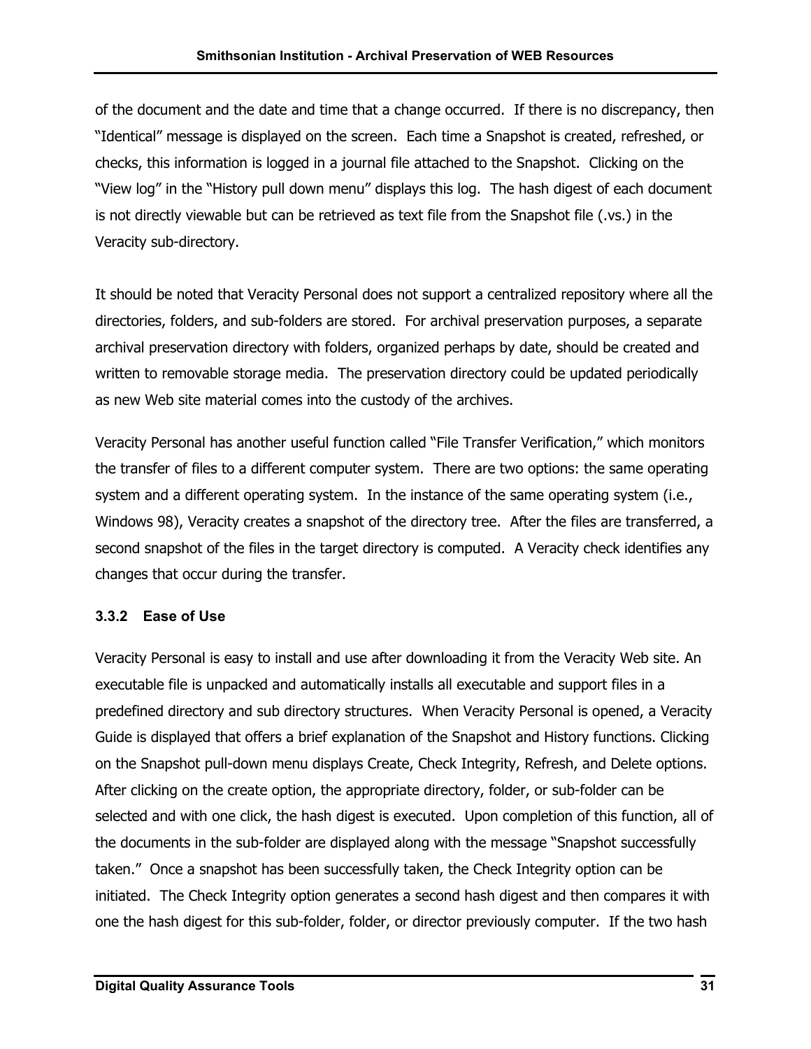of the document and the date and time that a change occurred. If there is no discrepancy, then "Identical" message is displayed on the screen. Each time a Snapshot is created, refreshed, or checks, this information is logged in a journal file attached to the Snapshot. Clicking on the "View log" in the "History pull down menu" displays this log. The hash digest of each document is not directly viewable but can be retrieved as text file from the Snapshot file (.vs.) in the Veracity sub-directory.

It should be noted that Veracity Personal does not support a centralized repository where all the directories, folders, and sub-folders are stored. For archival preservation purposes, a separate archival preservation directory with folders, organized perhaps by date, should be created and written to removable storage media. The preservation directory could be updated periodically as new Web site material comes into the custody of the archives.

Veracity Personal has another useful function called "File Transfer Verification," which monitors the transfer of files to a different computer system. There are two options: the same operating system and a different operating system. In the instance of the same operating system (i.e., Windows 98), Veracity creates a snapshot of the directory tree. After the files are transferred, a second snapshot of the files in the target directory is computed. A Veracity check identifies any changes that occur during the transfer.

### 3.3.2 Ease of Use

Veracity Personal is easy to install and use after downloading it from the Veracity Web site. An executable file is unpacked and automatically installs all executable and support files in a predefined directory and sub directory structures. When Veracity Personal is opened, a Veracity Guide is displayed that offers a brief explanation of the Snapshot and History functions. Clicking on the Snapshot pull-down menu displays Create, Check Integrity, Refresh, and Delete options. After clicking on the create option, the appropriate directory, folder, or sub-folder can be selected and with one click, the hash digest is executed. Upon completion of this function, all of the documents in the sub-folder are displayed along with the message "Snapshot successfully taken." Once a snapshot has been successfully taken, the Check Integrity option can be initiated. The Check Integrity option generates a second hash digest and then compares it with one the hash digest for this sub-folder, folder, or director previously computer. If the two hash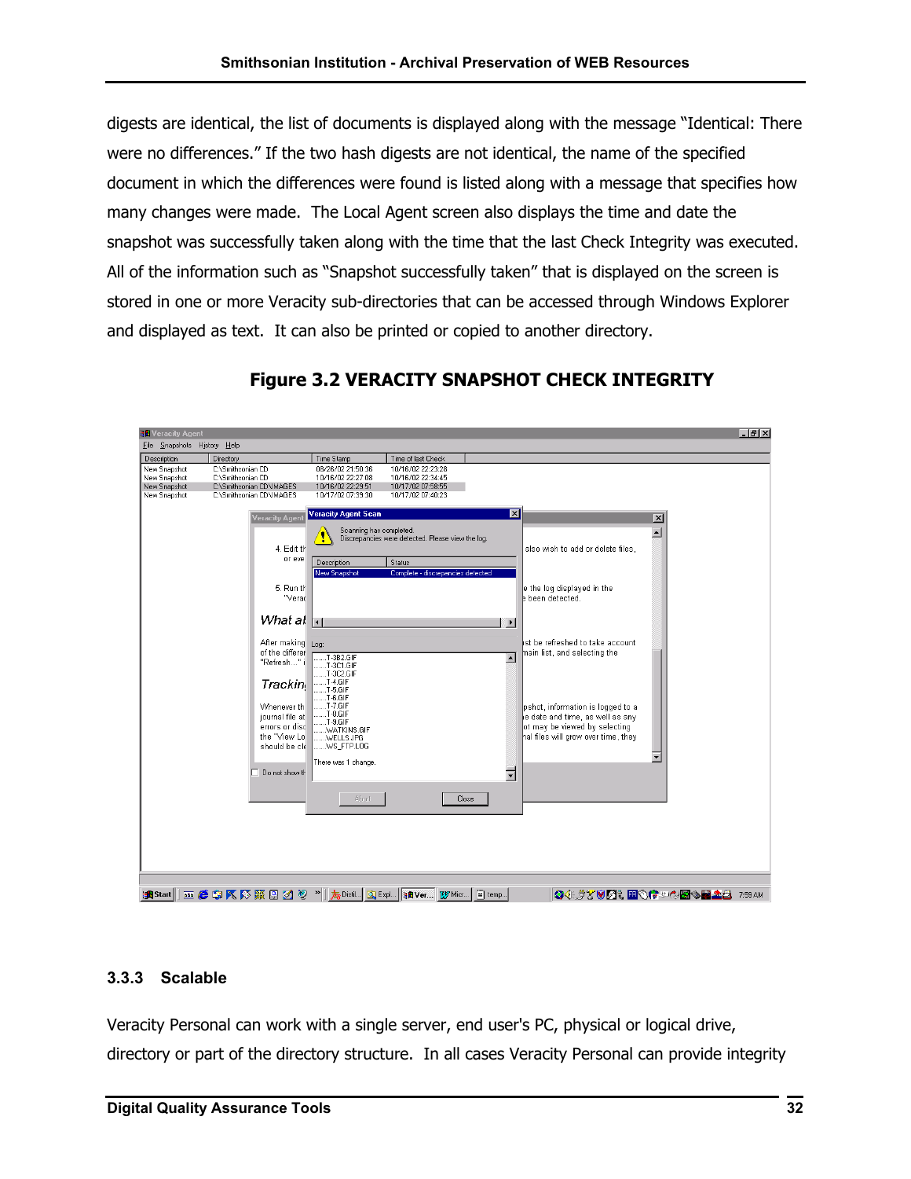digests are identical, the list of documents is displayed along with the message "Identical: There were no differences." If the two hash digests are not identical, the name of the specified document in which the differences were found is listed along with a message that specifies how many changes were made. The Local Agent screen also displays the time and date the snapshot was successfully taken along with the time that the last Check Integrity was executed. All of the information such as "Snapshot successfully taken" that is displayed on the screen is stored in one or more Veracity sub-directories that can be accessed through Windows Explorer and displayed as text. It can also be printed or copied to another directory.

**Figure 3.2 VERACITY SNAPSHOT CHECK INTEGRITY**

### 3.3.3 Scalable

Veracity Personal can work with a single server, end user's PC, physical or logical drive, directory or part of the directory structure. In all cases Veracity Personal can provide integrity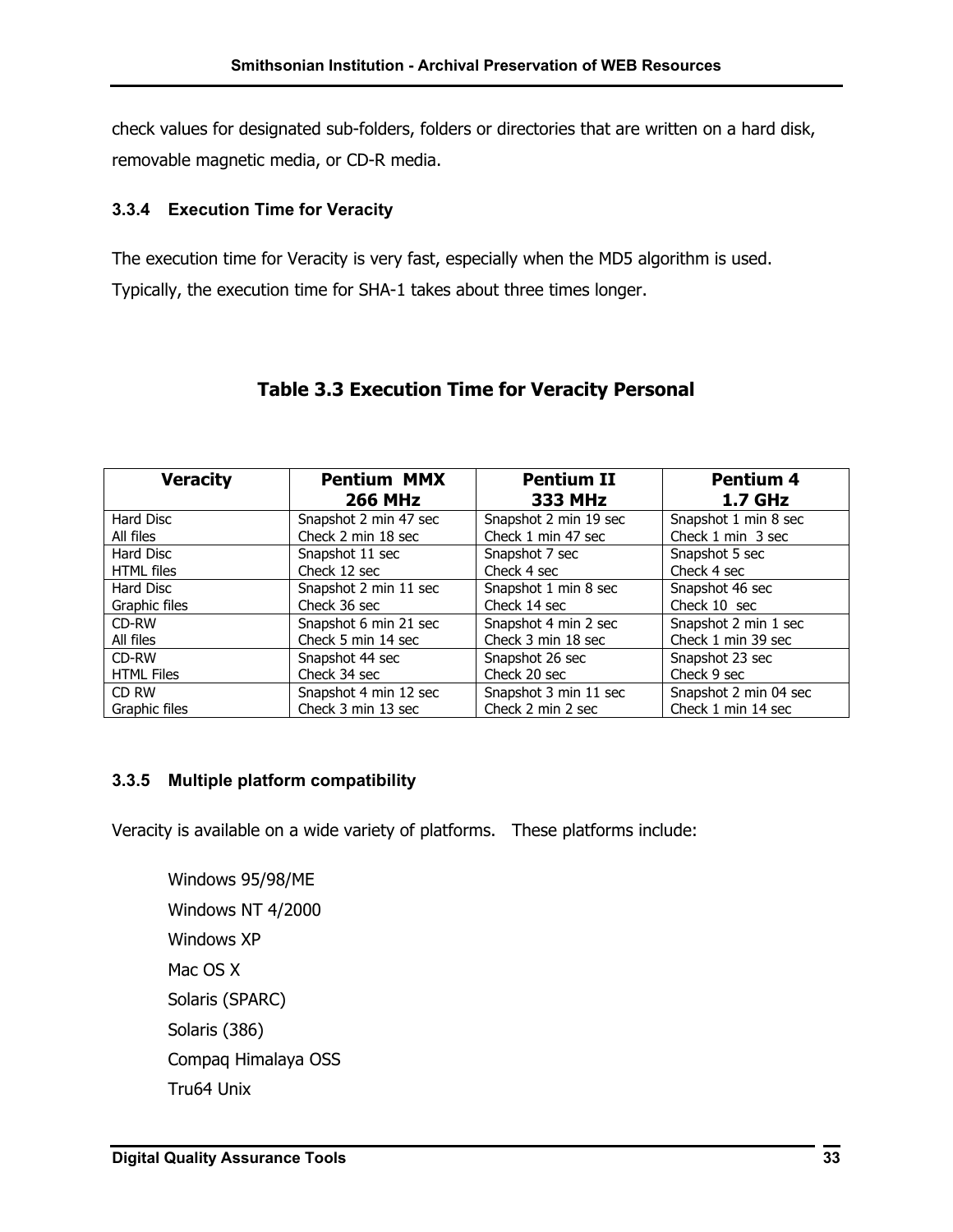check values for designated sub-folders, folders or directories that are written on a hard disk, removable magnetic media, or CD-R media.

### 3.3.4 Execution Time for Veracity

The execution time for Veracity is very fast, especially when the MD5 algorithm is used. Typically, the execution time for SHA-1 takes about three times longer.

**Table 3.3 Execution Time for Veracity Personal**

| Veracity | Pentium MMX 266 MHz | Pentium II 333 MHz | Pentium 4 1.7 GHz |
|---|---|---|---|
| Hard Disc All files | Snapshot 2 min 47 sec Check 2 min 18 sec | Snapshot 2 min 19 sec Check 1 min 47 sec | Snapshot 1 min 8 sec Check 1 min 3 sec |
| Hard Disc HTML files | Snapshot 11 sec Check 12 sec | Snapshot 7 sec Check 4 sec | Snapshot 5 sec Check 4 sec |
| Hard Disc Graphic files | Snapshot 2 min 11 sec Check 36 sec | Snapshot 1 min 8 sec Check 14 sec | Snapshot 46 sec Check 10 sec |
| CD-RW All files | Snapshot 6 min 21 sec Check 5 min 14 sec | Snapshot 4 min 2 sec Check 3 min 18 sec | Snapshot 2 min 1 sec Check 1 min 39 sec |
| CD-RW HTML Files | Snapshot 44 sec Check 34 sec | Snapshot 26 sec Check 20 sec | Snapshot 23 sec Check 9 sec |
| CD RW Graphic files | Snapshot 4 min 12 sec Check 3 min 13 sec | Snapshot 3 min 11 sec Check 2 min 2 sec | Snapshot 2 min 04 sec Check 1 min 14 sec |

### 3.3.5 Multiple platform compatibility

Veracity is available on a wide variety of platforms. These platforms include:

Windows 95/98/ME
Windows NT 4/2000
Windows XP
Mac OS X
Solaris (SPARC)
Solaris (386)
Compaq Himalaya OSS
Tru64 Unix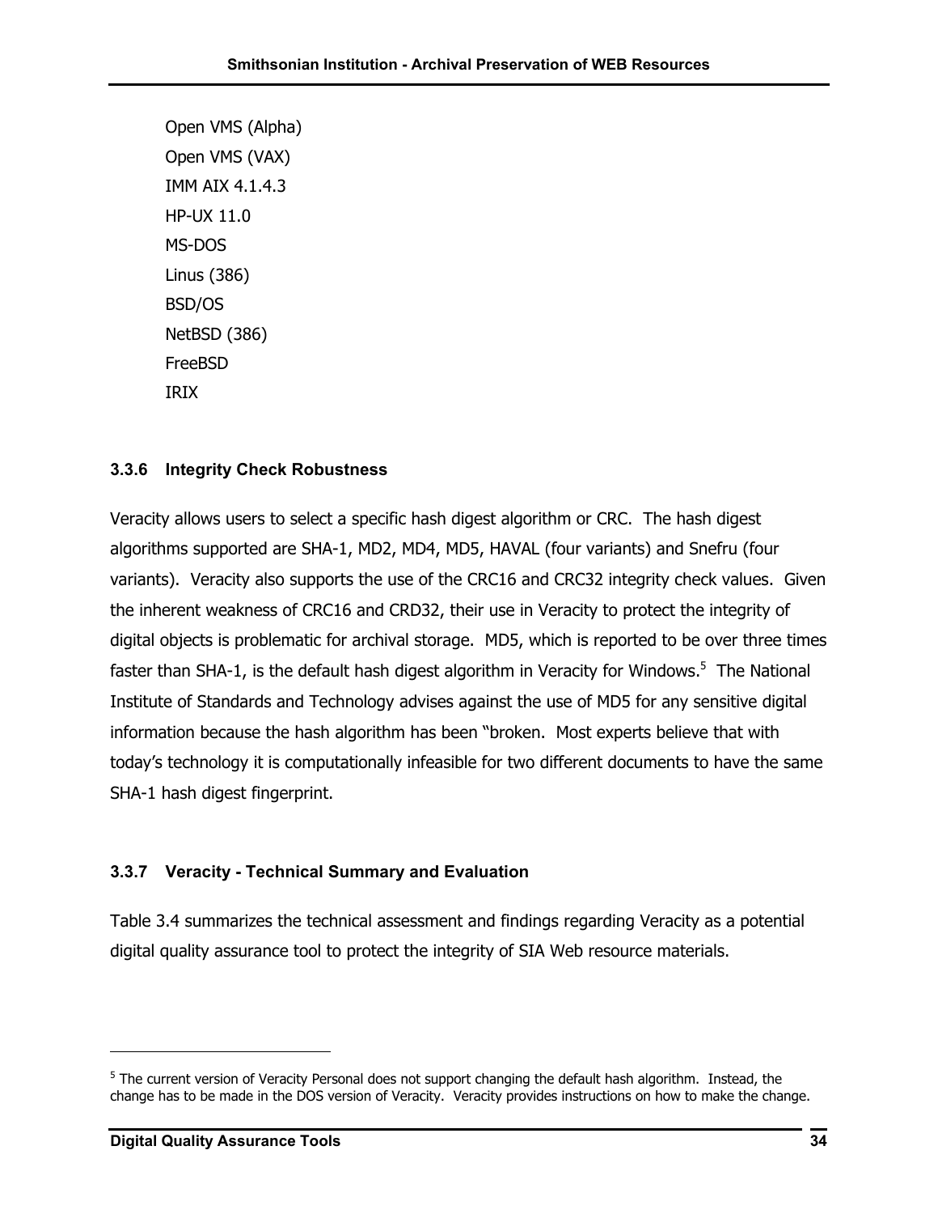Open VMS (Alpha)

Open VMS (VAX)

IMM AIX 4.1.4.3

HP-UX 11.0

MS-DOS

Linus (386)

BSD/OS

NetBSD (386)

FreeBSD

IRIX

### 3.3.6 Integrity Check Robustness

Veracity allows users to select a specific hash digest algorithm or CRC. The hash digest algorithms supported are SHA-1, MD2, MD4, MD5, HAVAL (four variants) and Snefru (four variants). Veracity also supports the use of the CRC16 and CRC32 integrity check values. Given the inherent weakness of CRC16 and CRD32, their use in Veracity to protect the integrity of digital objects is problematic for archival storage. MD5, which is reported to be over three times faster than SHA-1, is the default hash digest algorithm in Veracity for Windows.[5] The National Institute of Standards and Technology advises against the use of MD5 for any sensitive digital information because the hash algorithm has been "broken. Most experts believe that with today's technology it is computationally infeasible for two different documents to have the same SHA-1 hash digest fingerprint.

### 3.3.7 Veracity - Technical Summary and Evaluation

Table 3.4 summarizes the technical assessment and findings regarding Veracity as a potential digital quality assurance tool to protect the integrity of SIA Web resource materials.

---

[5] The current version of Veracity Personal does not support changing the default hash algorithm. Instead, the change has to be made in the DOS version of Veracity. Veracity provides instructions on how to make the change.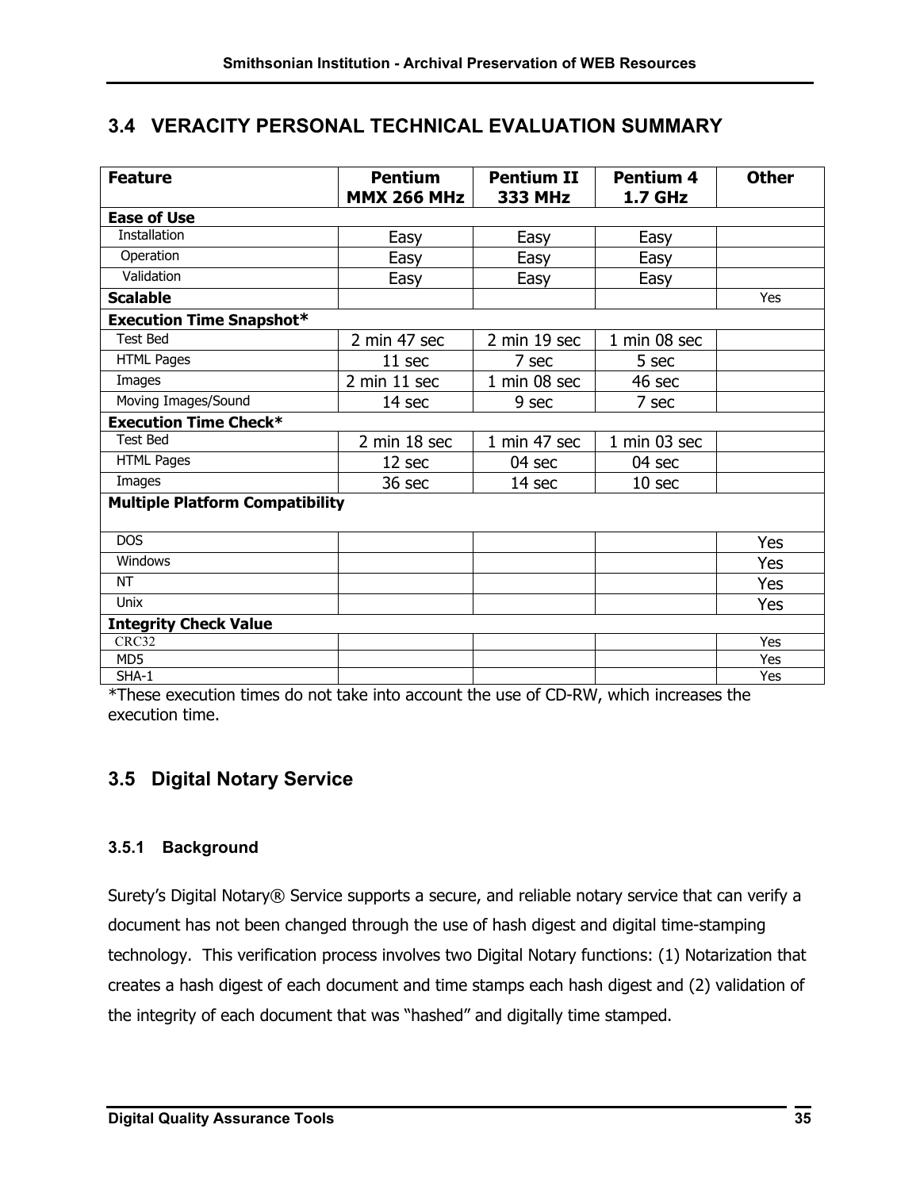## 3.4 VERACITY PERSONAL TECHNICAL EVALUATION SUMMARY

| Feature | Pentium MMX 266 MHz | Pentium II 333 MHz | Pentium 4 1.7 GHz | Other |
|---|---|---|---|---|
| **Ease of Use** | | | | |
| Installation | Easy | Easy | Easy | |
| Operation | Easy | Easy | Easy | |
| Validation | Easy | Easy | Easy | |
| **Scalable** | | | | Yes |
| **Execution Time Snapshot*** | | | | |
| Test Bed | 2 min 47 sec | 2 min 19 sec | 1 min 08 sec | |
| HTML Pages | 11 sec | 7 sec | 5 sec | |
| Images | 2 min 11 sec | 1 min 08 sec | 46 sec | |
| Moving Images/Sound | 14 sec | 9 sec | 7 sec | |
| **Execution Time Check*** | | | | |
| Test Bed | 2 min 18 sec | 1 min 47 sec | 1 min 03 sec | |
| HTML Pages | 12 sec | 04 sec | 04 sec | |
| Images | 36 sec | 14 sec | 10 sec | |
| **Multiple Platform Compatibility** | | | | |
| DOS | | | | Yes |
| Windows | | | | Yes |
| NT | | | | Yes |
| Unix | | | | Yes |
| **Integrity Check Value** | | | | |
| CRC32 | | | | Yes |
| MD5 | | | | Yes |
| SHA-1 | | | | Yes |

*These execution times do not take into account the use of CD-RW, which increases the execution time.

## 3.5 Digital Notary Service

### 3.5.1 Background

Surety's Digital Notary® Service supports a secure, and reliable notary service that can verify a document has not been changed through the use of hash digest and digital time-stamping technology. This verification process involves two Digital Notary functions: (1) Notarization that creates a hash digest of each document and time stamps each hash digest and (2) validation of the integrity of each document that was "hashed" and digitally time stamped.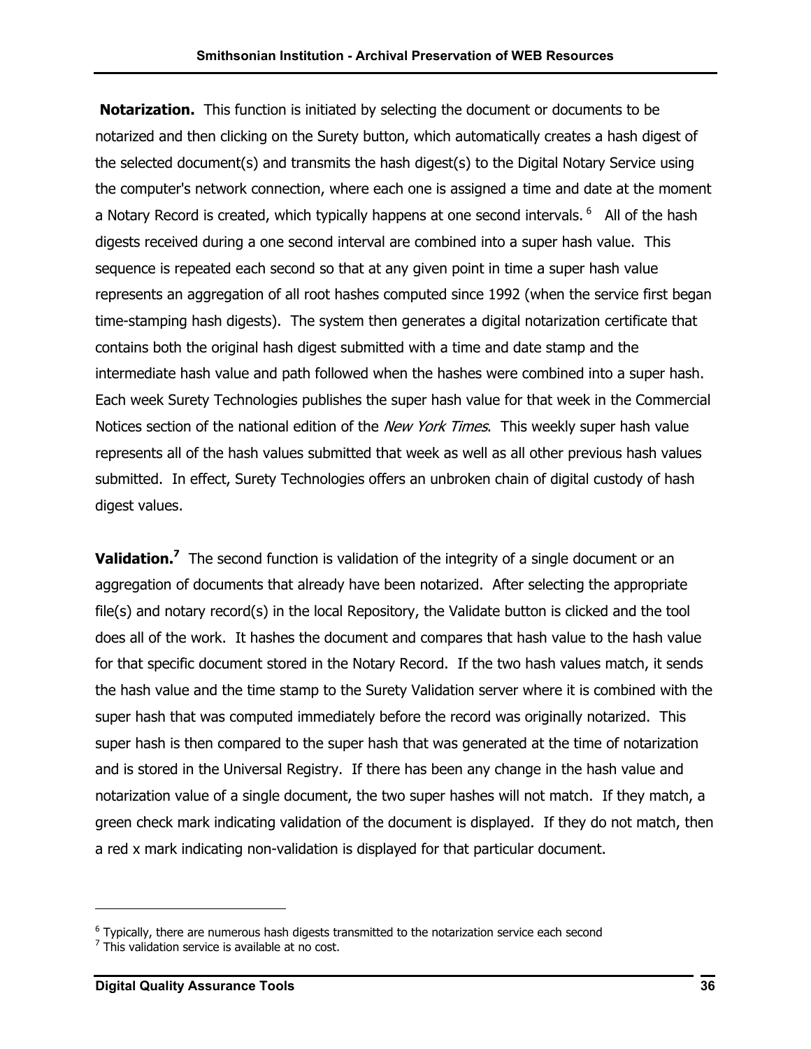**Notarization.** This function is initiated by selecting the document or documents to be notarized and then clicking on the Surety button, which automatically creates a hash digest of the selected document(s) and transmits the hash digest(s) to the Digital Notary Service using the computer's network connection, where each one is assigned a time and date at the moment a Notary Record is created, which typically happens at one second intervals. [6] All of the hash digests received during a one second interval are combined into a super hash value. This sequence is repeated each second so that at any given point in time a super hash value represents an aggregation of all root hashes computed since 1992 (when the service first began time-stamping hash digests). The system then generates a digital notarization certificate that contains both the original hash digest submitted with a time and date stamp and the intermediate hash value and path followed when the hashes were combined into a super hash. Each week Surety Technologies publishes the super hash value for that week in the Commercial Notices section of the national edition of the *New York Times*. This weekly super hash value represents all of the hash values submitted that week as well as all other previous hash values submitted. In effect, Surety Technologies offers an unbroken chain of digital custody of hash digest values.

**Validation.**[7] The second function is validation of the integrity of a single document or an aggregation of documents that already have been notarized. After selecting the appropriate file(s) and notary record(s) in the local Repository, the Validate button is clicked and the tool does all of the work. It hashes the document and compares that hash value to the hash value for that specific document stored in the Notary Record. If the two hash values match, it sends the hash value and the time stamp to the Surety Validation server where it is combined with the super hash that was computed immediately before the record was originally notarized. This super hash is then compared to the super hash that was generated at the time of notarization and is stored in the Universal Registry. If there has been any change in the hash value and notarization value of a single document, the two super hashes will not match. If they match, a green check mark indicating validation of the document is displayed. If they do not match, then a red x mark indicating non-validation is displayed for that particular document.

---

[6] Typically, there are numerous hash digests transmitted to the notarization service each second

[7] This validation service is available at no cost.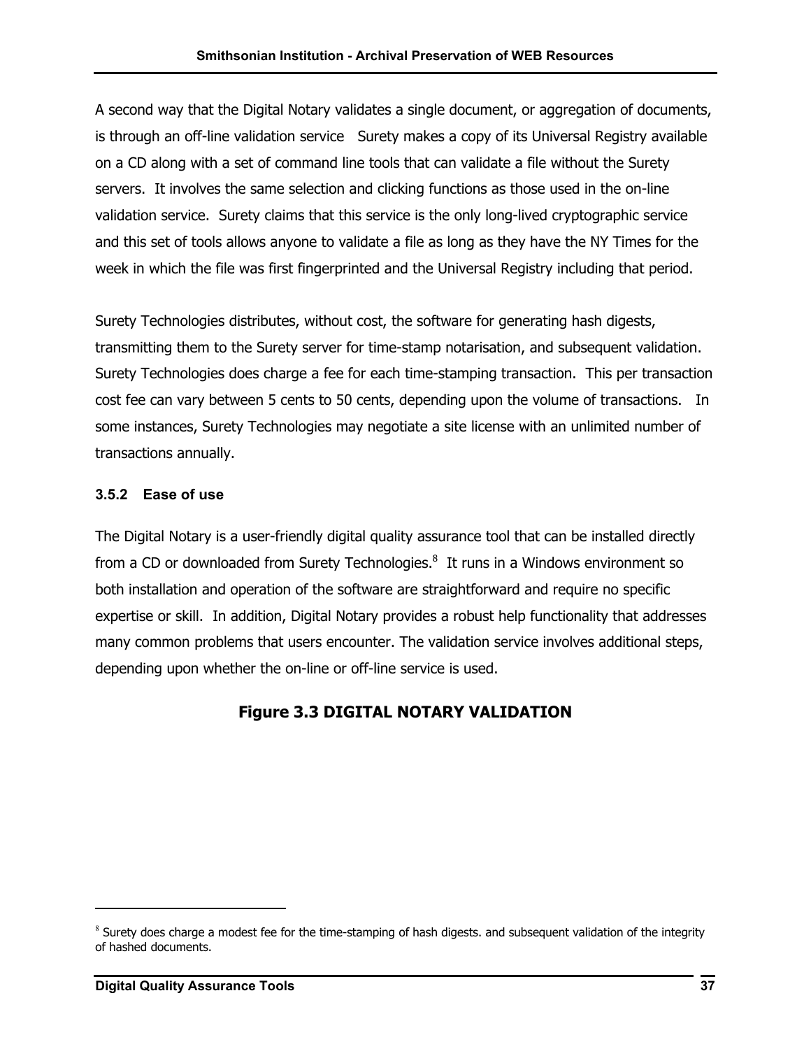A second way that the Digital Notary validates a single document, or aggregation of documents, is through an off-line validation service   Surety makes a copy of its Universal Registry available on a CD along with a set of command line tools that can validate a file without the Surety servers.  It involves the same selection and clicking functions as those used in the on-line validation service.  Surety claims that this service is the only long-lived cryptographic service and this set of tools allows anyone to validate a file as long as they have the NY Times for the week in which the file was first fingerprinted and the Universal Registry including that period.

Surety Technologies distributes, without cost, the software for generating hash digests, transmitting them to the Surety server for time-stamp notarisation, and subsequent validation. Surety Technologies does charge a fee for each time-stamping transaction.  This per transaction cost fee can vary between 5 cents to 50 cents, depending upon the volume of transactions.   In some instances, Surety Technologies may negotiate a site license with an unlimited number of transactions annually.

### 3.5.2 Ease of use

The Digital Notary is a user-friendly digital quality assurance tool that can be installed directly from a CD or downloaded from Surety Technologies.[8]  It runs in a Windows environment so both installation and operation of the software are straightforward and require no specific expertise or skill.  In addition, Digital Notary provides a robust help functionality that addresses many common problems that users encounter. The validation service involves additional steps, depending upon whether the on-line or off-line service is used.

**Figure 3.3 DIGITAL NOTARY VALIDATION**

[8] Surety does charge a modest fee for the time-stamping of hash digests. and subsequent validation of the integrity of hashed documents.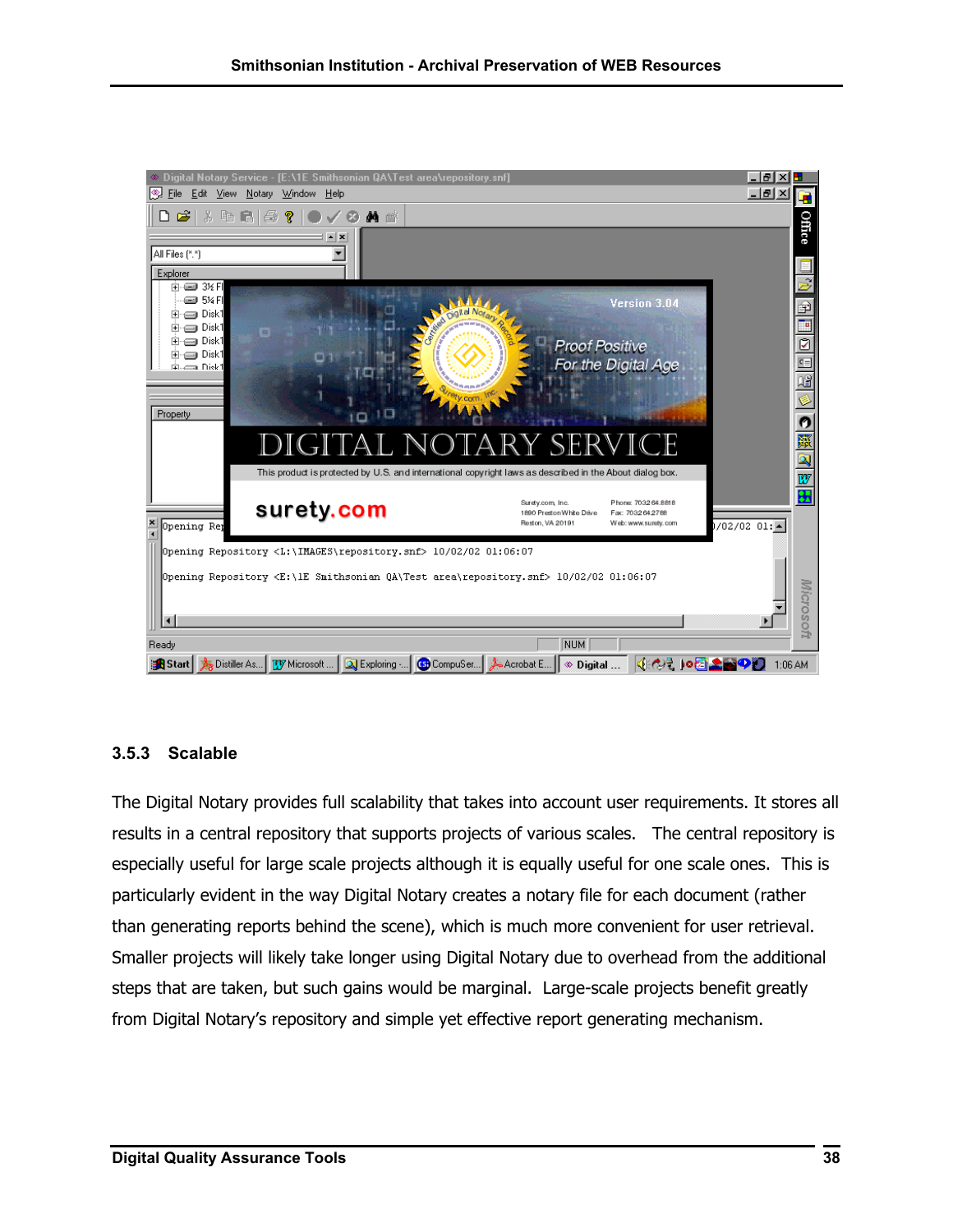### 3.5.3 Scalable

The Digital Notary provides full scalability that takes into account user requirements. It stores all results in a central repository that supports projects of various scales. The central repository is especially useful for large scale projects although it is equally useful for one scale ones. This is particularly evident in the way Digital Notary creates a notary file for each document (rather than generating reports behind the scene), which is much more convenient for user retrieval. Smaller projects will likely take longer using Digital Notary due to overhead from the additional steps that are taken, but such gains would be marginal. Large-scale projects benefit greatly from Digital Notary's repository and simple yet effective report generating mechanism.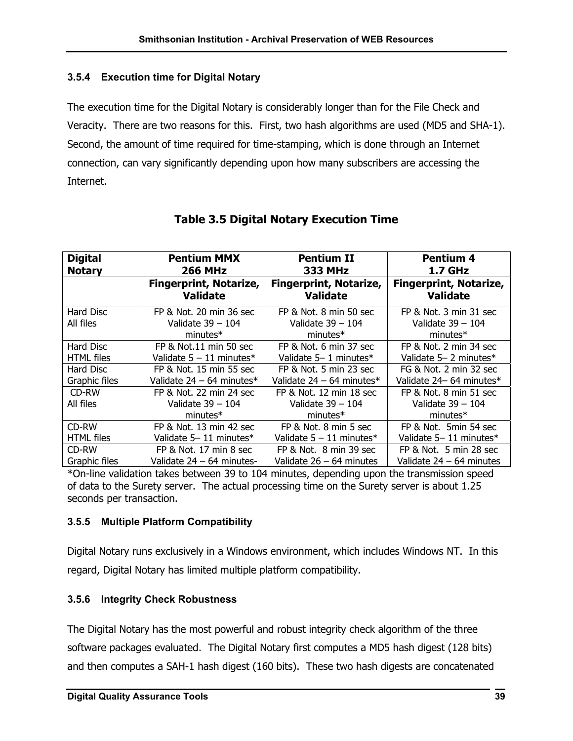### 3.5.4 Execution time for Digital Notary

The execution time for the Digital Notary is considerably longer than for the File Check and Veracity. There are two reasons for this. First, two hash algorithms are used (MD5 and SHA-1). Second, the amount of time required for time-stamping, which is done through an Internet connection, can vary significantly depending upon how many subscribers are accessing the Internet.

**Table 3.5 Digital Notary Execution Time**

| Digital Notary | Pentium MMX 266 MHz | Pentium II 333 MHz | Pentium 4 1.7 GHz |
|---|---|---|---|
| | Fingerprint, Notarize, Validate | Fingerprint, Notarize, Validate | Fingerprint, Notarize, Validate |
| Hard Disc All files | FP & Not. 20 min 36 sec Validate 39 – 104 minutes* | FP & Not. 8 min 50 sec Validate 39 – 104 minutes* | FP & Not. 3 min 31 sec Validate 39 – 104 minutes* |
| Hard Disc HTML files | FP & Not.11 min 50 sec Validate 5 – 11 minutes* | FP & Not. 6 min 37 sec Validate 5– 1 minutes* | FP & Not. 2 min 34 sec Validate 5– 2 minutes* |
| Hard Disc Graphic files | FP & Not. 15 min 55 sec Validate 24 – 64 minutes* | FP & Not. 5 min 23 sec Validate 24 – 64 minutes* | FG & Not. 2 min 32 sec Validate 24– 64 minutes* |
| CD-RW All files | FP & Not. 22 min 24 sec Validate 39 – 104 minutes* | FP & Not. 12 min 18 sec Validate 39 – 104 minutes* | FP & Not. 8 min 51 sec Validate 39 – 104 minutes* |
| CD-RW HTML files | FP & Not. 13 min 42 sec Validate 5– 11 minutes* | FP & Not. 8 min 5 sec Validate 5 – 11 minutes* | FP & Not. 5min 54 sec Validate 5– 11 minutes* |
| CD-RW Graphic files | FP & Not. 17 min 8 sec Validate 24 – 64 minutes- | FP & Not. 8 min 39 sec Validate 26 – 64 minutes | FP & Not. 5 min 28 sec Validate 24 – 64 minutes |

*On-line validation takes between 39 to 104 minutes, depending upon the transmission speed of data to the Surety server. The actual processing time on the Surety server is about 1.25 seconds per transaction.

### 3.5.5 Multiple Platform Compatibility

Digital Notary runs exclusively in a Windows environment, which includes Windows NT. In this regard, Digital Notary has limited multiple platform compatibility.

### 3.5.6 Integrity Check Robustness

The Digital Notary has the most powerful and robust integrity check algorithm of the three software packages evaluated. The Digital Notary first computes a MD5 hash digest (128 bits) and then computes a SAH-1 hash digest (160 bits). These two hash digests are concatenated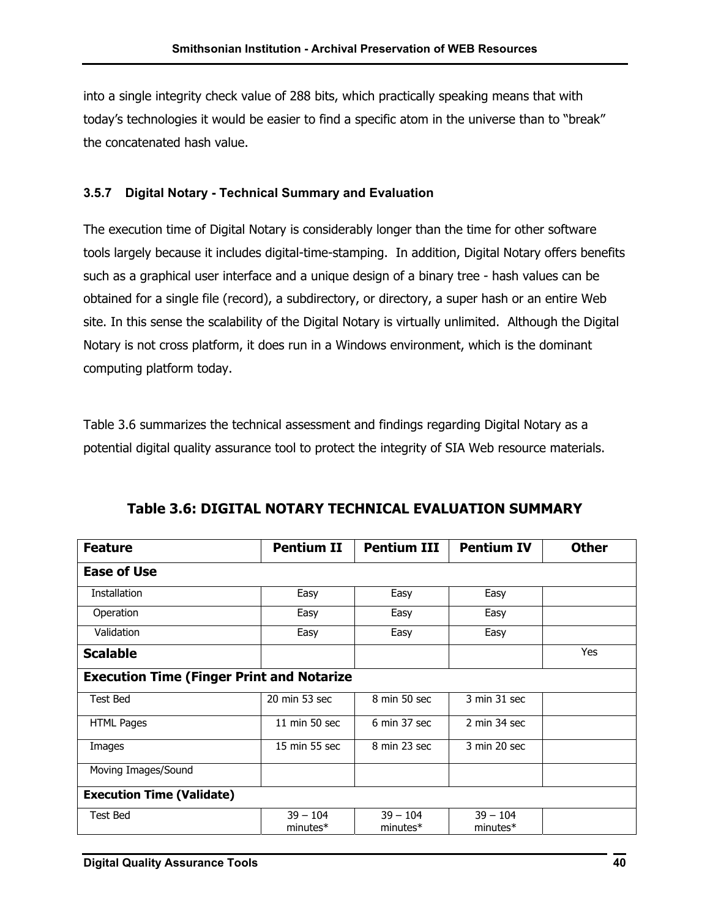into a single integrity check value of 288 bits, which practically speaking means that with today's technologies it would be easier to find a specific atom in the universe than to "break" the concatenated hash value.

### 3.5.7 Digital Notary - Technical Summary and Evaluation

The execution time of Digital Notary is considerably longer than the time for other software tools largely because it includes digital-time-stamping. In addition, Digital Notary offers benefits such as a graphical user interface and a unique design of a binary tree - hash values can be obtained for a single file (record), a subdirectory, or directory, a super hash or an entire Web site. In this sense the scalability of the Digital Notary is virtually unlimited. Although the Digital Notary is not cross platform, it does run in a Windows environment, which is the dominant computing platform today.

Table 3.6 summarizes the technical assessment and findings regarding Digital Notary as a potential digital quality assurance tool to protect the integrity of SIA Web resource materials.

**Table 3.6: DIGITAL NOTARY TECHNICAL EVALUATION SUMMARY**

| Feature | Pentium II | Pentium III | Pentium IV | Other |
|---|---|---|---|---|
| **Ease of Use** | | | | |
| Installation | Easy | Easy | Easy | |
| Operation | Easy | Easy | Easy | |
| Validation | Easy | Easy | Easy | |
| **Scalable** | | | | Yes |
| **Execution Time (Finger Print and Notarize** | | | | |
| Test Bed | 20 min 53 sec | 8 min 50 sec | 3 min 31 sec | |
| HTML Pages | 11 min 50 sec | 6 min 37 sec | 2 min 34 sec | |
| Images | 15 min 55 sec | 8 min 23 sec | 3 min 20 sec | |
| Moving Images/Sound | | | | |
| **Execution Time (Validate)** | | | | |
| Test Bed | 39 – 104 minutes* | 39 – 104 minutes* | 39 – 104 minutes* | |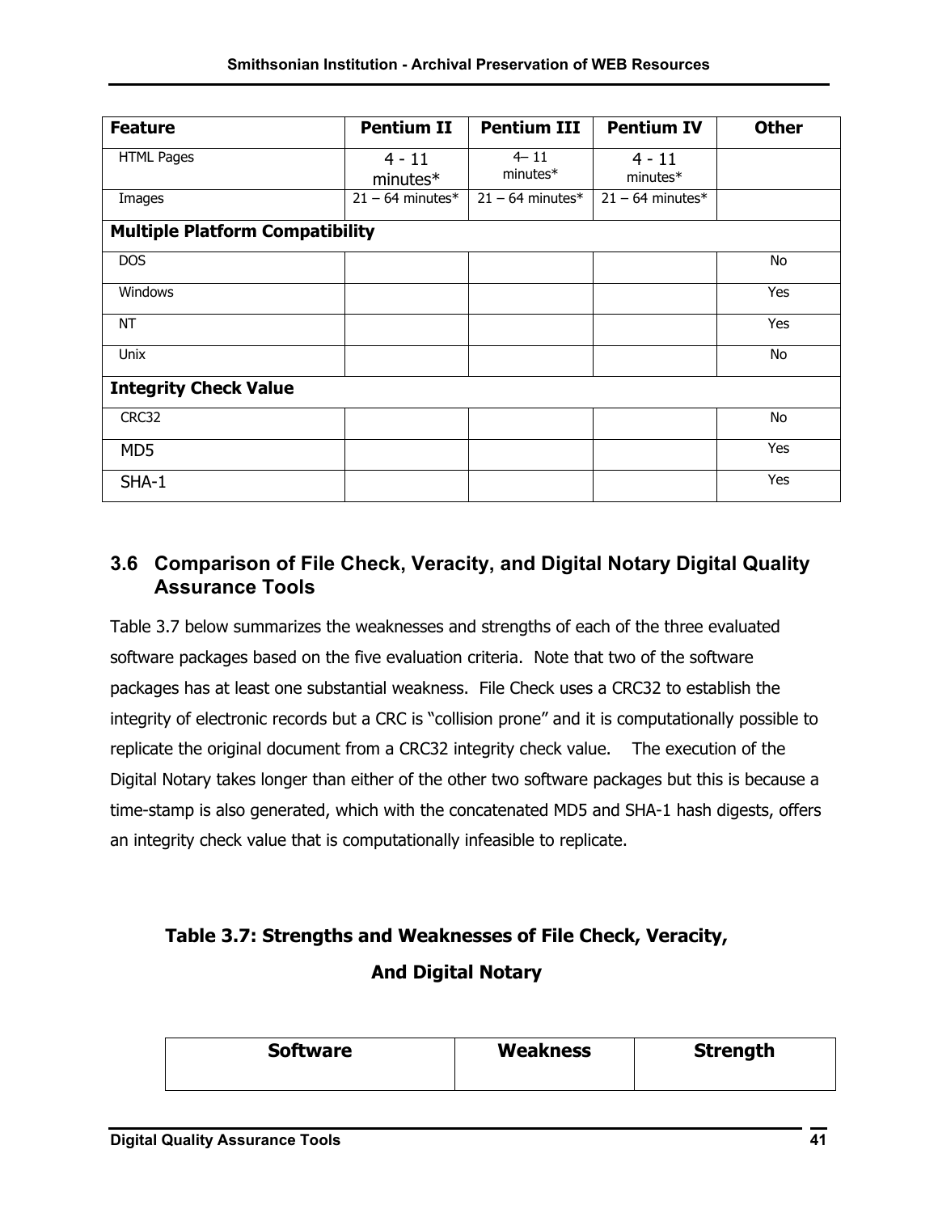| Feature | Pentium II | Pentium III | Pentium IV | Other |
|---|---|---|---|---|
| HTML Pages | 4 - 11 minutes* | 4– 11 minutes* | 4 - 11 minutes* | |
| Images | 21 – 64 minutes* | 21 – 64 minutes* | 21 – 64 minutes* | |
| **Multiple Platform Compatibility** | | | | |
| DOS | | | | No |
| Windows | | | | Yes |
| NT | | | | Yes |
| Unix | | | | No |
| **Integrity Check Value** | | | | |
| CRC32 | | | | No |
| MD5 | | | | Yes |
| SHA-1 | | | | Yes |

## 3.6 Comparison of File Check, Veracity, and Digital Notary Digital Quality Assurance Tools

Table 3.7 below summarizes the weaknesses and strengths of each of the three evaluated software packages based on the five evaluation criteria. Note that two of the software packages has at least one substantial weakness. File Check uses a CRC32 to establish the integrity of electronic records but a CRC is "collision prone" and it is computationally possible to replicate the original document from a CRC32 integrity check value. The execution of the Digital Notary takes longer than either of the other two software packages but this is because a time-stamp is also generated, which with the concatenated MD5 and SHA-1 hash digests, offers an integrity check value that is computationally infeasible to replicate.

**Table 3.7: Strengths and Weaknesses of File Check, Veracity, And Digital Notary**

| Software | Weakness | Strength |
|---|---|---|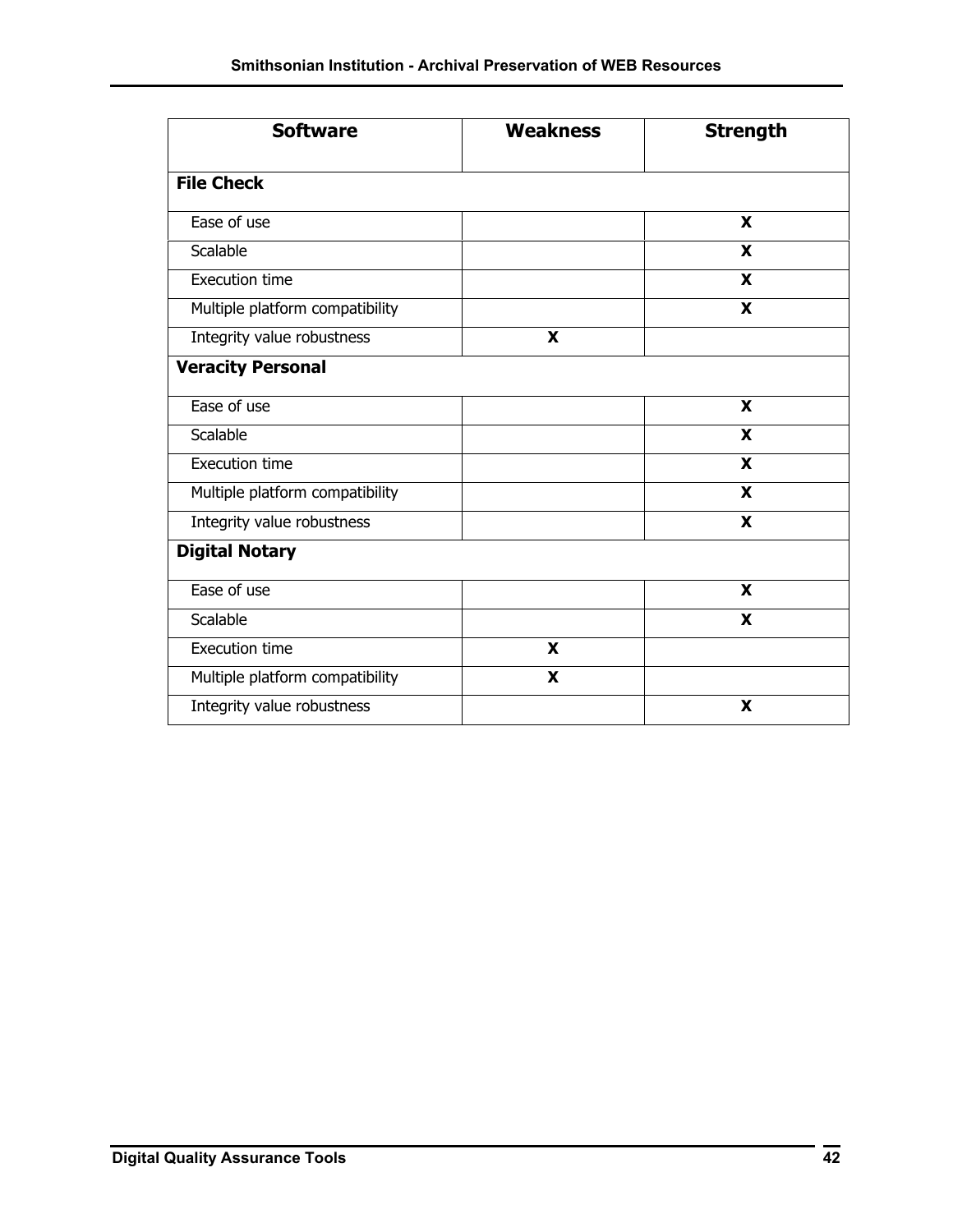| Software | Weakness | Strength |
|---|---|---|
| **File Check** | | |
| Ease of use | | X |
| Scalable | | X |
| Execution time | | X |
| Multiple platform compatibility | | X |
| Integrity value robustness | X | |
| **Veracity Personal** | | |
| Ease of use | | X |
| Scalable | | X |
| Execution time | | X |
| Multiple platform compatibility | | X |
| Integrity value robustness | | X |
| **Digital Notary** | | |
| Ease of use | | X |
| Scalable | | X |
| Execution time | X | |
| Multiple platform compatibility | X | |
| Integrity value robustness | | X |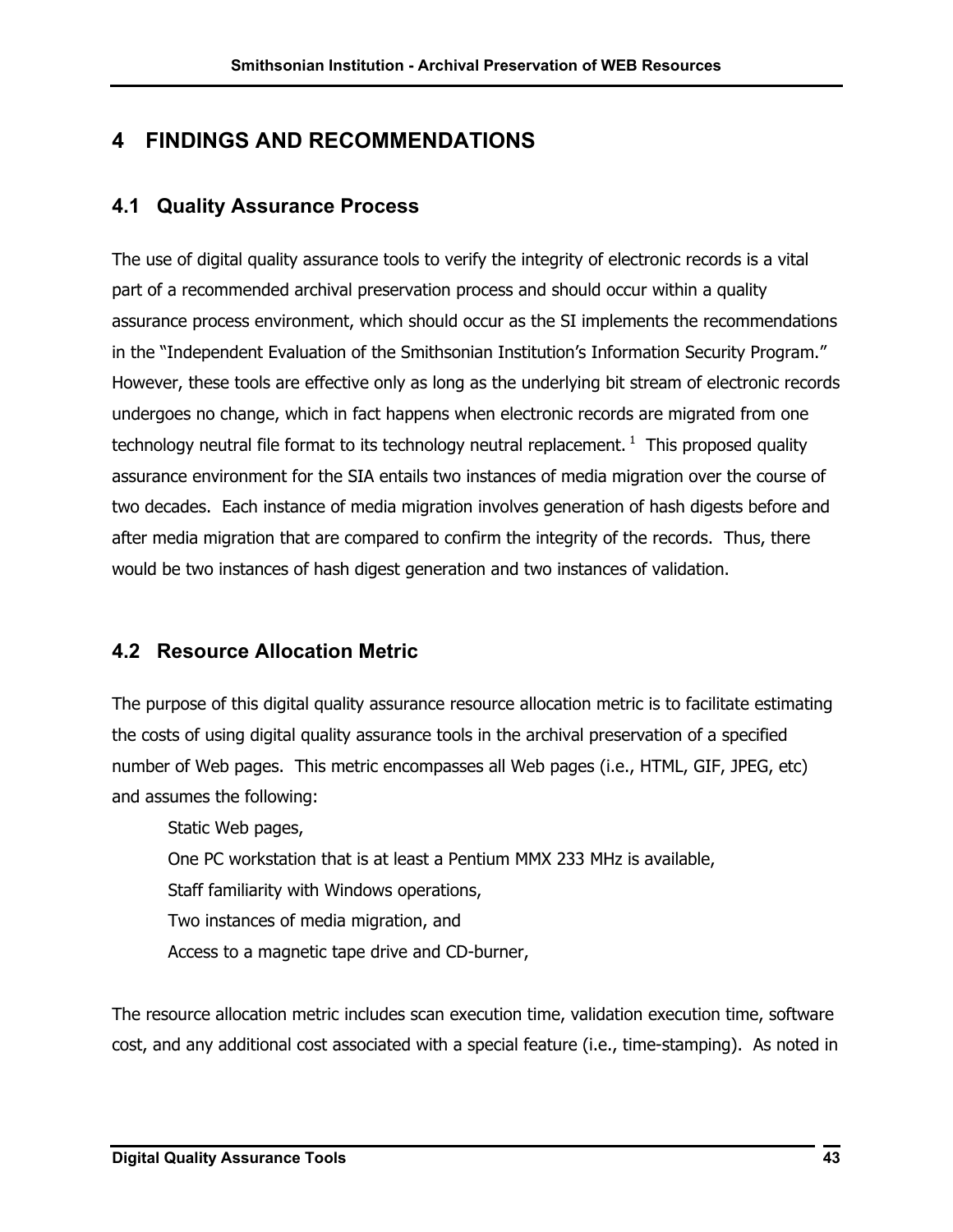# 4 FINDINGS AND RECOMMENDATIONS

## 4.1 Quality Assurance Process

The use of digital quality assurance tools to verify the integrity of electronic records is a vital part of a recommended archival preservation process and should occur within a quality assurance process environment, which should occur as the SI implements the recommendations in the "Independent Evaluation of the Smithsonian Institution's Information Security Program." However, these tools are effective only as long as the underlying bit stream of electronic records undergoes no change, which in fact happens when electronic records are migrated from one technology neutral file format to its technology neutral replacement.[1] This proposed quality assurance environment for the SIA entails two instances of media migration over the course of two decades. Each instance of media migration involves generation of hash digests before and after media migration that are compared to confirm the integrity of the records. Thus, there would be two instances of hash digest generation and two instances of validation.

## 4.2 Resource Allocation Metric

The purpose of this digital quality assurance resource allocation metric is to facilitate estimating the costs of using digital quality assurance tools in the archival preservation of a specified number of Web pages. This metric encompasses all Web pages (i.e., HTML, GIF, JPEG, etc) and assumes the following:

- Static Web pages,
- One PC workstation that is at least a Pentium MMX 233 MHz is available,
- Staff familiarity with Windows operations,
- Two instances of media migration, and
- Access to a magnetic tape drive and CD-burner,

The resource allocation metric includes scan execution time, validation execution time, software cost, and any additional cost associated with a special feature (i.e., time-stamping). As noted in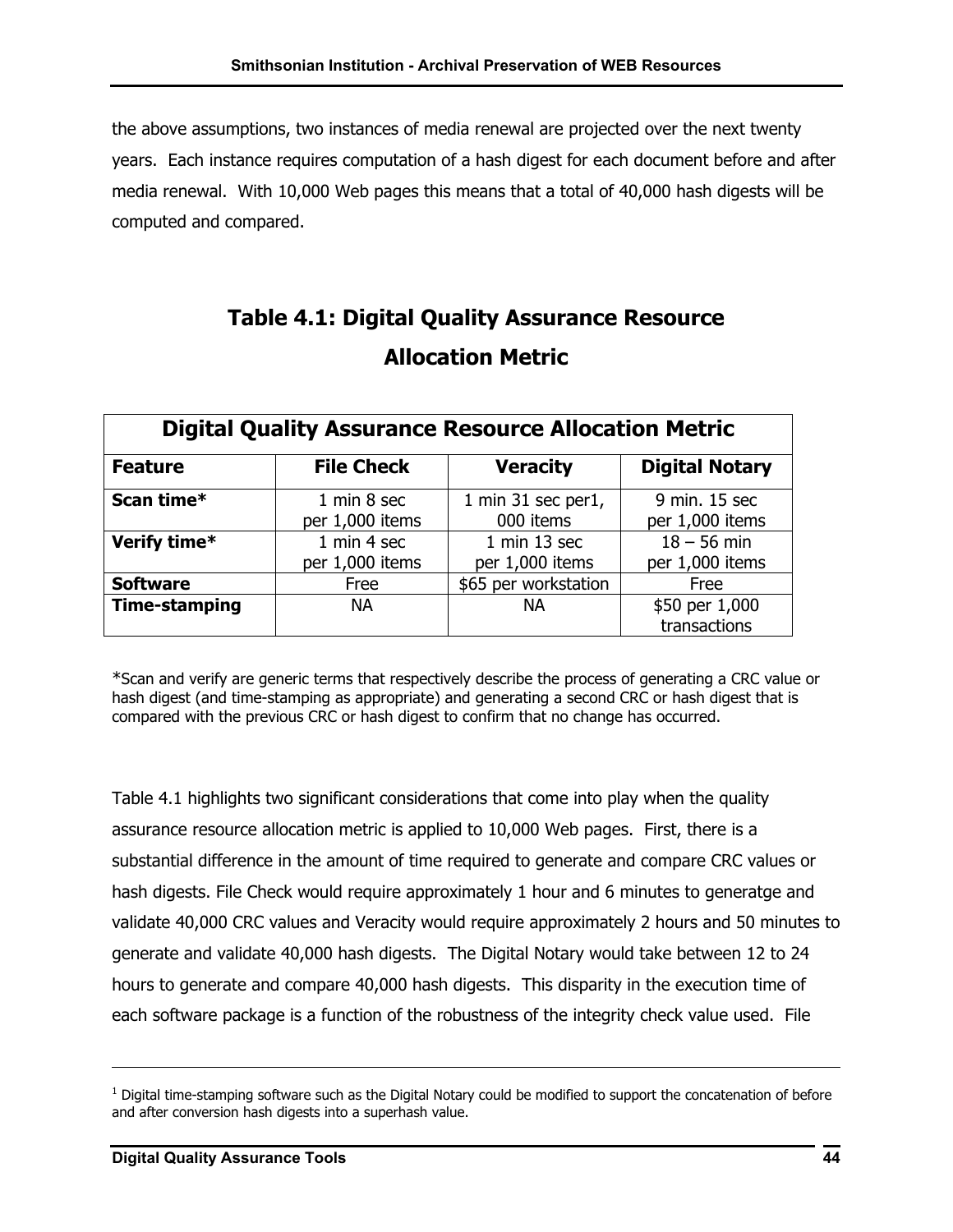the above assumptions, two instances of media renewal are projected over the next twenty years. Each instance requires computation of a hash digest for each document before and after media renewal. With 10,000 Web pages this means that a total of 40,000 hash digests will be computed and compared.

## Table 4.1: Digital Quality Assurance Resource Allocation Metric

| Digital Quality Assurance Resource Allocation Metric | | | |
|---|---|---|---|
| **Feature** | **File Check** | **Veracity** | **Digital Notary** |
| **Scan time*** | 1 min 8 sec per 1,000 items | 1 min 31 sec per1, 000 items | 9 min. 15 sec per 1,000 items |
| **Verify time*** | 1 min 4 sec per 1,000 items | 1 min 13 sec per 1,000 items | 18 – 56 min per 1,000 items |
| **Software** | Free | $65 per workstation | Free |
| **Time-stamping** | NA | NA | $50 per 1,000 transactions |

*Scan and verify are generic terms that respectively describe the process of generating a CRC value or hash digest (and time-stamping as appropriate) and generating a second CRC or hash digest that is compared with the previous CRC or hash digest to confirm that no change has occurred.

Table 4.1 highlights two significant considerations that come into play when the quality assurance resource allocation metric is applied to 10,000 Web pages. First, there is a substantial difference in the amount of time required to generate and compare CRC values or hash digests. File Check would require approximately 1 hour and 6 minutes to generatge and validate 40,000 CRC values and Veracity would require approximately 2 hours and 50 minutes to generate and validate 40,000 hash digests. The Digital Notary would take between 12 to 24 hours to generate and compare 40,000 hash digests. This disparity in the execution time of each software package is a function of the robustness of the integrity check value used. File

---

[1] Digital time-stamping software such as the Digital Notary could be modified to support the concatenation of before and after conversion hash digests into a superhash value.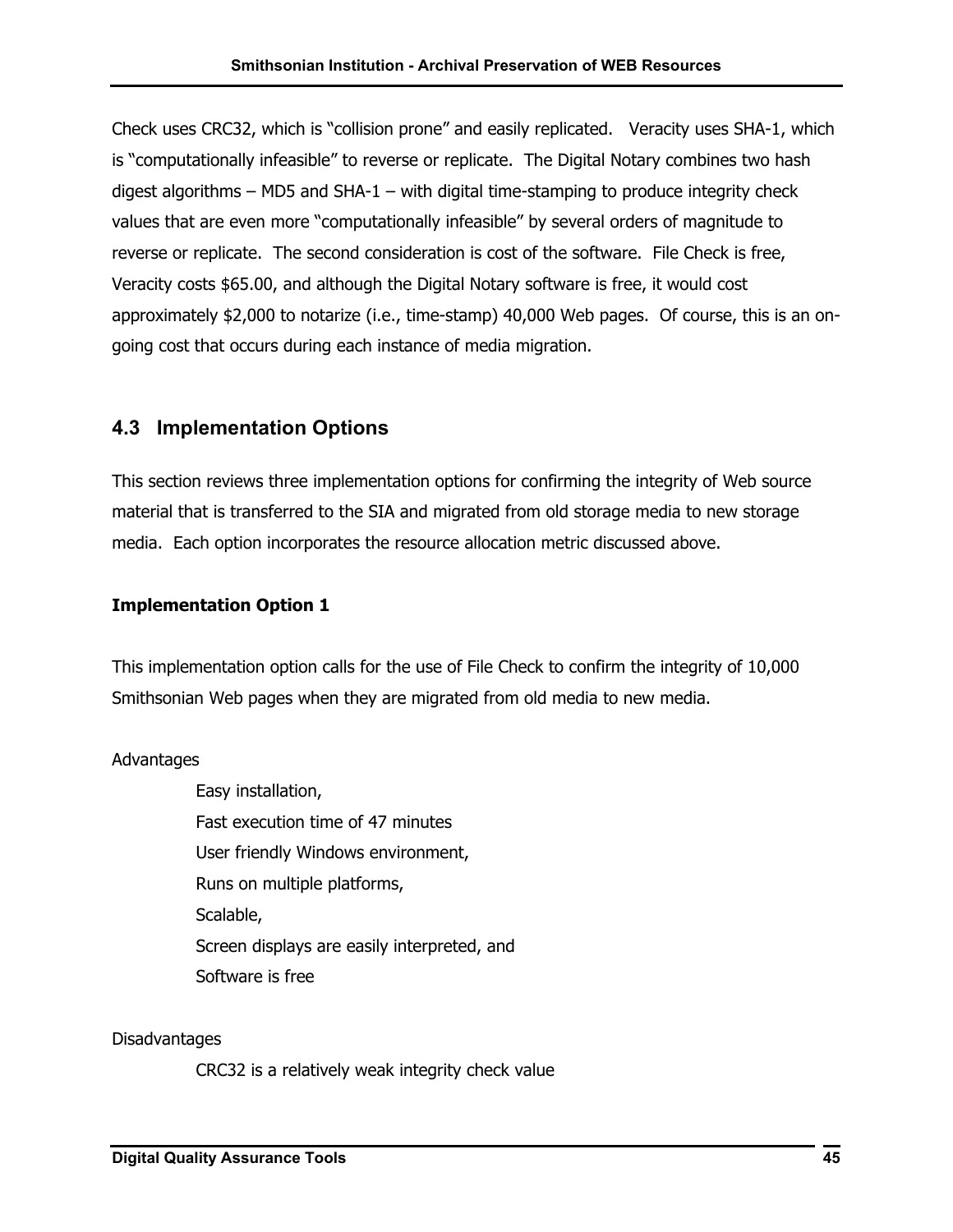Check uses CRC32, which is "collision prone" and easily replicated. Veracity uses SHA-1, which is "computationally infeasible" to reverse or replicate. The Digital Notary combines two hash digest algorithms – MD5 and SHA-1 – with digital time-stamping to produce integrity check values that are even more "computationally infeasible" by several orders of magnitude to reverse or replicate. The second consideration is cost of the software. File Check is free, Veracity costs $65.00, and although the Digital Notary software is free, it would cost approximately $2,000 to notarize (i.e., time-stamp) 40,000 Web pages. Of course, this is an on-going cost that occurs during each instance of media migration.

## 4.3 Implementation Options

This section reviews three implementation options for confirming the integrity of Web source material that is transferred to the SIA and migrated from old storage media to new storage media. Each option incorporates the resource allocation metric discussed above.

**Implementation Option 1**

This implementation option calls for the use of File Check to confirm the integrity of 10,000 Smithsonian Web pages when they are migrated from old media to new media.

Advantages

- Easy installation,
- Fast execution time of 47 minutes
- User friendly Windows environment,
- Runs on multiple platforms,
- Scalable,
- Screen displays are easily interpreted, and
- Software is free

Disadvantages

- CRC32 is a relatively weak integrity check value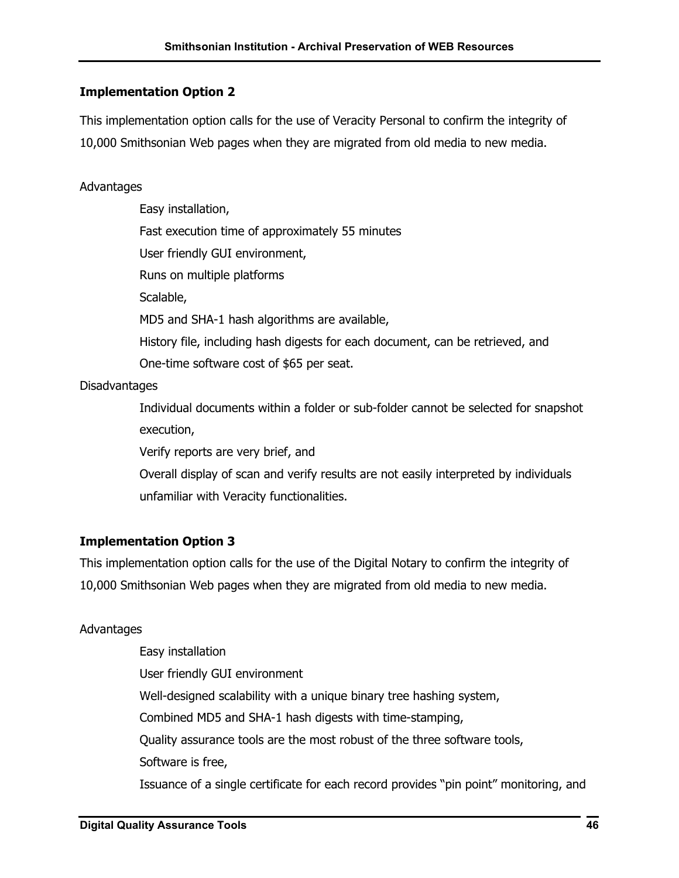**Implementation Option 2**

This implementation option calls for the use of Veracity Personal to confirm the integrity of 10,000 Smithsonian Web pages when they are migrated from old media to new media.

Advantages

- Easy installation,
- Fast execution time of approximately 55 minutes
- User friendly GUI environment,
- Runs on multiple platforms
- Scalable,
- MD5 and SHA-1 hash algorithms are available,
- History file, including hash digests for each document, can be retrieved, and
- One-time software cost of $65 per seat.

Disadvantages

- Individual documents within a folder or sub-folder cannot be selected for snapshot execution,
- Verify reports are very brief, and
- Overall display of scan and verify results are not easily interpreted by individuals unfamiliar with Veracity functionalities.

**Implementation Option 3**

This implementation option calls for the use of the Digital Notary to confirm the integrity of 10,000 Smithsonian Web pages when they are migrated from old media to new media.

Advantages

- Easy installation
- User friendly GUI environment
- Well-designed scalability with a unique binary tree hashing system,
- Combined MD5 and SHA-1 hash digests with time-stamping,
- Quality assurance tools are the most robust of the three software tools,
- Software is free,
- Issuance of a single certificate for each record provides "pin point" monitoring, and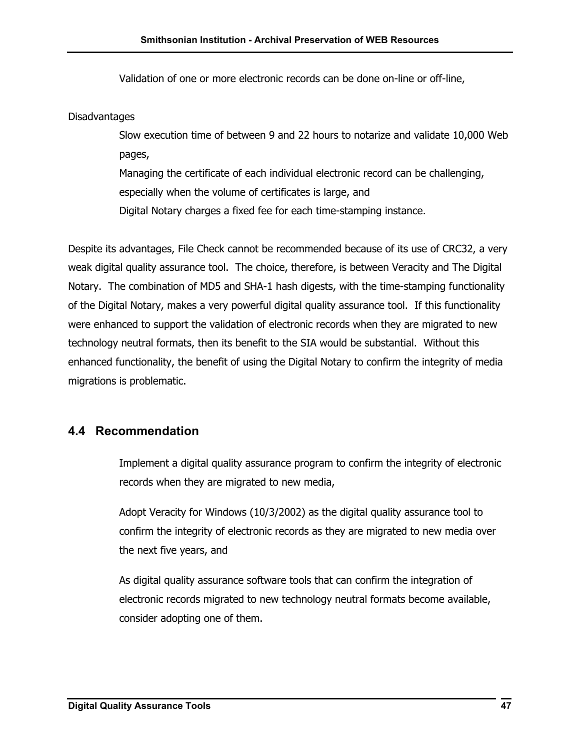Validation of one or more electronic records can be done on-line or off-line,

Disadvantages

Slow execution time of between 9 and 22 hours to notarize and validate 10,000 Web pages,

Managing the certificate of each individual electronic record can be challenging, especially when the volume of certificates is large, and

Digital Notary charges a fixed fee for each time-stamping instance.

Despite its advantages, File Check cannot be recommended because of its use of CRC32, a very weak digital quality assurance tool. The choice, therefore, is between Veracity and The Digital Notary. The combination of MD5 and SHA-1 hash digests, with the time-stamping functionality of the Digital Notary, makes a very powerful digital quality assurance tool. If this functionality were enhanced to support the validation of electronic records when they are migrated to new technology neutral formats, then its benefit to the SIA would be substantial. Without this enhanced functionality, the benefit of using the Digital Notary to confirm the integrity of media migrations is problematic.

## 4.4 Recommendation

Implement a digital quality assurance program to confirm the integrity of electronic records when they are migrated to new media,

Adopt Veracity for Windows (10/3/2002) as the digital quality assurance tool to confirm the integrity of electronic records as they are migrated to new media over the next five years, and

As digital quality assurance software tools that can confirm the integration of electronic records migrated to new technology neutral formats become available, consider adopting one of them.